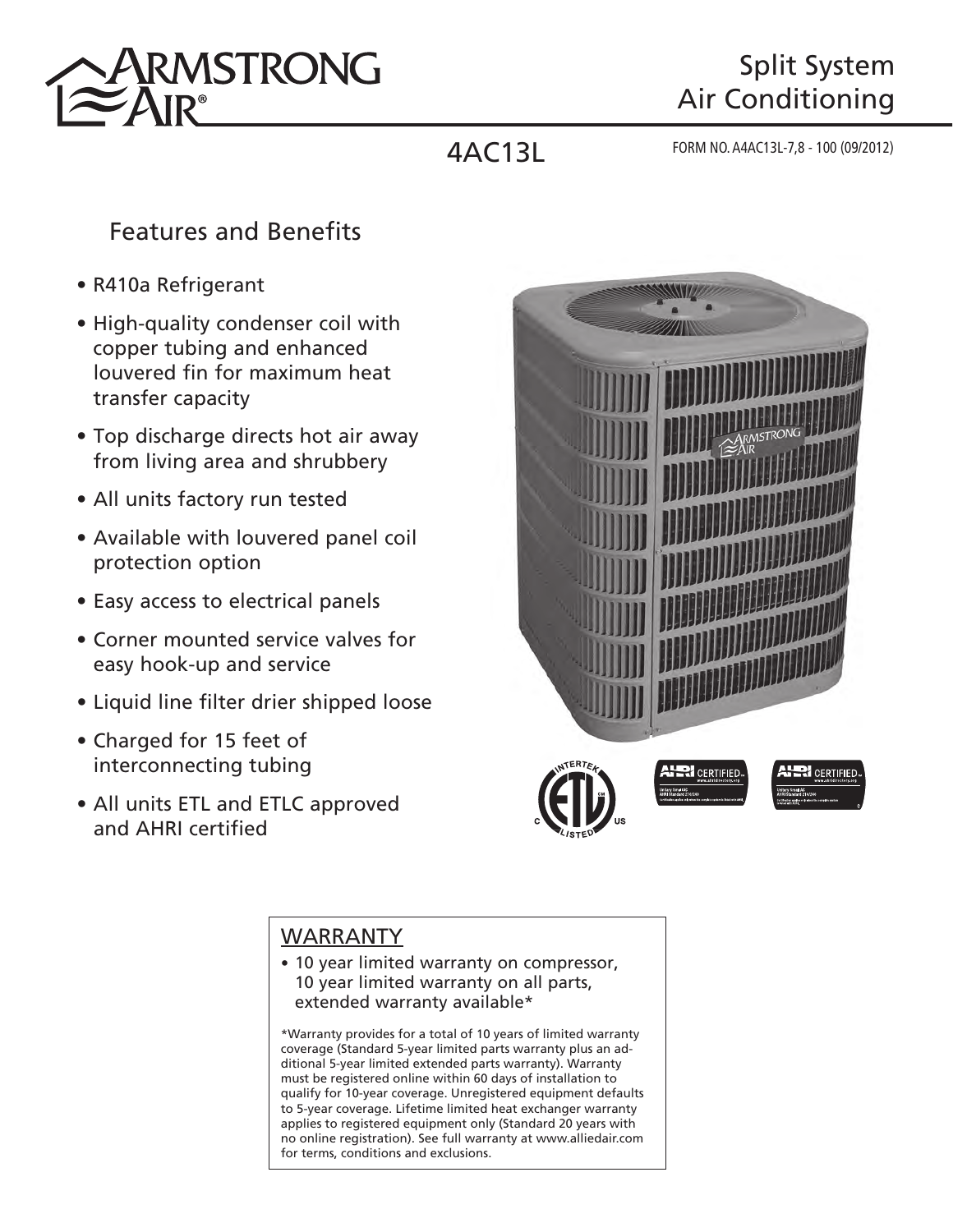# Armstrong Air

## Split System Air Conditioning

4AC13L

FORM NO. A4AC13L-7,8 - 100 (09/2012)

## Features and Benefits

- R410a Refrigerant
- High-quality condenser coil with copper tubing and enhanced louvered fin for maximum heat transfer capacity
- Top discharge directs hot air away from living area and shrubbery
- All units factory run tested
- Available with louvered panel coil protection option
- Easy access to electrical panels
- Corner mounted service valves for easy hook-up and service
- Liquid line filter drier shipped loose
- Charged for 15 feet of interconnecting tubing
- All units ETL and ETLC approved and AHRI certified

## WARRANTY

- 10 year limited warranty on compressor, 10 year limited warranty on all parts, extended warranty available*

*Warranty provides for a total of 10 years of limited warranty coverage (Standard 5-year limited parts warranty plus an additional 5-year limited extended parts warranty). Warranty must be registered online within 60 days of installation to qualify for 10-year coverage. Unregistered equipment defaults to 5-year coverage. Lifetime limited heat exchanger warranty applies to registered equipment only (Standard 20 years with no online registration). See full warranty at www.alliedair.com for terms, conditions and exclusions.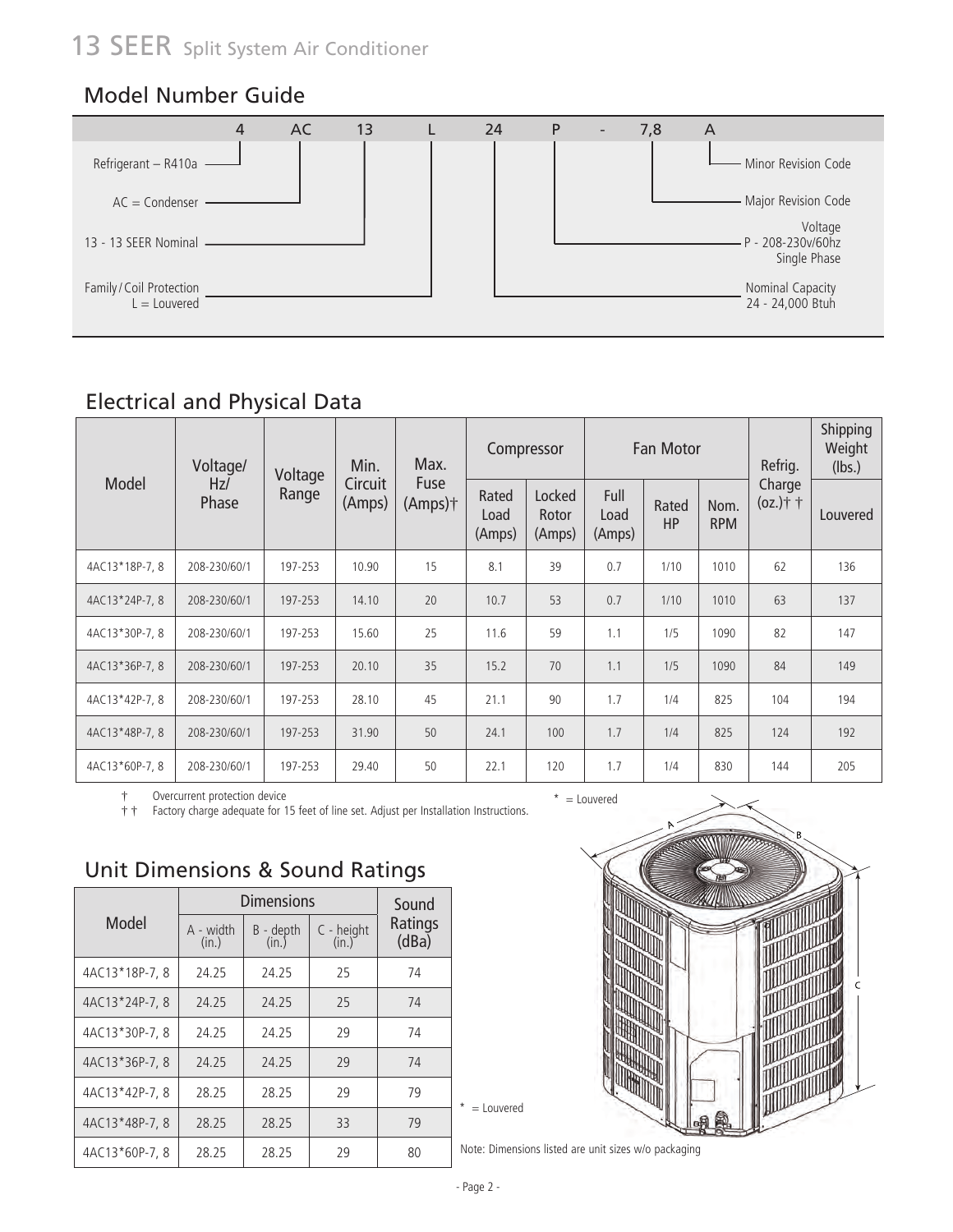# 13 SEER Split System Air Conditioner

## Model Number Guide

| 4 | AC | 13 | L | 24 | P | - | 7,8 | A |
|---|---|---|---|---|---|---|---|---|

- 4 — Refrigerant – R410a
- AC — AC = Condenser
- 13 — 13 - 13 SEER Nominal
- L — Family / Coil Protection L = Louvered
- 24 — Nominal Capacity 24 - 24,000 Btuh
- P — Voltage P - 208-230v/60hz Single Phase
- 7,8 — Major Revision Code
- A — Minor Revision Code

## Electrical and Physical Data

| Model | Voltage/ Hz/ Phase | Voltage Range | Min. Circuit (Amps) | Max. Fuse (Amps)† | Compressor | | Fan Motor | | | Refrig. Charge (oz.)† † | Shipping Weight (lbs.) |
|---|---|---|---|---|---|---|---|---|---|---|---|
| | | | | | Rated Load (Amps) | Locked Rotor (Amps) | Full Load (Amps) | Rated HP | Nom. RPM | | Louvered |
| 4AC13*18P-7, 8 | 208-230/60/1 | 197-253 | 10.90 | 15 | 8.1 | 39 | 0.7 | 1/10 | 1010 | 62 | 136 |
| 4AC13*24P-7, 8 | 208-230/60/1 | 197-253 | 14.10 | 20 | 10.7 | 53 | 0.7 | 1/10 | 1010 | 63 | 137 |
| 4AC13*30P-7, 8 | 208-230/60/1 | 197-253 | 15.60 | 25 | 11.6 | 59 | 1.1 | 1/5 | 1090 | 82 | 147 |
| 4AC13*36P-7, 8 | 208-230/60/1 | 197-253 | 20.10 | 35 | 15.2 | 70 | 1.1 | 1/5 | 1090 | 84 | 149 |
| 4AC13*42P-7, 8 | 208-230/60/1 | 197-253 | 28.10 | 45 | 21.1 | 90 | 1.7 | 1/4 | 825 | 104 | 194 |
| 4AC13*48P-7, 8 | 208-230/60/1 | 197-253 | 31.90 | 50 | 24.1 | 100 | 1.7 | 1/4 | 825 | 124 | 192 |
| 4AC13*60P-7, 8 | 208-230/60/1 | 197-253 | 29.40 | 50 | 22.1 | 120 | 1.7 | 1/4 | 830 | 144 | 205 |

† Overcurrent protection device
† † Factory charge adequate for 15 feet of line set. Adjust per Installation Instructions.

* = Louvered

## Unit Dimensions & Sound Ratings

| Model | Dimensions | | | Sound Ratings (dBa) |
|---|---|---|---|---|
| | A - width (in.) | B - depth (in.) | C - height (in.) | |
| 4AC13*18P-7, 8 | 24.25 | 24.25 | 25 | 74 |
| 4AC13*24P-7, 8 | 24.25 | 24.25 | 25 | 74 |
| 4AC13*30P-7, 8 | 24.25 | 24.25 | 29 | 74 |
| 4AC13*36P-7, 8 | 24.25 | 24.25 | 29 | 74 |
| 4AC13*42P-7, 8 | 28.25 | 28.25 | 29 | 79 |
| 4AC13*48P-7, 8 | 28.25 | 28.25 | 33 | 79 |
| 4AC13*60P-7, 8 | 28.25 | 28.25 | 29 | 80 |

* = Louvered

Note: Dimensions listed are unit sizes w/o packaging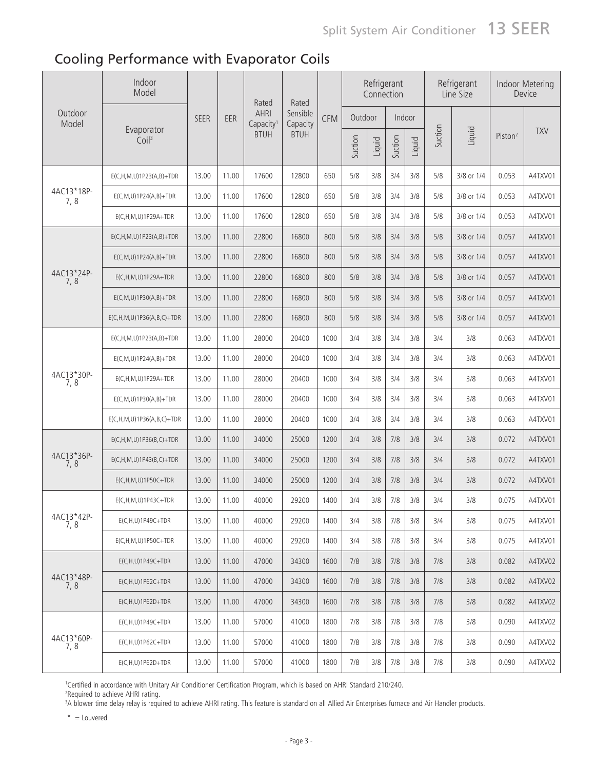## Cooling Performance with Evaporator Coils

| Outdoor Model | Indoor Model | SEER | EER | Rated AHRI Capacity[1] BTUH | Rated Sensible Capacity BTUH | CFM | Refrigerant Connection | | | | Refrigerant Line Size | | Indoor Metering Device | |
|---|---|---|---|---|---|---|---|---|---|---|---|---|---|---|
| | | | | | | | Outdoor | | Indoor | | | | | |
| | Evaporator Coil[3] | | | | | | Suction | Liquid | Suction | Liquid | Suction | Liquid | Piston[2] | TXV |
| 4AC13*18P-7, 8 | E(C,H,M,U)1P23(A,B)+TDR | 13.00 | 11.00 | 17600 | 12800 | 650 | 5/8 | 3/8 | 3/4 | 3/8 | 5/8 | 3/8 or 1/4 | 0.053 | A4TXV01 |
| | E(C,M,U)1P24(A,B)+TDR | 13.00 | 11.00 | 17600 | 12800 | 650 | 5/8 | 3/8 | 3/4 | 3/8 | 5/8 | 3/8 or 1/4 | 0.053 | A4TXV01 |
| | E(C,H,M,U)1P29A+TDR | 13.00 | 11.00 | 17600 | 12800 | 650 | 5/8 | 3/8 | 3/4 | 3/8 | 5/8 | 3/8 or 1/4 | 0.053 | A4TXV01 |
| 4AC13*24P-7, 8 | E(C,H,M,U)1P23(A,B)+TDR | 13.00 | 11.00 | 22800 | 16800 | 800 | 5/8 | 3/8 | 3/4 | 3/8 | 5/8 | 3/8 or 1/4 | 0.057 | A4TXV01 |
| | E(C,M,U)1P24(A,B)+TDR | 13.00 | 11.00 | 22800 | 16800 | 800 | 5/8 | 3/8 | 3/4 | 3/8 | 5/8 | 3/8 or 1/4 | 0.057 | A4TXV01 |
| | E(C,H,M,U)1P29A+TDR | 13.00 | 11.00 | 22800 | 16800 | 800 | 5/8 | 3/8 | 3/4 | 3/8 | 5/8 | 3/8 or 1/4 | 0.057 | A4TXV01 |
| | E(C,M,U)1P30(A,B)+TDR | 13.00 | 11.00 | 22800 | 16800 | 800 | 5/8 | 3/8 | 3/4 | 3/8 | 5/8 | 3/8 or 1/4 | 0.057 | A4TXV01 |
| | E(C,H,M,U)1P36(A,B,C)+TDR | 13.00 | 11.00 | 22800 | 16800 | 800 | 5/8 | 3/8 | 3/4 | 3/8 | 5/8 | 3/8 or 1/4 | 0.057 | A4TXV01 |
| 4AC13*30P-7, 8 | E(C,H,M,U)1P23(A,B)+TDR | 13.00 | 11.00 | 28000 | 20400 | 1000 | 3/4 | 3/8 | 3/4 | 3/8 | 3/4 | 3/8 | 0.063 | A4TXV01 |
| | E(C,M,U)1P24(A,B)+TDR | 13.00 | 11.00 | 28000 | 20400 | 1000 | 3/4 | 3/8 | 3/4 | 3/8 | 3/4 | 3/8 | 0.063 | A4TXV01 |
| | E(C,H,M,U)1P29A+TDR | 13.00 | 11.00 | 28000 | 20400 | 1000 | 3/4 | 3/8 | 3/4 | 3/8 | 3/4 | 3/8 | 0.063 | A4TXV01 |
| | E(C,M,U)1P30(A,B)+TDR | 13.00 | 11.00 | 28000 | 20400 | 1000 | 3/4 | 3/8 | 3/4 | 3/8 | 3/4 | 3/8 | 0.063 | A4TXV01 |
| | E(C,H,M,U)1P36(A,B,C)+TDR | 13.00 | 11.00 | 28000 | 20400 | 1000 | 3/4 | 3/8 | 3/4 | 3/8 | 3/4 | 3/8 | 0.063 | A4TXV01 |
| 4AC13*36P-7, 8 | E(C,H,M,U)1P36(B,C)+TDR | 13.00 | 11.00 | 34000 | 25000 | 1200 | 3/4 | 3/8 | 7/8 | 3/8 | 3/4 | 3/8 | 0.072 | A4TXV01 |
| | E(C,H,M,U)1P43(B,C)+TDR | 13.00 | 11.00 | 34000 | 25000 | 1200 | 3/4 | 3/8 | 7/8 | 3/8 | 3/4 | 3/8 | 0.072 | A4TXV01 |
| | E(C,H,M,U)1P50C+TDR | 13.00 | 11.00 | 34000 | 25000 | 1200 | 3/4 | 3/8 | 7/8 | 3/8 | 3/4 | 3/8 | 0.072 | A4TXV01 |
| 4AC13*42P-7, 8 | E(C,H,M,U)1P43C+TDR | 13.00 | 11.00 | 40000 | 29200 | 1400 | 3/4 | 3/8 | 7/8 | 3/8 | 3/4 | 3/8 | 0.075 | A4TXV01 |
| | E(C,H,U)1P49C+TDR | 13.00 | 11.00 | 40000 | 29200 | 1400 | 3/4 | 3/8 | 7/8 | 3/8 | 3/4 | 3/8 | 0.075 | A4TXV01 |
| | E(C,H,M,U)1P50C+TDR | 13.00 | 11.00 | 40000 | 29200 | 1400 | 3/4 | 3/8 | 7/8 | 3/8 | 3/4 | 3/8 | 0.075 | A4TXV01 |
| 4AC13*48P-7, 8 | E(C,H,U)1P49C+TDR | 13.00 | 11.00 | 47000 | 34300 | 1600 | 7/8 | 3/8 | 7/8 | 3/8 | 7/8 | 3/8 | 0.082 | A4TXV02 |
| | E(C,H,U)1P62C+TDR | 13.00 | 11.00 | 47000 | 34300 | 1600 | 7/8 | 3/8 | 7/8 | 3/8 | 7/8 | 3/8 | 0.082 | A4TXV02 |
| | E(C,H,U)1P62D+TDR | 13.00 | 11.00 | 47000 | 34300 | 1600 | 7/8 | 3/8 | 7/8 | 3/8 | 7/8 | 3/8 | 0.082 | A4TXV02 |
| 4AC13*60P-7, 8 | E(C,H,U)1P49C+TDR | 13.00 | 11.00 | 57000 | 41000 | 1800 | 7/8 | 3/8 | 7/8 | 3/8 | 7/8 | 3/8 | 0.090 | A4TXV02 |
| | E(C,H,U)1P62C+TDR | 13.00 | 11.00 | 57000 | 41000 | 1800 | 7/8 | 3/8 | 7/8 | 3/8 | 7/8 | 3/8 | 0.090 | A4TXV02 |
| | E(C,H,U)1P62D+TDR | 13.00 | 11.00 | 57000 | 41000 | 1800 | 7/8 | 3/8 | 7/8 | 3/8 | 7/8 | 3/8 | 0.090 | A4TXV02 |

[1]Certified in accordance with Unitary Air Conditioner Certification Program, which is based on AHRI Standard 210/240.
[2]Required to achieve AHRI rating.
[3]A blower time delay relay is required to achieve AHRI rating. This feature is standard on all Allied Air Enterprises furnace and Air Handler products.

* = Louvered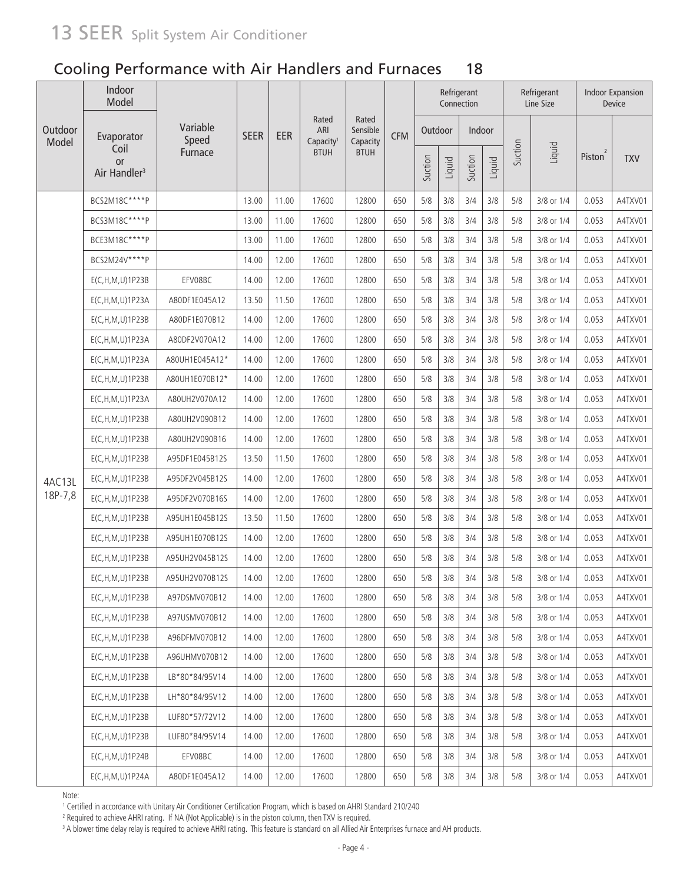# 13 SEER Split System Air Conditioner

## Cooling Performance with Air Handlers and Furnaces 18

| Outdoor Model | Indoor Model | | SEER | EER | Rated ARI Capacity[1] BTUH | Rated Sensible Capacity BTUH | CFM | Refrigerant Connection | | | | Refrigerant Line Size | | Indoor Expansion Device | |
|---|---|---|---|---|---|---|---|---|---|---|---|---|---|---|---|
| | Evaporator Coil or Air Handler[3] | Variable Speed Furnace | | | | | | Outdoor | | Indoor | | Suction | Liquid | Piston[2] | TXV |
| | | | | | | | | Suction | Liquid | Suction | Liquid | | | | |
| 4AC13L 18P-7,8 | BCS2M18C****P | | 13.00 | 11.00 | 17600 | 12800 | 650 | 5/8 | 3/8 | 3/4 | 3/8 | 5/8 | 3/8 or 1/4 | 0.053 | A4TXV01 |
| | BCS3M18C****P | | 13.00 | 11.00 | 17600 | 12800 | 650 | 5/8 | 3/8 | 3/4 | 3/8 | 5/8 | 3/8 or 1/4 | 0.053 | A4TXV01 |
| | BCE3M18C****P | | 13.00 | 11.00 | 17600 | 12800 | 650 | 5/8 | 3/8 | 3/4 | 3/8 | 5/8 | 3/8 or 1/4 | 0.053 | A4TXV01 |
| | BCS2M24V****P | | 14.00 | 12.00 | 17600 | 12800 | 650 | 5/8 | 3/8 | 3/4 | 3/8 | 5/8 | 3/8 or 1/4 | 0.053 | A4TXV01 |
| | E(C,H,M,U)1P23B | EFV08BC | 14.00 | 12.00 | 17600 | 12800 | 650 | 5/8 | 3/8 | 3/4 | 3/8 | 5/8 | 3/8 or 1/4 | 0.053 | A4TXV01 |
| | E(C,H,M,U)1P23A | A80DF1E045A12 | 13.50 | 11.50 | 17600 | 12800 | 650 | 5/8 | 3/8 | 3/4 | 3/8 | 5/8 | 3/8 or 1/4 | 0.053 | A4TXV01 |
| | E(C,H,M,U)1P23B | A80DF1E070B12 | 14.00 | 12.00 | 17600 | 12800 | 650 | 5/8 | 3/8 | 3/4 | 3/8 | 5/8 | 3/8 or 1/4 | 0.053 | A4TXV01 |
| | E(C,H,M,U)1P23A | A80DF2V070A12 | 14.00 | 12.00 | 17600 | 12800 | 650 | 5/8 | 3/8 | 3/4 | 3/8 | 5/8 | 3/8 or 1/4 | 0.053 | A4TXV01 |
| | E(C,H,M,U)1P23A | A80UH1E045A12* | 14.00 | 12.00 | 17600 | 12800 | 650 | 5/8 | 3/8 | 3/4 | 3/8 | 5/8 | 3/8 or 1/4 | 0.053 | A4TXV01 |
| | E(C,H,M,U)1P23B | A80UH1E070B12* | 14.00 | 12.00 | 17600 | 12800 | 650 | 5/8 | 3/8 | 3/4 | 3/8 | 5/8 | 3/8 or 1/4 | 0.053 | A4TXV01 |
| | E(C,H,M,U)1P23A | A80UH2V070A12 | 14.00 | 12.00 | 17600 | 12800 | 650 | 5/8 | 3/8 | 3/4 | 3/8 | 5/8 | 3/8 or 1/4 | 0.053 | A4TXV01 |
| | E(C,H,M,U)1P23B | A80UH2V090B12 | 14.00 | 12.00 | 17600 | 12800 | 650 | 5/8 | 3/8 | 3/4 | 3/8 | 5/8 | 3/8 or 1/4 | 0.053 | A4TXV01 |
| | E(C,H,M,U)1P23B | A80UH2V090B16 | 14.00 | 12.00 | 17600 | 12800 | 650 | 5/8 | 3/8 | 3/4 | 3/8 | 5/8 | 3/8 or 1/4 | 0.053 | A4TXV01 |
| | E(C,H,M,U)1P23B | A95DF1E045B12S | 13.50 | 11.50 | 17600 | 12800 | 650 | 5/8 | 3/8 | 3/4 | 3/8 | 5/8 | 3/8 or 1/4 | 0.053 | A4TXV01 |
| | E(C,H,M,U)1P23B | A95DF2V045B12S | 14.00 | 12.00 | 17600 | 12800 | 650 | 5/8 | 3/8 | 3/4 | 3/8 | 5/8 | 3/8 or 1/4 | 0.053 | A4TXV01 |
| | E(C,H,M,U)1P23B | A95DF2V070B16S | 14.00 | 12.00 | 17600 | 12800 | 650 | 5/8 | 3/8 | 3/4 | 3/8 | 5/8 | 3/8 or 1/4 | 0.053 | A4TXV01 |
| | E(C,H,M,U)1P23B | A95UH1E045B12S | 13.50 | 11.50 | 17600 | 12800 | 650 | 5/8 | 3/8 | 3/4 | 3/8 | 5/8 | 3/8 or 1/4 | 0.053 | A4TXV01 |
| | E(C,H,M,U)1P23B | A95UH1E070B12S | 14.00 | 12.00 | 17600 | 12800 | 650 | 5/8 | 3/8 | 3/4 | 3/8 | 5/8 | 3/8 or 1/4 | 0.053 | A4TXV01 |
| | E(C,H,M,U)1P23B | A95UH2V045B12S | 14.00 | 12.00 | 17600 | 12800 | 650 | 5/8 | 3/8 | 3/4 | 3/8 | 5/8 | 3/8 or 1/4 | 0.053 | A4TXV01 |
| | E(C,H,M,U)1P23B | A95UH2V070B12S | 14.00 | 12.00 | 17600 | 12800 | 650 | 5/8 | 3/8 | 3/4 | 3/8 | 5/8 | 3/8 or 1/4 | 0.053 | A4TXV01 |
| | E(C,H,M,U)1P23B | A97DSMV070B12 | 14.00 | 12.00 | 17600 | 12800 | 650 | 5/8 | 3/8 | 3/4 | 3/8 | 5/8 | 3/8 or 1/4 | 0.053 | A4TXV01 |
| | E(C,H,M,U)1P23B | A97USMV070B12 | 14.00 | 12.00 | 17600 | 12800 | 650 | 5/8 | 3/8 | 3/4 | 3/8 | 5/8 | 3/8 or 1/4 | 0.053 | A4TXV01 |
| | E(C,H,M,U)1P23B | A96DFMV070B12 | 14.00 | 12.00 | 17600 | 12800 | 650 | 5/8 | 3/8 | 3/4 | 3/8 | 5/8 | 3/8 or 1/4 | 0.053 | A4TXV01 |
| | E(C,H,M,U)1P23B | A96UHMV070B12 | 14.00 | 12.00 | 17600 | 12800 | 650 | 5/8 | 3/8 | 3/4 | 3/8 | 5/8 | 3/8 or 1/4 | 0.053 | A4TXV01 |
| | E(C,H,M,U)1P23B | LB*80*84/95V14 | 14.00 | 12.00 | 17600 | 12800 | 650 | 5/8 | 3/8 | 3/4 | 3/8 | 5/8 | 3/8 or 1/4 | 0.053 | A4TXV01 |
| | E(C,H,M,U)1P23B | LH*80*84/95V12 | 14.00 | 12.00 | 17600 | 12800 | 650 | 5/8 | 3/8 | 3/4 | 3/8 | 5/8 | 3/8 or 1/4 | 0.053 | A4TXV01 |
| | E(C,H,M,U)1P23B | LUF80*57/72V12 | 14.00 | 12.00 | 17600 | 12800 | 650 | 5/8 | 3/8 | 3/4 | 3/8 | 5/8 | 3/8 or 1/4 | 0.053 | A4TXV01 |
| | E(C,H,M,U)1P23B | LUF80*84/95V14 | 14.00 | 12.00 | 17600 | 12800 | 650 | 5/8 | 3/8 | 3/4 | 3/8 | 5/8 | 3/8 or 1/4 | 0.053 | A4TXV01 |
| | E(C,H,M,U)1P24B | EFV08BC | 14.00 | 12.00 | 17600 | 12800 | 650 | 5/8 | 3/8 | 3/4 | 3/8 | 5/8 | 3/8 or 1/4 | 0.053 | A4TXV01 |
| | E(C,H,M,U)1P24A | A80DF1E045A12 | 14.00 | 12.00 | 17600 | 12800 | 650 | 5/8 | 3/8 | 3/4 | 3/8 | 5/8 | 3/8 or 1/4 | 0.053 | A4TXV01 |

Note:

[1] Certified in accordance with Unitary Air Conditioner Certification Program, which is based on AHRI Standard 210/240

[2] Required to achieve AHRI rating. If NA (Not Applicable) is in the piston column, then TXV is required.

[3] A blower time delay relay is required to achieve AHRI rating. This feature is standard on all Allied Air Enterprises furnace and AH products.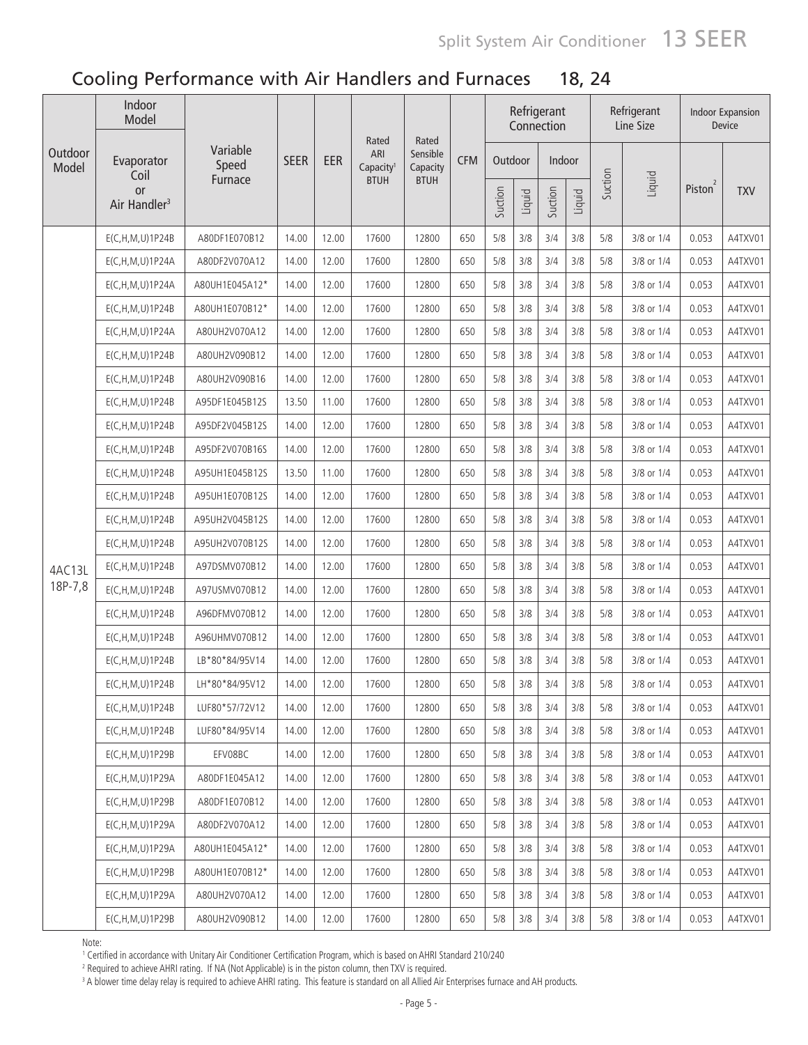## Cooling Performance with Air Handlers and Furnaces 18, 24

| Outdoor Model | Indoor Model | | SEER | EER | Rated ARI Capacity[1] BTUH | Rated Sensible Capacity BTUH | CFM | Refrigerant Connection | | | | Refrigerant Line Size | | Indoor Expansion Device | |
|---|---|---|---|---|---|---|---|---|---|---|---|---|---|---|---|
| | Evaporator Coil or Air Handler[3] | Variable Speed Furnace | | | | | | Outdoor | | Indoor | | Suction | Liquid | Piston[2] | TXV |
| | | | | | | | | Suction | Liquid | Suction | Liquid | | | | |
| 4AC13L 18P-7,8 | E(C,H,M,U)1P24B | A80DF1E070B12 | 14.00 | 12.00 | 17600 | 12800 | 650 | 5/8 | 3/8 | 3/4 | 3/8 | 5/8 | 3/8 or 1/4 | 0.053 | A4TXV01 |
| | E(C,H,M,U)1P24A | A80DF2V070A12 | 14.00 | 12.00 | 17600 | 12800 | 650 | 5/8 | 3/8 | 3/4 | 3/8 | 5/8 | 3/8 or 1/4 | 0.053 | A4TXV01 |
| | E(C,H,M,U)1P24A | A80UH1E045A12* | 14.00 | 12.00 | 17600 | 12800 | 650 | 5/8 | 3/8 | 3/4 | 3/8 | 5/8 | 3/8 or 1/4 | 0.053 | A4TXV01 |
| | E(C,H,M,U)1P24B | A80UH1E070B12* | 14.00 | 12.00 | 17600 | 12800 | 650 | 5/8 | 3/8 | 3/4 | 3/8 | 5/8 | 3/8 or 1/4 | 0.053 | A4TXV01 |
| | E(C,H,M,U)1P24A | A80UH2V070A12 | 14.00 | 12.00 | 17600 | 12800 | 650 | 5/8 | 3/8 | 3/4 | 3/8 | 5/8 | 3/8 or 1/4 | 0.053 | A4TXV01 |
| | E(C,H,M,U)1P24B | A80UH2V090B12 | 14.00 | 12.00 | 17600 | 12800 | 650 | 5/8 | 3/8 | 3/4 | 3/8 | 5/8 | 3/8 or 1/4 | 0.053 | A4TXV01 |
| | E(C,H,M,U)1P24B | A80UH2V090B16 | 14.00 | 12.00 | 17600 | 12800 | 650 | 5/8 | 3/8 | 3/4 | 3/8 | 5/8 | 3/8 or 1/4 | 0.053 | A4TXV01 |
| | E(C,H,M,U)1P24B | A95DF1E045B12S | 13.50 | 11.00 | 17600 | 12800 | 650 | 5/8 | 3/8 | 3/4 | 3/8 | 5/8 | 3/8 or 1/4 | 0.053 | A4TXV01 |
| | E(C,H,M,U)1P24B | A95DF2V045B12S | 14.00 | 12.00 | 17600 | 12800 | 650 | 5/8 | 3/8 | 3/4 | 3/8 | 5/8 | 3/8 or 1/4 | 0.053 | A4TXV01 |
| | E(C,H,M,U)1P24B | A95DF2V070B16S | 14.00 | 12.00 | 17600 | 12800 | 650 | 5/8 | 3/8 | 3/4 | 3/8 | 5/8 | 3/8 or 1/4 | 0.053 | A4TXV01 |
| | E(C,H,M,U)1P24B | A95UH1E045B12S | 13.50 | 11.00 | 17600 | 12800 | 650 | 5/8 | 3/8 | 3/4 | 3/8 | 5/8 | 3/8 or 1/4 | 0.053 | A4TXV01 |
| | E(C,H,M,U)1P24B | A95UH1E070B12S | 14.00 | 12.00 | 17600 | 12800 | 650 | 5/8 | 3/8 | 3/4 | 3/8 | 5/8 | 3/8 or 1/4 | 0.053 | A4TXV01 |
| | E(C,H,M,U)1P24B | A95UH2V045B12S | 14.00 | 12.00 | 17600 | 12800 | 650 | 5/8 | 3/8 | 3/4 | 3/8 | 5/8 | 3/8 or 1/4 | 0.053 | A4TXV01 |
| | E(C,H,M,U)1P24B | A95UH2V070B12S | 14.00 | 12.00 | 17600 | 12800 | 650 | 5/8 | 3/8 | 3/4 | 3/8 | 5/8 | 3/8 or 1/4 | 0.053 | A4TXV01 |
| | E(C,H,M,U)1P24B | A97DSMV070B12 | 14.00 | 12.00 | 17600 | 12800 | 650 | 5/8 | 3/8 | 3/4 | 3/8 | 5/8 | 3/8 or 1/4 | 0.053 | A4TXV01 |
| | E(C,H,M,U)1P24B | A97USMV070B12 | 14.00 | 12.00 | 17600 | 12800 | 650 | 5/8 | 3/8 | 3/4 | 3/8 | 5/8 | 3/8 or 1/4 | 0.053 | A4TXV01 |
| | E(C,H,M,U)1P24B | A96DFMV070B12 | 14.00 | 12.00 | 17600 | 12800 | 650 | 5/8 | 3/8 | 3/4 | 3/8 | 5/8 | 3/8 or 1/4 | 0.053 | A4TXV01 |
| | E(C,H,M,U)1P24B | A96UHMV070B12 | 14.00 | 12.00 | 17600 | 12800 | 650 | 5/8 | 3/8 | 3/4 | 3/8 | 5/8 | 3/8 or 1/4 | 0.053 | A4TXV01 |
| | E(C,H,M,U)1P24B | LB*80*84/95V14 | 14.00 | 12.00 | 17600 | 12800 | 650 | 5/8 | 3/8 | 3/4 | 3/8 | 5/8 | 3/8 or 1/4 | 0.053 | A4TXV01 |
| | E(C,H,M,U)1P24B | LH*80*84/95V12 | 14.00 | 12.00 | 17600 | 12800 | 650 | 5/8 | 3/8 | 3/4 | 3/8 | 5/8 | 3/8 or 1/4 | 0.053 | A4TXV01 |
| | E(C,H,M,U)1P24B | LUF80*57/72V12 | 14.00 | 12.00 | 17600 | 12800 | 650 | 5/8 | 3/8 | 3/4 | 3/8 | 5/8 | 3/8 or 1/4 | 0.053 | A4TXV01 |
| | E(C,H,M,U)1P24B | LUF80*84/95V14 | 14.00 | 12.00 | 17600 | 12800 | 650 | 5/8 | 3/8 | 3/4 | 3/8 | 5/8 | 3/8 or 1/4 | 0.053 | A4TXV01 |
| | E(C,H,M,U)1P29B | EFV08BC | 14.00 | 12.00 | 17600 | 12800 | 650 | 5/8 | 3/8 | 3/4 | 3/8 | 5/8 | 3/8 or 1/4 | 0.053 | A4TXV01 |
| | E(C,H,M,U)1P29A | A80DF1E045A12 | 14.00 | 12.00 | 17600 | 12800 | 650 | 5/8 | 3/8 | 3/4 | 3/8 | 5/8 | 3/8 or 1/4 | 0.053 | A4TXV01 |
| | E(C,H,M,U)1P29B | A80DF1E070B12 | 14.00 | 12.00 | 17600 | 12800 | 650 | 5/8 | 3/8 | 3/4 | 3/8 | 5/8 | 3/8 or 1/4 | 0.053 | A4TXV01 |
| | E(C,H,M,U)1P29A | A80DF2V070A12 | 14.00 | 12.00 | 17600 | 12800 | 650 | 5/8 | 3/8 | 3/4 | 3/8 | 5/8 | 3/8 or 1/4 | 0.053 | A4TXV01 |
| | E(C,H,M,U)1P29A | A80UH1E045A12* | 14.00 | 12.00 | 17600 | 12800 | 650 | 5/8 | 3/8 | 3/4 | 3/8 | 5/8 | 3/8 or 1/4 | 0.053 | A4TXV01 |
| | E(C,H,M,U)1P29B | A80UH1E070B12* | 14.00 | 12.00 | 17600 | 12800 | 650 | 5/8 | 3/8 | 3/4 | 3/8 | 5/8 | 3/8 or 1/4 | 0.053 | A4TXV01 |
| | E(C,H,M,U)1P29A | A80UH2V070A12 | 14.00 | 12.00 | 17600 | 12800 | 650 | 5/8 | 3/8 | 3/4 | 3/8 | 5/8 | 3/8 or 1/4 | 0.053 | A4TXV01 |
| | E(C,H,M,U)1P29B | A80UH2V090B12 | 14.00 | 12.00 | 17600 | 12800 | 650 | 5/8 | 3/8 | 3/4 | 3/8 | 5/8 | 3/8 or 1/4 | 0.053 | A4TXV01 |

Note:

[1] Certified in accordance with Unitary Air Conditioner Certification Program, which is based on AHRI Standard 210/240

[2] Required to achieve AHRI rating. If NA (Not Applicable) is in the piston column, then TXV is required.

[3] A blower time delay relay is required to achieve AHRI rating. This feature is standard on all Allied Air Enterprises furnace and AH products.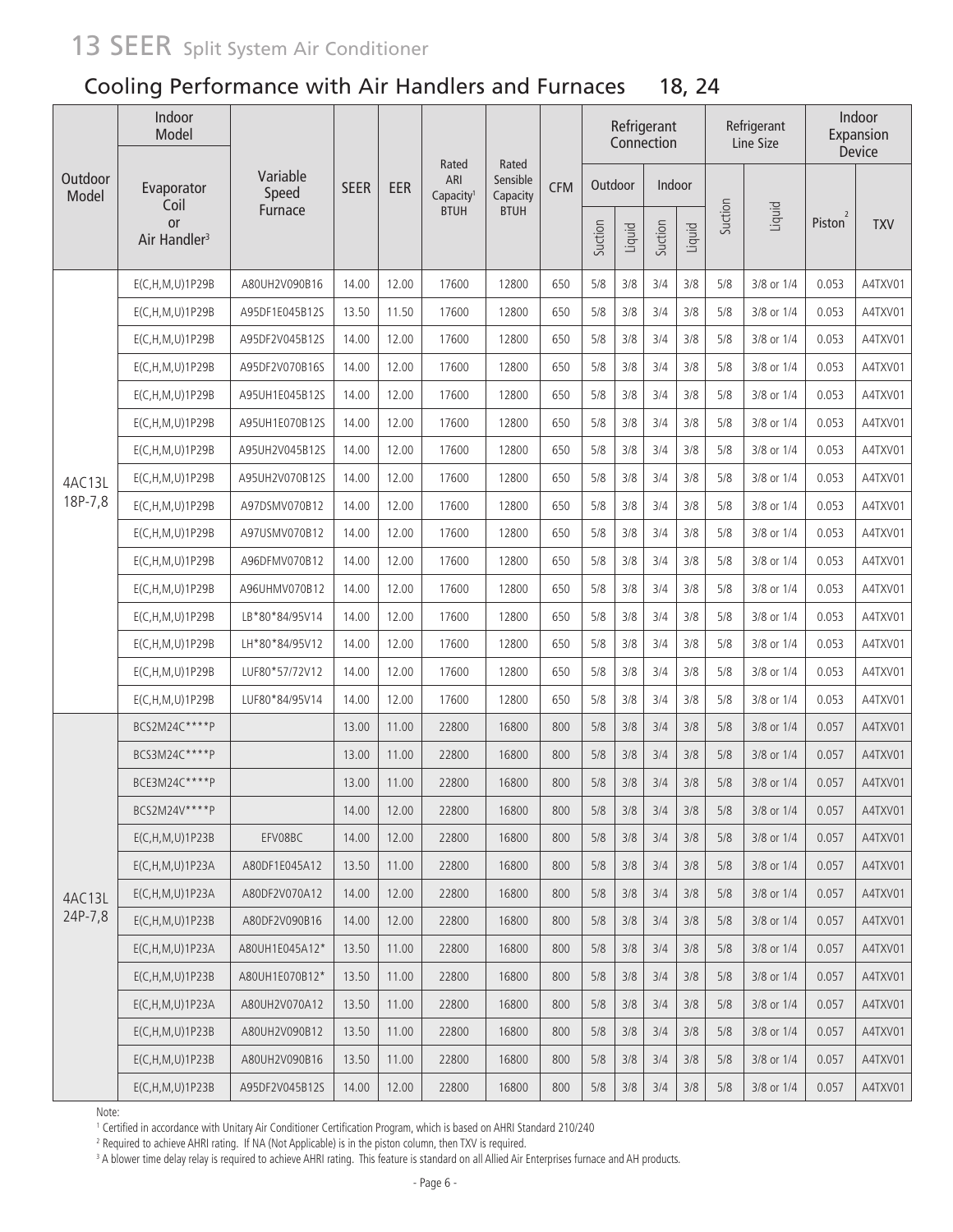# 13 SEER Split System Air Conditioner

## Cooling Performance with Air Handlers and Furnaces 18, 24

| Outdoor Model | Indoor Model | | SEER | EER | Rated ARI Capacity[1] BTUH | Rated Sensible Capacity BTUH | CFM | Refrigerant Connection | | | | Refrigerant Line Size | | Indoor Expansion Device | |
|---|---|---|---|---|---|---|---|---|---|---|---|---|---|---|---|
| | Evaporator Coil or Air Handler[3] | Variable Speed Furnace | | | | | | Outdoor | | Indoor | | Suction | Liquid | Piston[2] | TXV |
| | | | | | | | | Suction | Liquid | Suction | Liquid | | | | |
| 4AC13L 18P-7,8 | E(C,H,M,U)1P29B | A80UH2V090B16 | 14.00 | 12.00 | 17600 | 12800 | 650 | 5/8 | 3/8 | 3/4 | 3/8 | 5/8 | 3/8 or 1/4 | 0.053 | A4TXV01 |
| | E(C,H,M,U)1P29B | A95DF1E045B12S | 13.50 | 11.50 | 17600 | 12800 | 650 | 5/8 | 3/8 | 3/4 | 3/8 | 5/8 | 3/8 or 1/4 | 0.053 | A4TXV01 |
| | E(C,H,M,U)1P29B | A95DF2V045B12S | 14.00 | 12.00 | 17600 | 12800 | 650 | 5/8 | 3/8 | 3/4 | 3/8 | 5/8 | 3/8 or 1/4 | 0.053 | A4TXV01 |
| | E(C,H,M,U)1P29B | A95DF2V070B16S | 14.00 | 12.00 | 17600 | 12800 | 650 | 5/8 | 3/8 | 3/4 | 3/8 | 5/8 | 3/8 or 1/4 | 0.053 | A4TXV01 |
| | E(C,H,M,U)1P29B | A95UH1E045B12S | 14.00 | 12.00 | 17600 | 12800 | 650 | 5/8 | 3/8 | 3/4 | 3/8 | 5/8 | 3/8 or 1/4 | 0.053 | A4TXV01 |
| | E(C,H,M,U)1P29B | A95UH1E070B12S | 14.00 | 12.00 | 17600 | 12800 | 650 | 5/8 | 3/8 | 3/4 | 3/8 | 5/8 | 3/8 or 1/4 | 0.053 | A4TXV01 |
| | E(C,H,M,U)1P29B | A95UH2V045B12S | 14.00 | 12.00 | 17600 | 12800 | 650 | 5/8 | 3/8 | 3/4 | 3/8 | 5/8 | 3/8 or 1/4 | 0.053 | A4TXV01 |
| | E(C,H,M,U)1P29B | A95UH2V070B12S | 14.00 | 12.00 | 17600 | 12800 | 650 | 5/8 | 3/8 | 3/4 | 3/8 | 5/8 | 3/8 or 1/4 | 0.053 | A4TXV01 |
| | E(C,H,M,U)1P29B | A97DSMV070B12 | 14.00 | 12.00 | 17600 | 12800 | 650 | 5/8 | 3/8 | 3/4 | 3/8 | 5/8 | 3/8 or 1/4 | 0.053 | A4TXV01 |
| | E(C,H,M,U)1P29B | A97USMV070B12 | 14.00 | 12.00 | 17600 | 12800 | 650 | 5/8 | 3/8 | 3/4 | 3/8 | 5/8 | 3/8 or 1/4 | 0.053 | A4TXV01 |
| | E(C,H,M,U)1P29B | A96DFMV070B12 | 14.00 | 12.00 | 17600 | 12800 | 650 | 5/8 | 3/8 | 3/4 | 3/8 | 5/8 | 3/8 or 1/4 | 0.053 | A4TXV01 |
| | E(C,H,M,U)1P29B | A96UHMV070B12 | 14.00 | 12.00 | 17600 | 12800 | 650 | 5/8 | 3/8 | 3/4 | 3/8 | 5/8 | 3/8 or 1/4 | 0.053 | A4TXV01 |
| | E(C,H,M,U)1P29B | LB*80*84/95V14 | 14.00 | 12.00 | 17600 | 12800 | 650 | 5/8 | 3/8 | 3/4 | 3/8 | 5/8 | 3/8 or 1/4 | 0.053 | A4TXV01 |
| | E(C,H,M,U)1P29B | LH*80*84/95V12 | 14.00 | 12.00 | 17600 | 12800 | 650 | 5/8 | 3/8 | 3/4 | 3/8 | 5/8 | 3/8 or 1/4 | 0.053 | A4TXV01 |
| | E(C,H,M,U)1P29B | LUF80*57/72V12 | 14.00 | 12.00 | 17600 | 12800 | 650 | 5/8 | 3/8 | 3/4 | 3/8 | 5/8 | 3/8 or 1/4 | 0.053 | A4TXV01 |
| | E(C,H,M,U)1P29B | LUF80*84/95V14 | 14.00 | 12.00 | 17600 | 12800 | 650 | 5/8 | 3/8 | 3/4 | 3/8 | 5/8 | 3/8 or 1/4 | 0.053 | A4TXV01 |
| 4AC13L 24P-7,8 | BCS2M24C****P | | 13.00 | 11.00 | 22800 | 16800 | 800 | 5/8 | 3/8 | 3/4 | 3/8 | 5/8 | 3/8 or 1/4 | 0.057 | A4TXV01 |
| | BCS3M24C****P | | 13.00 | 11.00 | 22800 | 16800 | 800 | 5/8 | 3/8 | 3/4 | 3/8 | 5/8 | 3/8 or 1/4 | 0.057 | A4TXV01 |
| | BCE3M24C****P | | 13.00 | 11.00 | 22800 | 16800 | 800 | 5/8 | 3/8 | 3/4 | 3/8 | 5/8 | 3/8 or 1/4 | 0.057 | A4TXV01 |
| | BCS2M24V****P | | 14.00 | 12.00 | 22800 | 16800 | 800 | 5/8 | 3/8 | 3/4 | 3/8 | 5/8 | 3/8 or 1/4 | 0.057 | A4TXV01 |
| | E(C,H,M,U)1P23B | EFV08BC | 14.00 | 12.00 | 22800 | 16800 | 800 | 5/8 | 3/8 | 3/4 | 3/8 | 5/8 | 3/8 or 1/4 | 0.057 | A4TXV01 |
| | E(C,H,M,U)1P23A | A80DF1E045A12 | 13.50 | 11.00 | 22800 | 16800 | 800 | 5/8 | 3/8 | 3/4 | 3/8 | 5/8 | 3/8 or 1/4 | 0.057 | A4TXV01 |
| | E(C,H,M,U)1P23A | A80DF2V070A12 | 14.00 | 12.00 | 22800 | 16800 | 800 | 5/8 | 3/8 | 3/4 | 3/8 | 5/8 | 3/8 or 1/4 | 0.057 | A4TXV01 |
| | E(C,H,M,U)1P23B | A80DF2V090B16 | 14.00 | 12.00 | 22800 | 16800 | 800 | 5/8 | 3/8 | 3/4 | 3/8 | 5/8 | 3/8 or 1/4 | 0.057 | A4TXV01 |
| | E(C,H,M,U)1P23A | A80UH1E045A12* | 13.50 | 11.00 | 22800 | 16800 | 800 | 5/8 | 3/8 | 3/4 | 3/8 | 5/8 | 3/8 or 1/4 | 0.057 | A4TXV01 |
| | E(C,H,M,U)1P23B | A80UH1E070B12* | 13.50 | 11.00 | 22800 | 16800 | 800 | 5/8 | 3/8 | 3/4 | 3/8 | 5/8 | 3/8 or 1/4 | 0.057 | A4TXV01 |
| | E(C,H,M,U)1P23A | A80UH2V070A12 | 13.50 | 11.00 | 22800 | 16800 | 800 | 5/8 | 3/8 | 3/4 | 3/8 | 5/8 | 3/8 or 1/4 | 0.057 | A4TXV01 |
| | E(C,H,M,U)1P23B | A80UH2V090B12 | 13.50 | 11.00 | 22800 | 16800 | 800 | 5/8 | 3/8 | 3/4 | 3/8 | 5/8 | 3/8 or 1/4 | 0.057 | A4TXV01 |
| | E(C,H,M,U)1P23B | A80UH2V090B16 | 13.50 | 11.00 | 22800 | 16800 | 800 | 5/8 | 3/8 | 3/4 | 3/8 | 5/8 | 3/8 or 1/4 | 0.057 | A4TXV01 |
| | E(C,H,M,U)1P23B | A95DF2V045B12S | 14.00 | 12.00 | 22800 | 16800 | 800 | 5/8 | 3/8 | 3/4 | 3/8 | 5/8 | 3/8 or 1/4 | 0.057 | A4TXV01 |

Note:

[1] Certified in accordance with Unitary Air Conditioner Certification Program, which is based on AHRI Standard 210/240

[2] Required to achieve AHRI rating. If NA (Not Applicable) is in the piston column, then TXV is required.

[3] A blower time delay relay is required to achieve AHRI rating. This feature is standard on all Allied Air Enterprises furnace and AH products.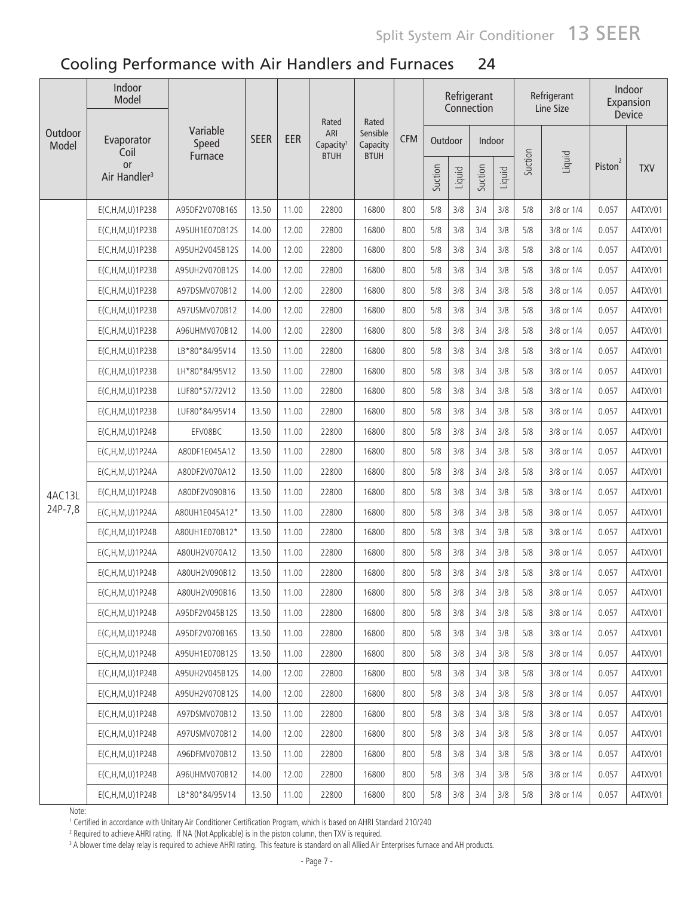## Cooling Performance with Air Handlers and Furnaces 24

| Outdoor Model | Indoor Model | | SEER | EER | Rated ARI Capacity[1] BTUH | Rated Sensible Capacity BTUH | CFM | Refrigerant Connection | | | | Refrigerant Line Size | | Indoor Expansion Device | |
|---|---|---|---|---|---|---|---|---|---|---|---|---|---|---|---|
| | Evaporator Coil or Air Handler[3] | Variable Speed Furnace | | | | | | Outdoor | | Indoor | | Suction | Liquid | Piston[2] | TXV |
| | | | | | | | | Suction | Liquid | Suction | Liquid | | | | |
| 4AC13L 24P-7,8 | E(C,H,M,U)1P23B | A95DF2V070B16S | 13.50 | 11.00 | 22800 | 16800 | 800 | 5/8 | 3/8 | 3/4 | 3/8 | 5/8 | 3/8 or 1/4 | 0.057 | A4TXV01 |
| | E(C,H,M,U)1P23B | A95UH1E070B12S | 14.00 | 12.00 | 22800 | 16800 | 800 | 5/8 | 3/8 | 3/4 | 3/8 | 5/8 | 3/8 or 1/4 | 0.057 | A4TXV01 |
| | E(C,H,M,U)1P23B | A95UH2V045B12S | 14.00 | 12.00 | 22800 | 16800 | 800 | 5/8 | 3/8 | 3/4 | 3/8 | 5/8 | 3/8 or 1/4 | 0.057 | A4TXV01 |
| | E(C,H,M,U)1P23B | A95UH2V070B12S | 14.00 | 12.00 | 22800 | 16800 | 800 | 5/8 | 3/8 | 3/4 | 3/8 | 5/8 | 3/8 or 1/4 | 0.057 | A4TXV01 |
| | E(C,H,M,U)1P23B | A97DSMV070B12 | 14.00 | 12.00 | 22800 | 16800 | 800 | 5/8 | 3/8 | 3/4 | 3/8 | 5/8 | 3/8 or 1/4 | 0.057 | A4TXV01 |
| | E(C,H,M,U)1P23B | A97USMV070B12 | 14.00 | 12.00 | 22800 | 16800 | 800 | 5/8 | 3/8 | 3/4 | 3/8 | 5/8 | 3/8 or 1/4 | 0.057 | A4TXV01 |
| | E(C,H,M,U)1P23B | A96UHMV070B12 | 14.00 | 12.00 | 22800 | 16800 | 800 | 5/8 | 3/8 | 3/4 | 3/8 | 5/8 | 3/8 or 1/4 | 0.057 | A4TXV01 |
| | E(C,H,M,U)1P23B | LB*80*84/95V14 | 13.50 | 11.00 | 22800 | 16800 | 800 | 5/8 | 3/8 | 3/4 | 3/8 | 5/8 | 3/8 or 1/4 | 0.057 | A4TXV01 |
| | E(C,H,M,U)1P23B | LH*80*84/95V12 | 13.50 | 11.00 | 22800 | 16800 | 800 | 5/8 | 3/8 | 3/4 | 3/8 | 5/8 | 3/8 or 1/4 | 0.057 | A4TXV01 |
| | E(C,H,M,U)1P23B | LUF80*57/72V12 | 13.50 | 11.00 | 22800 | 16800 | 800 | 5/8 | 3/8 | 3/4 | 3/8 | 5/8 | 3/8 or 1/4 | 0.057 | A4TXV01 |
| | E(C,H,M,U)1P23B | LUF80*84/95V14 | 13.50 | 11.00 | 22800 | 16800 | 800 | 5/8 | 3/8 | 3/4 | 3/8 | 5/8 | 3/8 or 1/4 | 0.057 | A4TXV01 |
| | E(C,H,M,U)1P24B | EFV08BC | 13.50 | 11.00 | 22800 | 16800 | 800 | 5/8 | 3/8 | 3/4 | 3/8 | 5/8 | 3/8 or 1/4 | 0.057 | A4TXV01 |
| | E(C,H,M,U)1P24A | A80DF1E045A12 | 13.50 | 11.00 | 22800 | 16800 | 800 | 5/8 | 3/8 | 3/4 | 3/8 | 5/8 | 3/8 or 1/4 | 0.057 | A4TXV01 |
| | E(C,H,M,U)1P24A | A80DF2V070A12 | 13.50 | 11.00 | 22800 | 16800 | 800 | 5/8 | 3/8 | 3/4 | 3/8 | 5/8 | 3/8 or 1/4 | 0.057 | A4TXV01 |
| | E(C,H,M,U)1P24B | A80DF2V090B16 | 13.50 | 11.00 | 22800 | 16800 | 800 | 5/8 | 3/8 | 3/4 | 3/8 | 5/8 | 3/8 or 1/4 | 0.057 | A4TXV01 |
| | E(C,H,M,U)1P24A | A80UH1E045A12* | 13.50 | 11.00 | 22800 | 16800 | 800 | 5/8 | 3/8 | 3/4 | 3/8 | 5/8 | 3/8 or 1/4 | 0.057 | A4TXV01 |
| | E(C,H,M,U)1P24B | A80UH1E070B12* | 13.50 | 11.00 | 22800 | 16800 | 800 | 5/8 | 3/8 | 3/4 | 3/8 | 5/8 | 3/8 or 1/4 | 0.057 | A4TXV01 |
| | E(C,H,M,U)1P24A | A80UH2V070A12 | 13.50 | 11.00 | 22800 | 16800 | 800 | 5/8 | 3/8 | 3/4 | 3/8 | 5/8 | 3/8 or 1/4 | 0.057 | A4TXV01 |
| | E(C,H,M,U)1P24B | A80UH2V090B12 | 13.50 | 11.00 | 22800 | 16800 | 800 | 5/8 | 3/8 | 3/4 | 3/8 | 5/8 | 3/8 or 1/4 | 0.057 | A4TXV01 |
| | E(C,H,M,U)1P24B | A80UH2V090B16 | 13.50 | 11.00 | 22800 | 16800 | 800 | 5/8 | 3/8 | 3/4 | 3/8 | 5/8 | 3/8 or 1/4 | 0.057 | A4TXV01 |
| | E(C,H,M,U)1P24B | A95DF2V045B12S | 13.50 | 11.00 | 22800 | 16800 | 800 | 5/8 | 3/8 | 3/4 | 3/8 | 5/8 | 3/8 or 1/4 | 0.057 | A4TXV01 |
| | E(C,H,M,U)1P24B | A95DF2V070B16S | 13.50 | 11.00 | 22800 | 16800 | 800 | 5/8 | 3/8 | 3/4 | 3/8 | 5/8 | 3/8 or 1/4 | 0.057 | A4TXV01 |
| | E(C,H,M,U)1P24B | A95UH1E070B12S | 13.50 | 11.00 | 22800 | 16800 | 800 | 5/8 | 3/8 | 3/4 | 3/8 | 5/8 | 3/8 or 1/4 | 0.057 | A4TXV01 |
| | E(C,H,M,U)1P24B | A95UH2V045B12S | 14.00 | 12.00 | 22800 | 16800 | 800 | 5/8 | 3/8 | 3/4 | 3/8 | 5/8 | 3/8 or 1/4 | 0.057 | A4TXV01 |
| | E(C,H,M,U)1P24B | A95UH2V070B12S | 14.00 | 12.00 | 22800 | 16800 | 800 | 5/8 | 3/8 | 3/4 | 3/8 | 5/8 | 3/8 or 1/4 | 0.057 | A4TXV01 |
| | E(C,H,M,U)1P24B | A97DSMV070B12 | 13.50 | 11.00 | 22800 | 16800 | 800 | 5/8 | 3/8 | 3/4 | 3/8 | 5/8 | 3/8 or 1/4 | 0.057 | A4TXV01 |
| | E(C,H,M,U)1P24B | A97USMV070B12 | 14.00 | 12.00 | 22800 | 16800 | 800 | 5/8 | 3/8 | 3/4 | 3/8 | 5/8 | 3/8 or 1/4 | 0.057 | A4TXV01 |
| | E(C,H,M,U)1P24B | A96DFMV070B12 | 13.50 | 11.00 | 22800 | 16800 | 800 | 5/8 | 3/8 | 3/4 | 3/8 | 5/8 | 3/8 or 1/4 | 0.057 | A4TXV01 |
| | E(C,H,M,U)1P24B | A96UHMV070B12 | 14.00 | 12.00 | 22800 | 16800 | 800 | 5/8 | 3/8 | 3/4 | 3/8 | 5/8 | 3/8 or 1/4 | 0.057 | A4TXV01 |
| | E(C,H,M,U)1P24B | LB*80*84/95V14 | 13.50 | 11.00 | 22800 | 16800 | 800 | 5/8 | 3/8 | 3/4 | 3/8 | 5/8 | 3/8 or 1/4 | 0.057 | A4TXV01 |

Note:

[1] Certified in accordance with Unitary Air Conditioner Certification Program, which is based on AHRI Standard 210/240

[2] Required to achieve AHRI rating. If NA (Not Applicable) is in the piston column, then TXV is required.

[3] A blower time delay relay is required to achieve AHRI rating. This feature is standard on all Allied Air Enterprises furnace and AH products.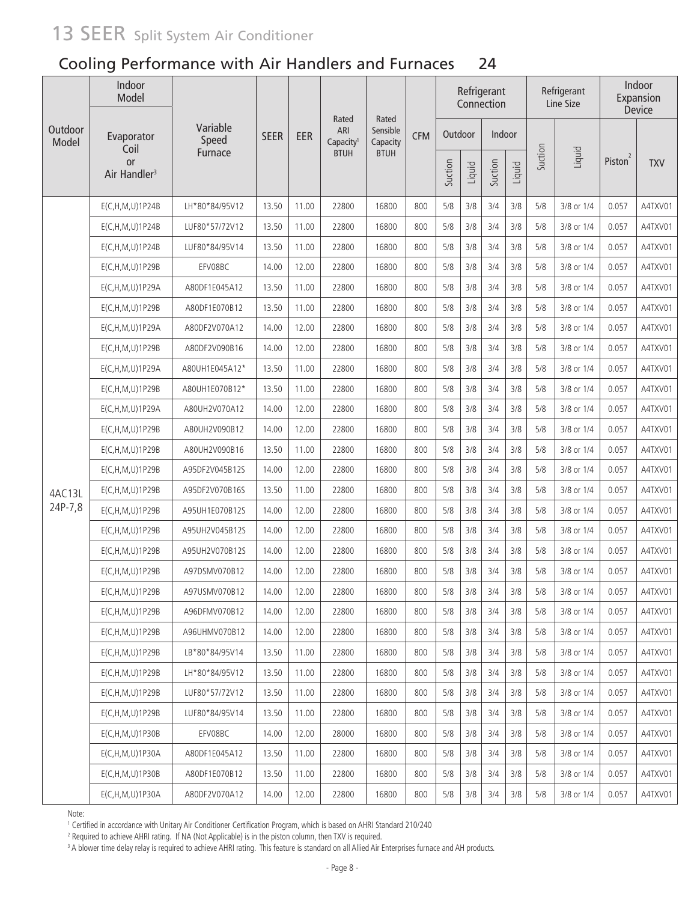# 13 SEER Split System Air Conditioner

## Cooling Performance with Air Handlers and Furnaces 24

| Outdoor Model | Indoor Model | | | | | | | Refrigerant Connection | | | | Refrigerant Line Size | | Indoor Expansion Device | |
|---|---|---|---|---|---|---|---|---|---|---|---|---|---|---|---|
| | Evaporator Coil or Air Handler[3] | Variable Speed Furnace | SEER | EER | Rated ARI Capacity[1] BTUH | Rated Sensible Capacity BTUH | CFM | Outdoor | | Indoor | | | | | |
| | | | | | | | | Suction | Liquid | Suction | Liquid | Suction | Liquid | Piston[2] | TXV |
| 4AC13L 24P-7,8 | E(C,H,M,U)1P24B | LH*80*84/95V12 | 13.50 | 11.00 | 22800 | 16800 | 800 | 5/8 | 3/8 | 3/4 | 3/8 | 5/8 | 3/8 or 1/4 | 0.057 | A4TXV01 |
| | E(C,H,M,U)1P24B | LUF80*57/72V12 | 13.50 | 11.00 | 22800 | 16800 | 800 | 5/8 | 3/8 | 3/4 | 3/8 | 5/8 | 3/8 or 1/4 | 0.057 | A4TXV01 |
| | E(C,H,M,U)1P24B | LUF80*84/95V14 | 13.50 | 11.00 | 22800 | 16800 | 800 | 5/8 | 3/8 | 3/4 | 3/8 | 5/8 | 3/8 or 1/4 | 0.057 | A4TXV01 |
| | E(C,H,M,U)1P29B | EFV08BC | 14.00 | 12.00 | 22800 | 16800 | 800 | 5/8 | 3/8 | 3/4 | 3/8 | 5/8 | 3/8 or 1/4 | 0.057 | A4TXV01 |
| | E(C,H,M,U)1P29A | A80DF1E045A12 | 13.50 | 11.00 | 22800 | 16800 | 800 | 5/8 | 3/8 | 3/4 | 3/8 | 5/8 | 3/8 or 1/4 | 0.057 | A4TXV01 |
| | E(C,H,M,U)1P29B | A80DF1E070B12 | 13.50 | 11.00 | 22800 | 16800 | 800 | 5/8 | 3/8 | 3/4 | 3/8 | 5/8 | 3/8 or 1/4 | 0.057 | A4TXV01 |
| | E(C,H,M,U)1P29A | A80DF2V070A12 | 14.00 | 12.00 | 22800 | 16800 | 800 | 5/8 | 3/8 | 3/4 | 3/8 | 5/8 | 3/8 or 1/4 | 0.057 | A4TXV01 |
| | E(C,H,M,U)1P29B | A80DF2V090B16 | 14.00 | 12.00 | 22800 | 16800 | 800 | 5/8 | 3/8 | 3/4 | 3/8 | 5/8 | 3/8 or 1/4 | 0.057 | A4TXV01 |
| | E(C,H,M,U)1P29A | A80UH1E045A12* | 13.50 | 11.00 | 22800 | 16800 | 800 | 5/8 | 3/8 | 3/4 | 3/8 | 5/8 | 3/8 or 1/4 | 0.057 | A4TXV01 |
| | E(C,H,M,U)1P29B | A80UH1E070B12* | 13.50 | 11.00 | 22800 | 16800 | 800 | 5/8 | 3/8 | 3/4 | 3/8 | 5/8 | 3/8 or 1/4 | 0.057 | A4TXV01 |
| | E(C,H,M,U)1P29A | A80UH2V070A12 | 14.00 | 12.00 | 22800 | 16800 | 800 | 5/8 | 3/8 | 3/4 | 3/8 | 5/8 | 3/8 or 1/4 | 0.057 | A4TXV01 |
| | E(C,H,M,U)1P29B | A80UH2V090B12 | 14.00 | 12.00 | 22800 | 16800 | 800 | 5/8 | 3/8 | 3/4 | 3/8 | 5/8 | 3/8 or 1/4 | 0.057 | A4TXV01 |
| | E(C,H,M,U)1P29B | A80UH2V090B16 | 13.50 | 11.00 | 22800 | 16800 | 800 | 5/8 | 3/8 | 3/4 | 3/8 | 5/8 | 3/8 or 1/4 | 0.057 | A4TXV01 |
| | E(C,H,M,U)1P29B | A95DF2V045B12S | 14.00 | 12.00 | 22800 | 16800 | 800 | 5/8 | 3/8 | 3/4 | 3/8 | 5/8 | 3/8 or 1/4 | 0.057 | A4TXV01 |
| | E(C,H,M,U)1P29B | A95DF2V070B16S | 13.50 | 11.00 | 22800 | 16800 | 800 | 5/8 | 3/8 | 3/4 | 3/8 | 5/8 | 3/8 or 1/4 | 0.057 | A4TXV01 |
| | E(C,H,M,U)1P29B | A95UH1E070B12S | 14.00 | 12.00 | 22800 | 16800 | 800 | 5/8 | 3/8 | 3/4 | 3/8 | 5/8 | 3/8 or 1/4 | 0.057 | A4TXV01 |
| | E(C,H,M,U)1P29B | A95UH2V045B12S | 14.00 | 12.00 | 22800 | 16800 | 800 | 5/8 | 3/8 | 3/4 | 3/8 | 5/8 | 3/8 or 1/4 | 0.057 | A4TXV01 |
| | E(C,H,M,U)1P29B | A95UH2V070B12S | 14.00 | 12.00 | 22800 | 16800 | 800 | 5/8 | 3/8 | 3/4 | 3/8 | 5/8 | 3/8 or 1/4 | 0.057 | A4TXV01 |
| | E(C,H,M,U)1P29B | A97DSMV070B12 | 14.00 | 12.00 | 22800 | 16800 | 800 | 5/8 | 3/8 | 3/4 | 3/8 | 5/8 | 3/8 or 1/4 | 0.057 | A4TXV01 |
| | E(C,H,M,U)1P29B | A97USMV070B12 | 14.00 | 12.00 | 22800 | 16800 | 800 | 5/8 | 3/8 | 3/4 | 3/8 | 5/8 | 3/8 or 1/4 | 0.057 | A4TXV01 |
| | E(C,H,M,U)1P29B | A96DFMV070B12 | 14.00 | 12.00 | 22800 | 16800 | 800 | 5/8 | 3/8 | 3/4 | 3/8 | 5/8 | 3/8 or 1/4 | 0.057 | A4TXV01 |
| | E(C,H,M,U)1P29B | A96UHMV070B12 | 14.00 | 12.00 | 22800 | 16800 | 800 | 5/8 | 3/8 | 3/4 | 3/8 | 5/8 | 3/8 or 1/4 | 0.057 | A4TXV01 |
| | E(C,H,M,U)1P29B | LB*80*84/95V14 | 13.50 | 11.00 | 22800 | 16800 | 800 | 5/8 | 3/8 | 3/4 | 3/8 | 5/8 | 3/8 or 1/4 | 0.057 | A4TXV01 |
| | E(C,H,M,U)1P29B | LH*80*84/95V12 | 13.50 | 11.00 | 22800 | 16800 | 800 | 5/8 | 3/8 | 3/4 | 3/8 | 5/8 | 3/8 or 1/4 | 0.057 | A4TXV01 |
| | E(C,H,M,U)1P29B | LUF80*57/72V12 | 13.50 | 11.00 | 22800 | 16800 | 800 | 5/8 | 3/8 | 3/4 | 3/8 | 5/8 | 3/8 or 1/4 | 0.057 | A4TXV01 |
| | E(C,H,M,U)1P29B | LUF80*84/95V14 | 13.50 | 11.00 | 22800 | 16800 | 800 | 5/8 | 3/8 | 3/4 | 3/8 | 5/8 | 3/8 or 1/4 | 0.057 | A4TXV01 |
| | E(C,H,M,U)1P30B | EFV08BC | 14.00 | 12.00 | 28000 | 16800 | 800 | 5/8 | 3/8 | 3/4 | 3/8 | 5/8 | 3/8 or 1/4 | 0.057 | A4TXV01 |
| | E(C,H,M,U)1P30A | A80DF1E045A12 | 13.50 | 11.00 | 22800 | 16800 | 800 | 5/8 | 3/8 | 3/4 | 3/8 | 5/8 | 3/8 or 1/4 | 0.057 | A4TXV01 |
| | E(C,H,M,U)1P30B | A80DF1E070B12 | 13.50 | 11.00 | 22800 | 16800 | 800 | 5/8 | 3/8 | 3/4 | 3/8 | 5/8 | 3/8 or 1/4 | 0.057 | A4TXV01 |
| | E(C,H,M,U)1P30A | A80DF2V070A12 | 14.00 | 12.00 | 22800 | 16800 | 800 | 5/8 | 3/8 | 3/4 | 3/8 | 5/8 | 3/8 or 1/4 | 0.057 | A4TXV01 |

Note:

[1] Certified in accordance with Unitary Air Conditioner Certification Program, which is based on AHRI Standard 210/240

[2] Required to achieve AHRI rating. If NA (Not Applicable) is in the piston column, then TXV is required.

[3] A blower time delay relay is required to achieve AHRI rating. This feature is standard on all Allied Air Enterprises furnace and AH products.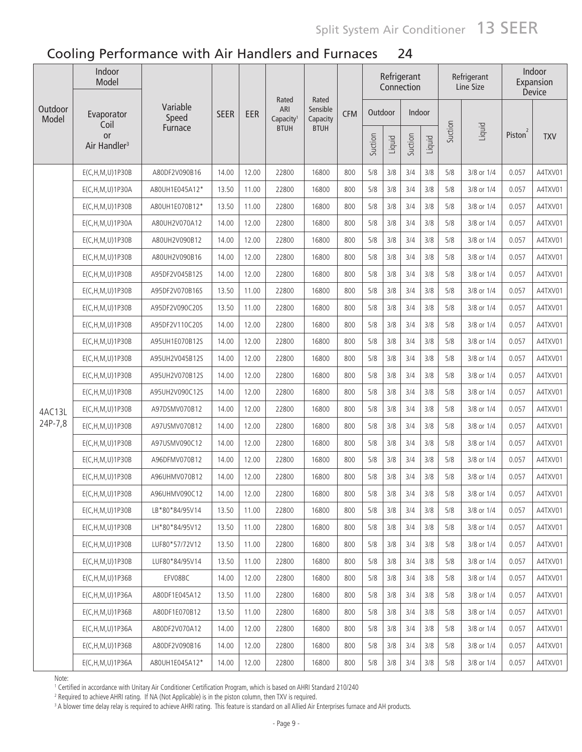## Cooling Performance with Air Handlers and Furnaces 24

| Outdoor Model | Indoor Model | | SEER | EER | Rated ARI Capacity[1] BTUH | Rated Sensible Capacity BTUH | CFM | Refrigerant Connection | | | | Refrigerant Line Size | | Indoor Expansion Device | |
|---|---|---|---|---|---|---|---|---|---|---|---|---|---|---|---|
| | Evaporator Coil or Air Handler[3] | Variable Speed Furnace | | | | | | Outdoor | | Indoor | | Suction | Liquid | Piston[2] | TXV |
| | | | | | | | | Suction | Liquid | Suction | Liquid | | | | |
| 4AC13L 24P-7,8 | E(C,H,M,U)1P30B | A80DF2V090B16 | 14.00 | 12.00 | 22800 | 16800 | 800 | 5/8 | 3/8 | 3/4 | 3/8 | 5/8 | 3/8 or 1/4 | 0.057 | A4TXV01 |
| | E(C,H,M,U)1P30A | A80UH1E045A12* | 13.50 | 11.00 | 22800 | 16800 | 800 | 5/8 | 3/8 | 3/4 | 3/8 | 5/8 | 3/8 or 1/4 | 0.057 | A4TXV01 |
| | E(C,H,M,U)1P30B | A80UH1E070B12* | 13.50 | 11.00 | 22800 | 16800 | 800 | 5/8 | 3/8 | 3/4 | 3/8 | 5/8 | 3/8 or 1/4 | 0.057 | A4TXV01 |
| | E(C,H,M,U)1P30A | A80UH2V070A12 | 14.00 | 12.00 | 22800 | 16800 | 800 | 5/8 | 3/8 | 3/4 | 3/8 | 5/8 | 3/8 or 1/4 | 0.057 | A4TXV01 |
| | E(C,H,M,U)1P30B | A80UH2V090B12 | 14.00 | 12.00 | 22800 | 16800 | 800 | 5/8 | 3/8 | 3/4 | 3/8 | 5/8 | 3/8 or 1/4 | 0.057 | A4TXV01 |
| | E(C,H,M,U)1P30B | A80UH2V090B16 | 14.00 | 12.00 | 22800 | 16800 | 800 | 5/8 | 3/8 | 3/4 | 3/8 | 5/8 | 3/8 or 1/4 | 0.057 | A4TXV01 |
| | E(C,H,M,U)1P30B | A95DF2V045B12S | 14.00 | 12.00 | 22800 | 16800 | 800 | 5/8 | 3/8 | 3/4 | 3/8 | 5/8 | 3/8 or 1/4 | 0.057 | A4TXV01 |
| | E(C,H,M,U)1P30B | A95DF2V070B16S | 13.50 | 11.00 | 22800 | 16800 | 800 | 5/8 | 3/8 | 3/4 | 3/8 | 5/8 | 3/8 or 1/4 | 0.057 | A4TXV01 |
| | E(C,H,M,U)1P30B | A95DF2V090C20S | 13.50 | 11.00 | 22800 | 16800 | 800 | 5/8 | 3/8 | 3/4 | 3/8 | 5/8 | 3/8 or 1/4 | 0.057 | A4TXV01 |
| | E(C,H,M,U)1P30B | A95DF2V110C20S | 14.00 | 12.00 | 22800 | 16800 | 800 | 5/8 | 3/8 | 3/4 | 3/8 | 5/8 | 3/8 or 1/4 | 0.057 | A4TXV01 |
| | E(C,H,M,U)1P30B | A95UH1E070B12S | 14.00 | 12.00 | 22800 | 16800 | 800 | 5/8 | 3/8 | 3/4 | 3/8 | 5/8 | 3/8 or 1/4 | 0.057 | A4TXV01 |
| | E(C,H,M,U)1P30B | A95UH2V045B12S | 14.00 | 12.00 | 22800 | 16800 | 800 | 5/8 | 3/8 | 3/4 | 3/8 | 5/8 | 3/8 or 1/4 | 0.057 | A4TXV01 |
| | E(C,H,M,U)1P30B | A95UH2V070B12S | 14.00 | 12.00 | 22800 | 16800 | 800 | 5/8 | 3/8 | 3/4 | 3/8 | 5/8 | 3/8 or 1/4 | 0.057 | A4TXV01 |
| | E(C,H,M,U)1P30B | A95UH2V090C12S | 14.00 | 12.00 | 22800 | 16800 | 800 | 5/8 | 3/8 | 3/4 | 3/8 | 5/8 | 3/8 or 1/4 | 0.057 | A4TXV01 |
| | E(C,H,M,U)1P30B | A97DSMV070B12 | 14.00 | 12.00 | 22800 | 16800 | 800 | 5/8 | 3/8 | 3/4 | 3/8 | 5/8 | 3/8 or 1/4 | 0.057 | A4TXV01 |
| | E(C,H,M,U)1P30B | A97USMV070B12 | 14.00 | 12.00 | 22800 | 16800 | 800 | 5/8 | 3/8 | 3/4 | 3/8 | 5/8 | 3/8 or 1/4 | 0.057 | A4TXV01 |
| | E(C,H,M,U)1P30B | A97USMV090C12 | 14.00 | 12.00 | 22800 | 16800 | 800 | 5/8 | 3/8 | 3/4 | 3/8 | 5/8 | 3/8 or 1/4 | 0.057 | A4TXV01 |
| | E(C,H,M,U)1P30B | A96DFMV070B12 | 14.00 | 12.00 | 22800 | 16800 | 800 | 5/8 | 3/8 | 3/4 | 3/8 | 5/8 | 3/8 or 1/4 | 0.057 | A4TXV01 |
| | E(C,H,M,U)1P30B | A96UHMV070B12 | 14.00 | 12.00 | 22800 | 16800 | 800 | 5/8 | 3/8 | 3/4 | 3/8 | 5/8 | 3/8 or 1/4 | 0.057 | A4TXV01 |
| | E(C,H,M,U)1P30B | A96UHMV090C12 | 14.00 | 12.00 | 22800 | 16800 | 800 | 5/8 | 3/8 | 3/4 | 3/8 | 5/8 | 3/8 or 1/4 | 0.057 | A4TXV01 |
| | E(C,H,M,U)1P30B | LB*80*84/95V14 | 13.50 | 11.00 | 22800 | 16800 | 800 | 5/8 | 3/8 | 3/4 | 3/8 | 5/8 | 3/8 or 1/4 | 0.057 | A4TXV01 |
| | E(C,H,M,U)1P30B | LH*80*84/95V12 | 13.50 | 11.00 | 22800 | 16800 | 800 | 5/8 | 3/8 | 3/4 | 3/8 | 5/8 | 3/8 or 1/4 | 0.057 | A4TXV01 |
| | E(C,H,M,U)1P30B | LUF80*57/72V12 | 13.50 | 11.00 | 22800 | 16800 | 800 | 5/8 | 3/8 | 3/4 | 3/8 | 5/8 | 3/8 or 1/4 | 0.057 | A4TXV01 |
| | E(C,H,M,U)1P30B | LUF80*84/95V14 | 13.50 | 11.00 | 22800 | 16800 | 800 | 5/8 | 3/8 | 3/4 | 3/8 | 5/8 | 3/8 or 1/4 | 0.057 | A4TXV01 |
| | E(C,H,M,U)1P36B | EFV08BC | 14.00 | 12.00 | 22800 | 16800 | 800 | 5/8 | 3/8 | 3/4 | 3/8 | 5/8 | 3/8 or 1/4 | 0.057 | A4TXV01 |
| | E(C,H,M,U)1P36A | A80DF1E045A12 | 13.50 | 11.00 | 22800 | 16800 | 800 | 5/8 | 3/8 | 3/4 | 3/8 | 5/8 | 3/8 or 1/4 | 0.057 | A4TXV01 |
| | E(C,H,M,U)1P36B | A80DF1E070B12 | 13.50 | 11.00 | 22800 | 16800 | 800 | 5/8 | 3/8 | 3/4 | 3/8 | 5/8 | 3/8 or 1/4 | 0.057 | A4TXV01 |
| | E(C,H,M,U)1P36A | A80DF2V070A12 | 14.00 | 12.00 | 22800 | 16800 | 800 | 5/8 | 3/8 | 3/4 | 3/8 | 5/8 | 3/8 or 1/4 | 0.057 | A4TXV01 |
| | E(C,H,M,U)1P36B | A80DF2V090B16 | 14.00 | 12.00 | 22800 | 16800 | 800 | 5/8 | 3/8 | 3/4 | 3/8 | 5/8 | 3/8 or 1/4 | 0.057 | A4TXV01 |
| | E(C,H,M,U)1P36A | A80UH1E045A12* | 14.00 | 12.00 | 22800 | 16800 | 800 | 5/8 | 3/8 | 3/4 | 3/8 | 5/8 | 3/8 or 1/4 | 0.057 | A4TXV01 |

Note:

[1] Certified in accordance with Unitary Air Conditioner Certification Program, which is based on AHRI Standard 210/240

[2] Required to achieve AHRI rating. If NA (Not Applicable) is in the piston column, then TXV is required.

[3] A blower time delay relay is required to achieve AHRI rating. This feature is standard on all Allied Air Enterprises furnace and AH products.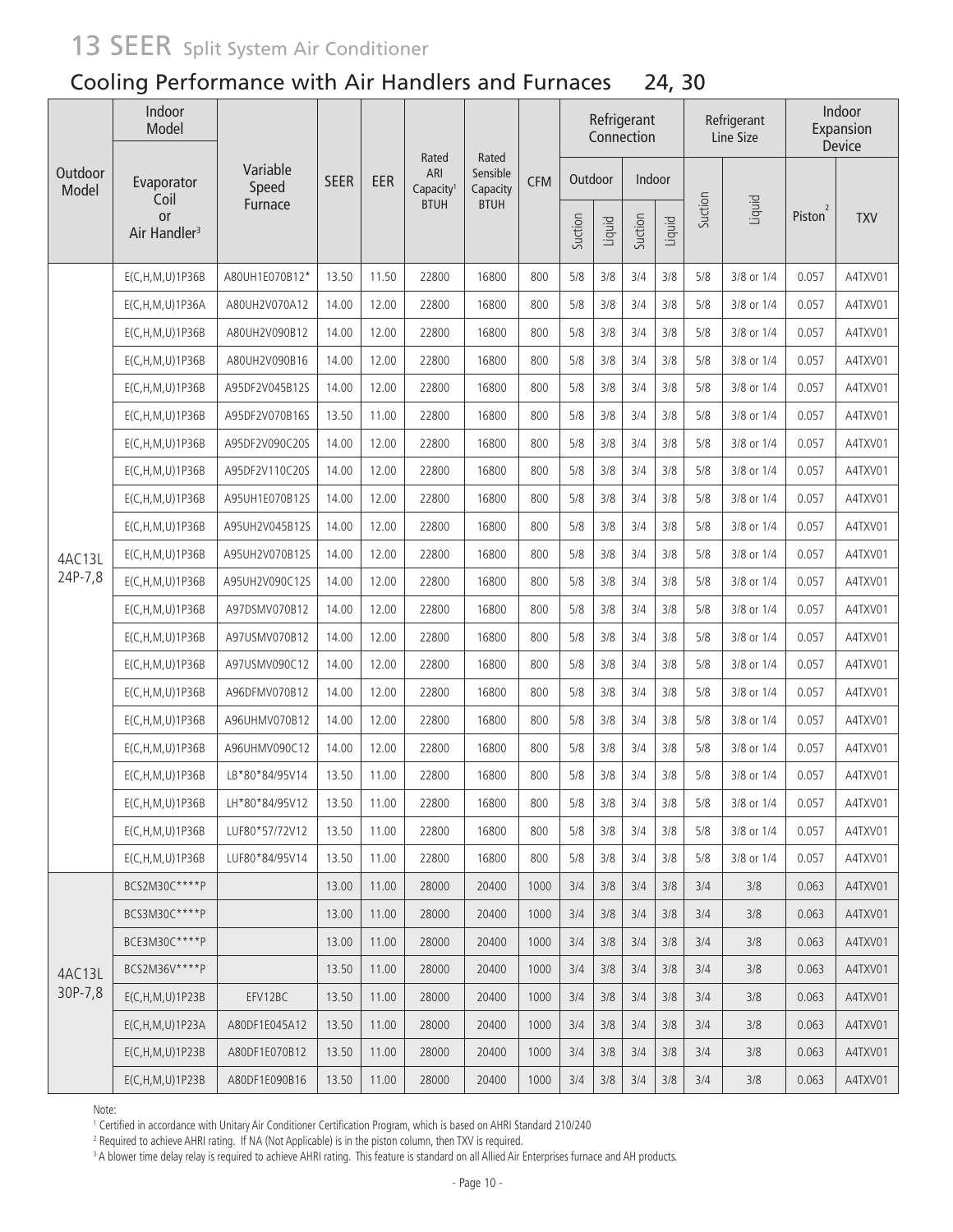# 13 SEER Split System Air Conditioner

## Cooling Performance with Air Handlers and Furnaces 24, 30

| Outdoor Model | Indoor Model | | SEER | EER | Rated ARI Capacity[1] BTUH | Rated Sensible Capacity BTUH | CFM | Refrigerant Connection | | | | Refrigerant Line Size | | Indoor Expansion Device | |
|---|---|---|---|---|---|---|---|---|---|---|---|---|---|---|---|
| | | | | | | | | Outdoor | | Indoor | | | | | |
| | Evaporator Coil or Air Handler[3] | Variable Speed Furnace | | | | | | Suction | Liquid | Suction | Liquid | Suction | Liquid | Piston[2] | TXV |
| 4AC13L 24P-7,8 | E(C,H,M,U)1P36B | A80UH1E070B12* | 13.50 | 11.50 | 22800 | 16800 | 800 | 5/8 | 3/8 | 3/4 | 3/8 | 5/8 | 3/8 or 1/4 | 0.057 | A4TXV01 |
| | E(C,H,M,U)1P36A | A80UH2V070A12 | 14.00 | 12.00 | 22800 | 16800 | 800 | 5/8 | 3/8 | 3/4 | 3/8 | 5/8 | 3/8 or 1/4 | 0.057 | A4TXV01 |
| | E(C,H,M,U)1P36B | A80UH2V090B12 | 14.00 | 12.00 | 22800 | 16800 | 800 | 5/8 | 3/8 | 3/4 | 3/8 | 5/8 | 3/8 or 1/4 | 0.057 | A4TXV01 |
| | E(C,H,M,U)1P36B | A80UH2V090B16 | 14.00 | 12.00 | 22800 | 16800 | 800 | 5/8 | 3/8 | 3/4 | 3/8 | 5/8 | 3/8 or 1/4 | 0.057 | A4TXV01 |
| | E(C,H,M,U)1P36B | A95DF2V045B12S | 14.00 | 12.00 | 22800 | 16800 | 800 | 5/8 | 3/8 | 3/4 | 3/8 | 5/8 | 3/8 or 1/4 | 0.057 | A4TXV01 |
| | E(C,H,M,U)1P36B | A95DF2V070B16S | 13.50 | 11.00 | 22800 | 16800 | 800 | 5/8 | 3/8 | 3/4 | 3/8 | 5/8 | 3/8 or 1/4 | 0.057 | A4TXV01 |
| | E(C,H,M,U)1P36B | A95DF2V090C20S | 14.00 | 12.00 | 22800 | 16800 | 800 | 5/8 | 3/8 | 3/4 | 3/8 | 5/8 | 3/8 or 1/4 | 0.057 | A4TXV01 |
| | E(C,H,M,U)1P36B | A95DF2V110C20S | 14.00 | 12.00 | 22800 | 16800 | 800 | 5/8 | 3/8 | 3/4 | 3/8 | 5/8 | 3/8 or 1/4 | 0.057 | A4TXV01 |
| | E(C,H,M,U)1P36B | A95UH1E070B12S | 14.00 | 12.00 | 22800 | 16800 | 800 | 5/8 | 3/8 | 3/4 | 3/8 | 5/8 | 3/8 or 1/4 | 0.057 | A4TXV01 |
| | E(C,H,M,U)1P36B | A95UH2V045B12S | 14.00 | 12.00 | 22800 | 16800 | 800 | 5/8 | 3/8 | 3/4 | 3/8 | 5/8 | 3/8 or 1/4 | 0.057 | A4TXV01 |
| | E(C,H,M,U)1P36B | A95UH2V070B12S | 14.00 | 12.00 | 22800 | 16800 | 800 | 5/8 | 3/8 | 3/4 | 3/8 | 5/8 | 3/8 or 1/4 | 0.057 | A4TXV01 |
| | E(C,H,M,U)1P36B | A95UH2V090C12S | 14.00 | 12.00 | 22800 | 16800 | 800 | 5/8 | 3/8 | 3/4 | 3/8 | 5/8 | 3/8 or 1/4 | 0.057 | A4TXV01 |
| | E(C,H,M,U)1P36B | A97DSMV070B12 | 14.00 | 12.00 | 22800 | 16800 | 800 | 5/8 | 3/8 | 3/4 | 3/8 | 5/8 | 3/8 or 1/4 | 0.057 | A4TXV01 |
| | E(C,H,M,U)1P36B | A97USMV070B12 | 14.00 | 12.00 | 22800 | 16800 | 800 | 5/8 | 3/8 | 3/4 | 3/8 | 5/8 | 3/8 or 1/4 | 0.057 | A4TXV01 |
| | E(C,H,M,U)1P36B | A97USMV090C12 | 14.00 | 12.00 | 22800 | 16800 | 800 | 5/8 | 3/8 | 3/4 | 3/8 | 5/8 | 3/8 or 1/4 | 0.057 | A4TXV01 |
| | E(C,H,M,U)1P36B | A96DFMV070B12 | 14.00 | 12.00 | 22800 | 16800 | 800 | 5/8 | 3/8 | 3/4 | 3/8 | 5/8 | 3/8 or 1/4 | 0.057 | A4TXV01 |
| | E(C,H,M,U)1P36B | A96UHMV070B12 | 14.00 | 12.00 | 22800 | 16800 | 800 | 5/8 | 3/8 | 3/4 | 3/8 | 5/8 | 3/8 or 1/4 | 0.057 | A4TXV01 |
| | E(C,H,M,U)1P36B | A96UHMV090C12 | 14.00 | 12.00 | 22800 | 16800 | 800 | 5/8 | 3/8 | 3/4 | 3/8 | 5/8 | 3/8 or 1/4 | 0.057 | A4TXV01 |
| | E(C,H,M,U)1P36B | LB*80*84/95V14 | 13.50 | 11.00 | 22800 | 16800 | 800 | 5/8 | 3/8 | 3/4 | 3/8 | 5/8 | 3/8 or 1/4 | 0.057 | A4TXV01 |
| | E(C,H,M,U)1P36B | LH*80*84/95V12 | 13.50 | 11.00 | 22800 | 16800 | 800 | 5/8 | 3/8 | 3/4 | 3/8 | 5/8 | 3/8 or 1/4 | 0.057 | A4TXV01 |
| | E(C,H,M,U)1P36B | LUF80*57/72V12 | 13.50 | 11.00 | 22800 | 16800 | 800 | 5/8 | 3/8 | 3/4 | 3/8 | 5/8 | 3/8 or 1/4 | 0.057 | A4TXV01 |
| | E(C,H,M,U)1P36B | LUF80*84/95V14 | 13.50 | 11.00 | 22800 | 16800 | 800 | 5/8 | 3/8 | 3/4 | 3/8 | 5/8 | 3/8 or 1/4 | 0.057 | A4TXV01 |
| 4AC13L 30P-7,8 | BCS2M30C****P | | 13.00 | 11.00 | 28000 | 20400 | 1000 | 3/4 | 3/8 | 3/4 | 3/8 | 3/4 | 3/8 | 0.063 | A4TXV01 |
| | BCS3M30C****P | | 13.00 | 11.00 | 28000 | 20400 | 1000 | 3/4 | 3/8 | 3/4 | 3/8 | 3/4 | 3/8 | 0.063 | A4TXV01 |
| | BCE3M30C****P | | 13.00 | 11.00 | 28000 | 20400 | 1000 | 3/4 | 3/8 | 3/4 | 3/8 | 3/4 | 3/8 | 0.063 | A4TXV01 |
| | BCS2M36V****P | | 13.50 | 11.00 | 28000 | 20400 | 1000 | 3/4 | 3/8 | 3/4 | 3/8 | 3/4 | 3/8 | 0.063 | A4TXV01 |
| | E(C,H,M,U)1P23B | EFV12BC | 13.50 | 11.00 | 28000 | 20400 | 1000 | 3/4 | 3/8 | 3/4 | 3/8 | 3/4 | 3/8 | 0.063 | A4TXV01 |
| | E(C,H,M,U)1P23A | A80DF1E045A12 | 13.50 | 11.00 | 28000 | 20400 | 1000 | 3/4 | 3/8 | 3/4 | 3/8 | 3/4 | 3/8 | 0.063 | A4TXV01 |
| | E(C,H,M,U)1P23B | A80DF1E070B12 | 13.50 | 11.00 | 28000 | 20400 | 1000 | 3/4 | 3/8 | 3/4 | 3/8 | 3/4 | 3/8 | 0.063 | A4TXV01 |
| | E(C,H,M,U)1P23B | A80DF1E090B16 | 13.50 | 11.00 | 28000 | 20400 | 1000 | 3/4 | 3/8 | 3/4 | 3/8 | 3/4 | 3/8 | 0.063 | A4TXV01 |

Note:

[1] Certified in accordance with Unitary Air Conditioner Certification Program, which is based on AHRI Standard 210/240

[2] Required to achieve AHRI rating. If NA (Not Applicable) is in the piston column, then TXV is required.

[3] A blower time delay relay is required to achieve AHRI rating. This feature is standard on all Allied Air Enterprises furnace and AH products.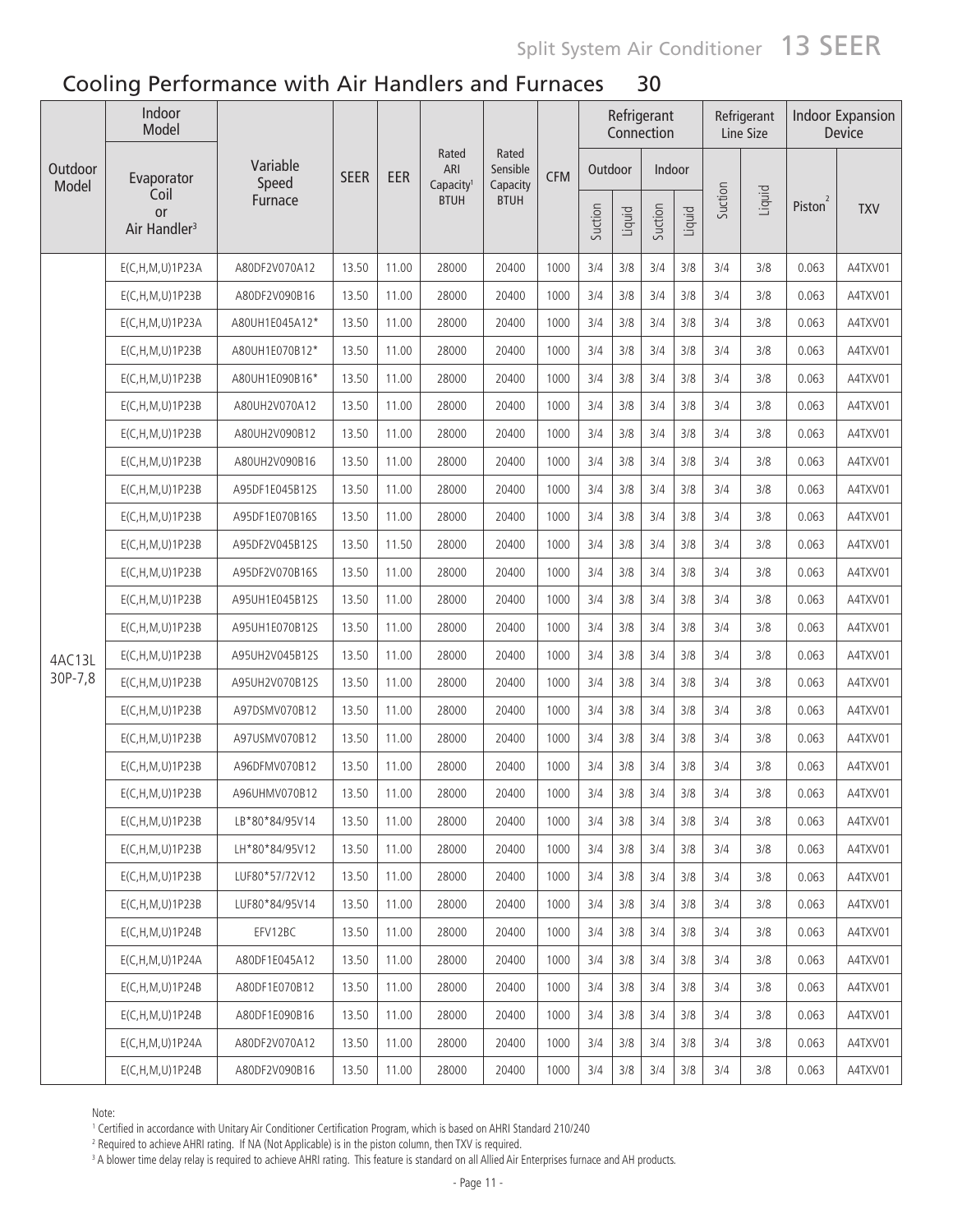## Cooling Performance with Air Handlers and Furnaces 30

| Outdoor Model | Indoor Model | | SEER | EER | Rated ARI Capacity[1] BTUH | Rated Sensible Capacity BTUH | CFM | Refrigerant Connection | | | | Refrigerant Line Size | | Indoor Expansion Device | |
|---|---|---|---|---|---|---|---|---|---|---|---|---|---|---|---|
| | Evaporator Coil or Air Handler[3] | Variable Speed Furnace | | | | | | Outdoor | | Indoor | | Suction | Liquid | Piston[2] | TXV |
| | | | | | | | | Suction | Liquid | Suction | Liquid | | | | |
| 4AC13L 30P-7,8 | E(C,H,M,U)1P23A | A80DF2V070A12 | 13.50 | 11.00 | 28000 | 20400 | 1000 | 3/4 | 3/8 | 3/4 | 3/8 | 3/4 | 3/8 | 0.063 | A4TXV01 |
| | E(C,H,M,U)1P23B | A80DF2V090B16 | 13.50 | 11.00 | 28000 | 20400 | 1000 | 3/4 | 3/8 | 3/4 | 3/8 | 3/4 | 3/8 | 0.063 | A4TXV01 |
| | E(C,H,M,U)1P23A | A80UH1E045A12* | 13.50 | 11.00 | 28000 | 20400 | 1000 | 3/4 | 3/8 | 3/4 | 3/8 | 3/4 | 3/8 | 0.063 | A4TXV01 |
| | E(C,H,M,U)1P23B | A80UH1E070B12* | 13.50 | 11.00 | 28000 | 20400 | 1000 | 3/4 | 3/8 | 3/4 | 3/8 | 3/4 | 3/8 | 0.063 | A4TXV01 |
| | E(C,H,M,U)1P23B | A80UH1E090B16* | 13.50 | 11.00 | 28000 | 20400 | 1000 | 3/4 | 3/8 | 3/4 | 3/8 | 3/4 | 3/8 | 0.063 | A4TXV01 |
| | E(C,H,M,U)1P23B | A80UH2V070A12 | 13.50 | 11.00 | 28000 | 20400 | 1000 | 3/4 | 3/8 | 3/4 | 3/8 | 3/4 | 3/8 | 0.063 | A4TXV01 |
| | E(C,H,M,U)1P23B | A80UH2V090B12 | 13.50 | 11.00 | 28000 | 20400 | 1000 | 3/4 | 3/8 | 3/4 | 3/8 | 3/4 | 3/8 | 0.063 | A4TXV01 |
| | E(C,H,M,U)1P23B | A80UH2V090B16 | 13.50 | 11.00 | 28000 | 20400 | 1000 | 3/4 | 3/8 | 3/4 | 3/8 | 3/4 | 3/8 | 0.063 | A4TXV01 |
| | E(C,H,M,U)1P23B | A95DF1E045B12S | 13.50 | 11.00 | 28000 | 20400 | 1000 | 3/4 | 3/8 | 3/4 | 3/8 | 3/4 | 3/8 | 0.063 | A4TXV01 |
| | E(C,H,M,U)1P23B | A95DF1E070B16S | 13.50 | 11.00 | 28000 | 20400 | 1000 | 3/4 | 3/8 | 3/4 | 3/8 | 3/4 | 3/8 | 0.063 | A4TXV01 |
| | E(C,H,M,U)1P23B | A95DF2V045B12S | 13.50 | 11.50 | 28000 | 20400 | 1000 | 3/4 | 3/8 | 3/4 | 3/8 | 3/4 | 3/8 | 0.063 | A4TXV01 |
| | E(C,H,M,U)1P23B | A95DF2V070B16S | 13.50 | 11.00 | 28000 | 20400 | 1000 | 3/4 | 3/8 | 3/4 | 3/8 | 3/4 | 3/8 | 0.063 | A4TXV01 |
| | E(C,H,M,U)1P23B | A95UH1E045B12S | 13.50 | 11.00 | 28000 | 20400 | 1000 | 3/4 | 3/8 | 3/4 | 3/8 | 3/4 | 3/8 | 0.063 | A4TXV01 |
| | E(C,H,M,U)1P23B | A95UH1E070B12S | 13.50 | 11.00 | 28000 | 20400 | 1000 | 3/4 | 3/8 | 3/4 | 3/8 | 3/4 | 3/8 | 0.063 | A4TXV01 |
| | E(C,H,M,U)1P23B | A95UH2V045B12S | 13.50 | 11.00 | 28000 | 20400 | 1000 | 3/4 | 3/8 | 3/4 | 3/8 | 3/4 | 3/8 | 0.063 | A4TXV01 |
| | E(C,H,M,U)1P23B | A95UH2V070B12S | 13.50 | 11.00 | 28000 | 20400 | 1000 | 3/4 | 3/8 | 3/4 | 3/8 | 3/4 | 3/8 | 0.063 | A4TXV01 |
| | E(C,H,M,U)1P23B | A97DSMV070B12 | 13.50 | 11.00 | 28000 | 20400 | 1000 | 3/4 | 3/8 | 3/4 | 3/8 | 3/4 | 3/8 | 0.063 | A4TXV01 |
| | E(C,H,M,U)1P23B | A97USMV070B12 | 13.50 | 11.00 | 28000 | 20400 | 1000 | 3/4 | 3/8 | 3/4 | 3/8 | 3/4 | 3/8 | 0.063 | A4TXV01 |
| | E(C,H,M,U)1P23B | A96DFMV070B12 | 13.50 | 11.00 | 28000 | 20400 | 1000 | 3/4 | 3/8 | 3/4 | 3/8 | 3/4 | 3/8 | 0.063 | A4TXV01 |
| | E(C,H,M,U)1P23B | A96UHMV070B12 | 13.50 | 11.00 | 28000 | 20400 | 1000 | 3/4 | 3/8 | 3/4 | 3/8 | 3/4 | 3/8 | 0.063 | A4TXV01 |
| | E(C,H,M,U)1P23B | LB*80*84/95V14 | 13.50 | 11.00 | 28000 | 20400 | 1000 | 3/4 | 3/8 | 3/4 | 3/8 | 3/4 | 3/8 | 0.063 | A4TXV01 |
| | E(C,H,M,U)1P23B | LH*80*84/95V12 | 13.50 | 11.00 | 28000 | 20400 | 1000 | 3/4 | 3/8 | 3/4 | 3/8 | 3/4 | 3/8 | 0.063 | A4TXV01 |
| | E(C,H,M,U)1P23B | LUF80*57/72V12 | 13.50 | 11.00 | 28000 | 20400 | 1000 | 3/4 | 3/8 | 3/4 | 3/8 | 3/4 | 3/8 | 0.063 | A4TXV01 |
| | E(C,H,M,U)1P23B | LUF80*84/95V14 | 13.50 | 11.00 | 28000 | 20400 | 1000 | 3/4 | 3/8 | 3/4 | 3/8 | 3/4 | 3/8 | 0.063 | A4TXV01 |
| | E(C,H,M,U)1P24B | EFV12BC | 13.50 | 11.00 | 28000 | 20400 | 1000 | 3/4 | 3/8 | 3/4 | 3/8 | 3/4 | 3/8 | 0.063 | A4TXV01 |
| | E(C,H,M,U)1P24A | A80DF1E045A12 | 13.50 | 11.00 | 28000 | 20400 | 1000 | 3/4 | 3/8 | 3/4 | 3/8 | 3/4 | 3/8 | 0.063 | A4TXV01 |
| | E(C,H,M,U)1P24B | A80DF1E070B12 | 13.50 | 11.00 | 28000 | 20400 | 1000 | 3/4 | 3/8 | 3/4 | 3/8 | 3/4 | 3/8 | 0.063 | A4TXV01 |
| | E(C,H,M,U)1P24B | A80DF1E090B16 | 13.50 | 11.00 | 28000 | 20400 | 1000 | 3/4 | 3/8 | 3/4 | 3/8 | 3/4 | 3/8 | 0.063 | A4TXV01 |
| | E(C,H,M,U)1P24A | A80DF2V070A12 | 13.50 | 11.00 | 28000 | 20400 | 1000 | 3/4 | 3/8 | 3/4 | 3/8 | 3/4 | 3/8 | 0.063 | A4TXV01 |
| | E(C,H,M,U)1P24B | A80DF2V090B16 | 13.50 | 11.00 | 28000 | 20400 | 1000 | 3/4 | 3/8 | 3/4 | 3/8 | 3/4 | 3/8 | 0.063 | A4TXV01 |

Note:

[1] Certified in accordance with Unitary Air Conditioner Certification Program, which is based on AHRI Standard 210/240

[2] Required to achieve AHRI rating. If NA (Not Applicable) is in the piston column, then TXV is required.

[3] A blower time delay relay is required to achieve AHRI rating. This feature is standard on all Allied Air Enterprises furnace and AH products.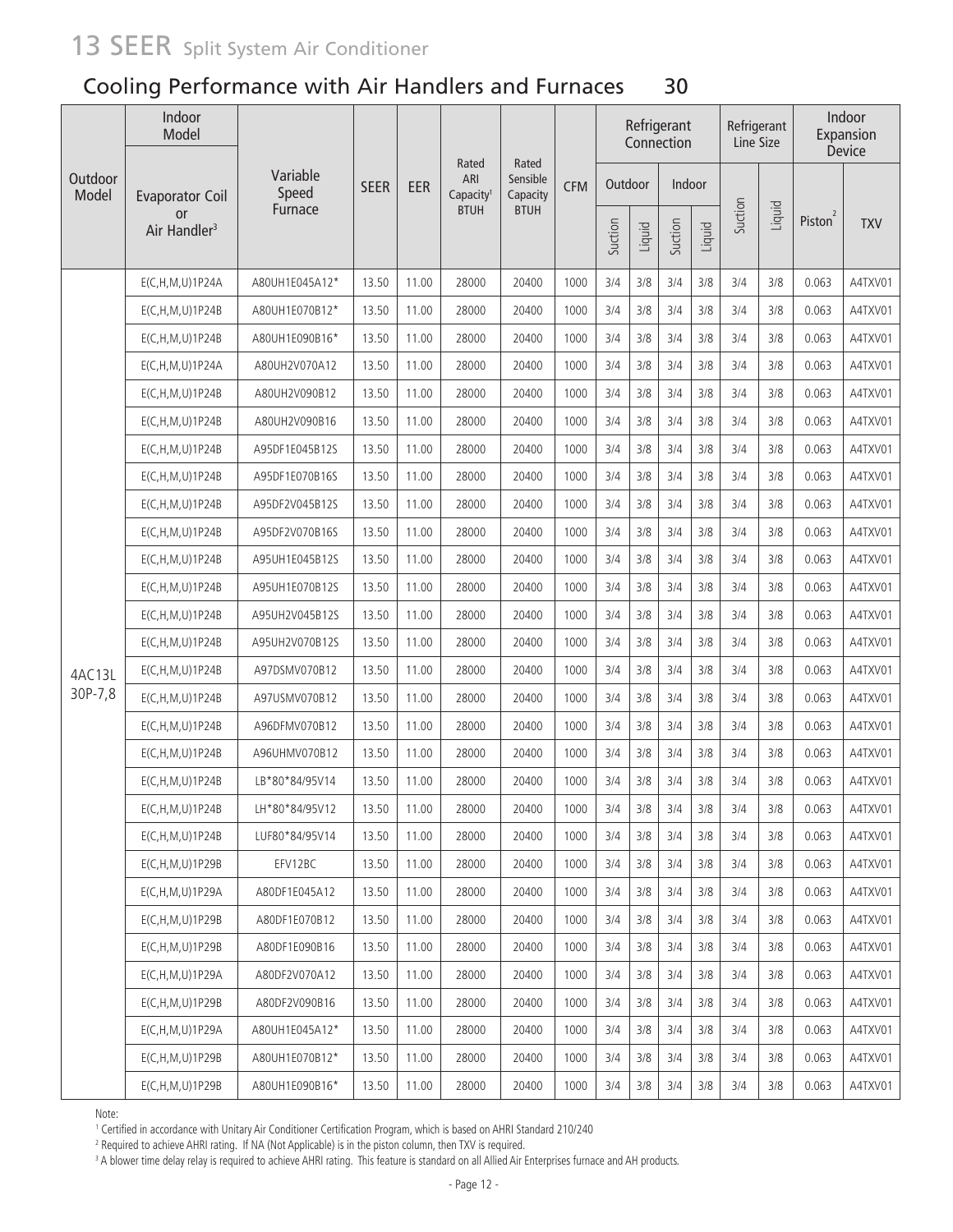# 13 SEER Split System Air Conditioner

## Cooling Performance with Air Handlers and Furnaces 30

| Outdoor Model | Indoor Model | | SEER | EER | Rated ARI Capacity[1] BTUH | Rated Sensible Capacity BTUH | CFM | Refrigerant Connection | | | | Refrigerant Line Size | | Indoor Expansion Device | |
|---|---|---|---|---|---|---|---|---|---|---|---|---|---|---|---|
| | Evaporator Coil or Air Handler[3] | Variable Speed Furnace | | | | | | Outdoor | | Indoor | | | | | |
| | | | | | | | | Suction | Liquid | Suction | Liquid | Suction | Liquid | Piston[2] | TXV |
| 4AC13L 30P-7,8 | E(C,H,M,U)1P24A | A80UH1E045A12* | 13.50 | 11.00 | 28000 | 20400 | 1000 | 3/4 | 3/8 | 3/4 | 3/8 | 3/4 | 3/8 | 0.063 | A4TXV01 |
| | E(C,H,M,U)1P24B | A80UH1E070B12* | 13.50 | 11.00 | 28000 | 20400 | 1000 | 3/4 | 3/8 | 3/4 | 3/8 | 3/4 | 3/8 | 0.063 | A4TXV01 |
| | E(C,H,M,U)1P24B | A80UH1E090B16* | 13.50 | 11.00 | 28000 | 20400 | 1000 | 3/4 | 3/8 | 3/4 | 3/8 | 3/4 | 3/8 | 0.063 | A4TXV01 |
| | E(C,H,M,U)1P24A | A80UH2V070A12 | 13.50 | 11.00 | 28000 | 20400 | 1000 | 3/4 | 3/8 | 3/4 | 3/8 | 3/4 | 3/8 | 0.063 | A4TXV01 |
| | E(C,H,M,U)1P24B | A80UH2V090B12 | 13.50 | 11.00 | 28000 | 20400 | 1000 | 3/4 | 3/8 | 3/4 | 3/8 | 3/4 | 3/8 | 0.063 | A4TXV01 |
| | E(C,H,M,U)1P24B | A80UH2V090B16 | 13.50 | 11.00 | 28000 | 20400 | 1000 | 3/4 | 3/8 | 3/4 | 3/8 | 3/4 | 3/8 | 0.063 | A4TXV01 |
| | E(C,H,M,U)1P24B | A95DF1E045B12S | 13.50 | 11.00 | 28000 | 20400 | 1000 | 3/4 | 3/8 | 3/4 | 3/8 | 3/4 | 3/8 | 0.063 | A4TXV01 |
| | E(C,H,M,U)1P24B | A95DF1E070B16S | 13.50 | 11.00 | 28000 | 20400 | 1000 | 3/4 | 3/8 | 3/4 | 3/8 | 3/4 | 3/8 | 0.063 | A4TXV01 |
| | E(C,H,M,U)1P24B | A95DF2V045B12S | 13.50 | 11.00 | 28000 | 20400 | 1000 | 3/4 | 3/8 | 3/4 | 3/8 | 3/4 | 3/8 | 0.063 | A4TXV01 |
| | E(C,H,M,U)1P24B | A95DF2V070B16S | 13.50 | 11.00 | 28000 | 20400 | 1000 | 3/4 | 3/8 | 3/4 | 3/8 | 3/4 | 3/8 | 0.063 | A4TXV01 |
| | E(C,H,M,U)1P24B | A95UH1E045B12S | 13.50 | 11.00 | 28000 | 20400 | 1000 | 3/4 | 3/8 | 3/4 | 3/8 | 3/4 | 3/8 | 0.063 | A4TXV01 |
| | E(C,H,M,U)1P24B | A95UH1E070B12S | 13.50 | 11.00 | 28000 | 20400 | 1000 | 3/4 | 3/8 | 3/4 | 3/8 | 3/4 | 3/8 | 0.063 | A4TXV01 |
| | E(C,H,M,U)1P24B | A95UH2V045B12S | 13.50 | 11.00 | 28000 | 20400 | 1000 | 3/4 | 3/8 | 3/4 | 3/8 | 3/4 | 3/8 | 0.063 | A4TXV01 |
| | E(C,H,M,U)1P24B | A95UH2V070B12S | 13.50 | 11.00 | 28000 | 20400 | 1000 | 3/4 | 3/8 | 3/4 | 3/8 | 3/4 | 3/8 | 0.063 | A4TXV01 |
| | E(C,H,M,U)1P24B | A97DSMV070B12 | 13.50 | 11.00 | 28000 | 20400 | 1000 | 3/4 | 3/8 | 3/4 | 3/8 | 3/4 | 3/8 | 0.063 | A4TXV01 |
| | E(C,H,M,U)1P24B | A97USMV070B12 | 13.50 | 11.00 | 28000 | 20400 | 1000 | 3/4 | 3/8 | 3/4 | 3/8 | 3/4 | 3/8 | 0.063 | A4TXV01 |
| | E(C,H,M,U)1P24B | A96DFMV070B12 | 13.50 | 11.00 | 28000 | 20400 | 1000 | 3/4 | 3/8 | 3/4 | 3/8 | 3/4 | 3/8 | 0.063 | A4TXV01 |
| | E(C,H,M,U)1P24B | A96UHMV070B12 | 13.50 | 11.00 | 28000 | 20400 | 1000 | 3/4 | 3/8 | 3/4 | 3/8 | 3/4 | 3/8 | 0.063 | A4TXV01 |
| | E(C,H,M,U)1P24B | LB*80*84/95V14 | 13.50 | 11.00 | 28000 | 20400 | 1000 | 3/4 | 3/8 | 3/4 | 3/8 | 3/4 | 3/8 | 0.063 | A4TXV01 |
| | E(C,H,M,U)1P24B | LH*80*84/95V12 | 13.50 | 11.00 | 28000 | 20400 | 1000 | 3/4 | 3/8 | 3/4 | 3/8 | 3/4 | 3/8 | 0.063 | A4TXV01 |
| | E(C,H,M,U)1P24B | LUF80*84/95V14 | 13.50 | 11.00 | 28000 | 20400 | 1000 | 3/4 | 3/8 | 3/4 | 3/8 | 3/4 | 3/8 | 0.063 | A4TXV01 |
| | E(C,H,M,U)1P29B | EFV12BC | 13.50 | 11.00 | 28000 | 20400 | 1000 | 3/4 | 3/8 | 3/4 | 3/8 | 3/4 | 3/8 | 0.063 | A4TXV01 |
| | E(C,H,M,U)1P29A | A80DF1E045A12 | 13.50 | 11.00 | 28000 | 20400 | 1000 | 3/4 | 3/8 | 3/4 | 3/8 | 3/4 | 3/8 | 0.063 | A4TXV01 |
| | E(C,H,M,U)1P29B | A80DF1E070B12 | 13.50 | 11.00 | 28000 | 20400 | 1000 | 3/4 | 3/8 | 3/4 | 3/8 | 3/4 | 3/8 | 0.063 | A4TXV01 |
| | E(C,H,M,U)1P29B | A80DF1E090B16 | 13.50 | 11.00 | 28000 | 20400 | 1000 | 3/4 | 3/8 | 3/4 | 3/8 | 3/4 | 3/8 | 0.063 | A4TXV01 |
| | E(C,H,M,U)1P29A | A80DF2V070A12 | 13.50 | 11.00 | 28000 | 20400 | 1000 | 3/4 | 3/8 | 3/4 | 3/8 | 3/4 | 3/8 | 0.063 | A4TXV01 |
| | E(C,H,M,U)1P29B | A80DF2V090B16 | 13.50 | 11.00 | 28000 | 20400 | 1000 | 3/4 | 3/8 | 3/4 | 3/8 | 3/4 | 3/8 | 0.063 | A4TXV01 |
| | E(C,H,M,U)1P29A | A80UH1E045A12* | 13.50 | 11.00 | 28000 | 20400 | 1000 | 3/4 | 3/8 | 3/4 | 3/8 | 3/4 | 3/8 | 0.063 | A4TXV01 |
| | E(C,H,M,U)1P29B | A80UH1E070B12* | 13.50 | 11.00 | 28000 | 20400 | 1000 | 3/4 | 3/8 | 3/4 | 3/8 | 3/4 | 3/8 | 0.063 | A4TXV01 |
| | E(C,H,M,U)1P29B | A80UH1E090B16* | 13.50 | 11.00 | 28000 | 20400 | 1000 | 3/4 | 3/8 | 3/4 | 3/8 | 3/4 | 3/8 | 0.063 | A4TXV01 |

Note:

[1] Certified in accordance with Unitary Air Conditioner Certification Program, which is based on AHRI Standard 210/240

[2] Required to achieve AHRI rating. If NA (Not Applicable) is in the piston column, then TXV is required.

[3] A blower time delay relay is required to achieve AHRI rating. This feature is standard on all Allied Air Enterprises furnace and AH products.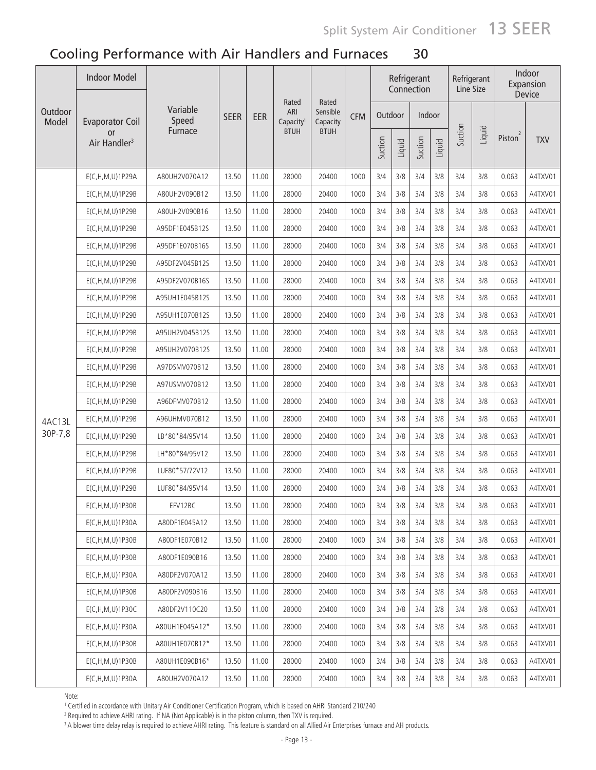# Split System Air Conditioner 13 SEER

## Cooling Performance with Air Handlers and Furnaces 30

| Outdoor Model | Indoor Model | | SEER | EER | Rated ARI Capacity[1] BTUH | Rated Sensible Capacity BTUH | CFM | Refrigerant Connection | | | | Refrigerant Line Size | | Indoor Expansion Device | |
|---|---|---|---|---|---|---|---|---|---|---|---|---|---|---|---|
| | Evaporator Coil or Air Handler[3] | Variable Speed Furnace | | | | | | Outdoor | | Indoor | | Suction | Liquid | Piston[2] | TXV |
| | | | | | | | | Suction | Liquid | Suction | Liquid | | | | |
| 4AC13L 30P-7,8 | E(C,H,M,U)1P29A | A80UH2V070A12 | 13.50 | 11.00 | 28000 | 20400 | 1000 | 3/4 | 3/8 | 3/4 | 3/8 | 3/4 | 3/8 | 0.063 | A4TXV01 |
| | E(C,H,M,U)1P29B | A80UH2V090B12 | 13.50 | 11.00 | 28000 | 20400 | 1000 | 3/4 | 3/8 | 3/4 | 3/8 | 3/4 | 3/8 | 0.063 | A4TXV01 |
| | E(C,H,M,U)1P29B | A80UH2V090B16 | 13.50 | 11.00 | 28000 | 20400 | 1000 | 3/4 | 3/8 | 3/4 | 3/8 | 3/4 | 3/8 | 0.063 | A4TXV01 |
| | E(C,H,M,U)1P29B | A95DF1E045B12S | 13.50 | 11.00 | 28000 | 20400 | 1000 | 3/4 | 3/8 | 3/4 | 3/8 | 3/4 | 3/8 | 0.063 | A4TXV01 |
| | E(C,H,M,U)1P29B | A95DF1E070B16S | 13.50 | 11.00 | 28000 | 20400 | 1000 | 3/4 | 3/8 | 3/4 | 3/8 | 3/4 | 3/8 | 0.063 | A4TXV01 |
| | E(C,H,M,U)1P29B | A95DF2V045B12S | 13.50 | 11.00 | 28000 | 20400 | 1000 | 3/4 | 3/8 | 3/4 | 3/8 | 3/4 | 3/8 | 0.063 | A4TXV01 |
| | E(C,H,M,U)1P29B | A95DF2V070B16S | 13.50 | 11.00 | 28000 | 20400 | 1000 | 3/4 | 3/8 | 3/4 | 3/8 | 3/4 | 3/8 | 0.063 | A4TXV01 |
| | E(C,H,M,U)1P29B | A95UH1E045B12S | 13.50 | 11.00 | 28000 | 20400 | 1000 | 3/4 | 3/8 | 3/4 | 3/8 | 3/4 | 3/8 | 0.063 | A4TXV01 |
| | E(C,H,M,U)1P29B | A95UH1E070B12S | 13.50 | 11.00 | 28000 | 20400 | 1000 | 3/4 | 3/8 | 3/4 | 3/8 | 3/4 | 3/8 | 0.063 | A4TXV01 |
| | E(C,H,M,U)1P29B | A95UH2V045B12S | 13.50 | 11.00 | 28000 | 20400 | 1000 | 3/4 | 3/8 | 3/4 | 3/8 | 3/4 | 3/8 | 0.063 | A4TXV01 |
| | E(C,H,M,U)1P29B | A95UH2V070B12S | 13.50 | 11.00 | 28000 | 20400 | 1000 | 3/4 | 3/8 | 3/4 | 3/8 | 3/4 | 3/8 | 0.063 | A4TXV01 |
| | E(C,H,M,U)1P29B | A97DSMV070B12 | 13.50 | 11.00 | 28000 | 20400 | 1000 | 3/4 | 3/8 | 3/4 | 3/8 | 3/4 | 3/8 | 0.063 | A4TXV01 |
| | E(C,H,M,U)1P29B | A97USMV070B12 | 13.50 | 11.00 | 28000 | 20400 | 1000 | 3/4 | 3/8 | 3/4 | 3/8 | 3/4 | 3/8 | 0.063 | A4TXV01 |
| | E(C,H,M,U)1P29B | A96DFMV070B12 | 13.50 | 11.00 | 28000 | 20400 | 1000 | 3/4 | 3/8 | 3/4 | 3/8 | 3/4 | 3/8 | 0.063 | A4TXV01 |
| | E(C,H,M,U)1P29B | A96UHMV070B12 | 13.50 | 11.00 | 28000 | 20400 | 1000 | 3/4 | 3/8 | 3/4 | 3/8 | 3/4 | 3/8 | 0.063 | A4TXV01 |
| | E(C,H,M,U)1P29B | LB*80*84/95V14 | 13.50 | 11.00 | 28000 | 20400 | 1000 | 3/4 | 3/8 | 3/4 | 3/8 | 3/4 | 3/8 | 0.063 | A4TXV01 |
| | E(C,H,M,U)1P29B | LH*80*84/95V12 | 13.50 | 11.00 | 28000 | 20400 | 1000 | 3/4 | 3/8 | 3/4 | 3/8 | 3/4 | 3/8 | 0.063 | A4TXV01 |
| | E(C,H,M,U)1P29B | LUF80*57/72V12 | 13.50 | 11.00 | 28000 | 20400 | 1000 | 3/4 | 3/8 | 3/4 | 3/8 | 3/4 | 3/8 | 0.063 | A4TXV01 |
| | E(C,H,M,U)1P29B | LUF80*84/95V14 | 13.50 | 11.00 | 28000 | 20400 | 1000 | 3/4 | 3/8 | 3/4 | 3/8 | 3/4 | 3/8 | 0.063 | A4TXV01 |
| | E(C,H,M,U)1P30B | EFV12BC | 13.50 | 11.00 | 28000 | 20400 | 1000 | 3/4 | 3/8 | 3/4 | 3/8 | 3/4 | 3/8 | 0.063 | A4TXV01 |
| | E(C,H,M,U)1P30A | A80DF1E045A12 | 13.50 | 11.00 | 28000 | 20400 | 1000 | 3/4 | 3/8 | 3/4 | 3/8 | 3/4 | 3/8 | 0.063 | A4TXV01 |
| | E(C,H,M,U)1P30B | A80DF1E070B12 | 13.50 | 11.00 | 28000 | 20400 | 1000 | 3/4 | 3/8 | 3/4 | 3/8 | 3/4 | 3/8 | 0.063 | A4TXV01 |
| | E(C,H,M,U)1P30B | A80DF1E090B16 | 13.50 | 11.00 | 28000 | 20400 | 1000 | 3/4 | 3/8 | 3/4 | 3/8 | 3/4 | 3/8 | 0.063 | A4TXV01 |
| | E(C,H,M,U)1P30A | A80DF2V070A12 | 13.50 | 11.00 | 28000 | 20400 | 1000 | 3/4 | 3/8 | 3/4 | 3/8 | 3/4 | 3/8 | 0.063 | A4TXV01 |
| | E(C,H,M,U)1P30B | A80DF2V090B16 | 13.50 | 11.00 | 28000 | 20400 | 1000 | 3/4 | 3/8 | 3/4 | 3/8 | 3/4 | 3/8 | 0.063 | A4TXV01 |
| | E(C,H,M,U)1P30C | A80DF2V110C20 | 13.50 | 11.00 | 28000 | 20400 | 1000 | 3/4 | 3/8 | 3/4 | 3/8 | 3/4 | 3/8 | 0.063 | A4TXV01 |
| | E(C,H,M,U)1P30A | A80UH1E045A12* | 13.50 | 11.00 | 28000 | 20400 | 1000 | 3/4 | 3/8 | 3/4 | 3/8 | 3/4 | 3/8 | 0.063 | A4TXV01 |
| | E(C,H,M,U)1P30B | A80UH1E070B12* | 13.50 | 11.00 | 28000 | 20400 | 1000 | 3/4 | 3/8 | 3/4 | 3/8 | 3/4 | 3/8 | 0.063 | A4TXV01 |
| | E(C,H,M,U)1P30B | A80UH1E090B16* | 13.50 | 11.00 | 28000 | 20400 | 1000 | 3/4 | 3/8 | 3/4 | 3/8 | 3/4 | 3/8 | 0.063 | A4TXV01 |
| | E(C,H,M,U)1P30A | A80UH2V070A12 | 13.50 | 11.00 | 28000 | 20400 | 1000 | 3/4 | 3/8 | 3/4 | 3/8 | 3/4 | 3/8 | 0.063 | A4TXV01 |

Note:

[1] Certified in accordance with Unitary Air Conditioner Certification Program, which is based on AHRI Standard 210/240

[2] Required to achieve AHRI rating. If NA (Not Applicable) is in the piston column, then TXV is required.

[3] A blower time delay relay is required to achieve AHRI rating. This feature is standard on all Allied Air Enterprises furnace and AH products.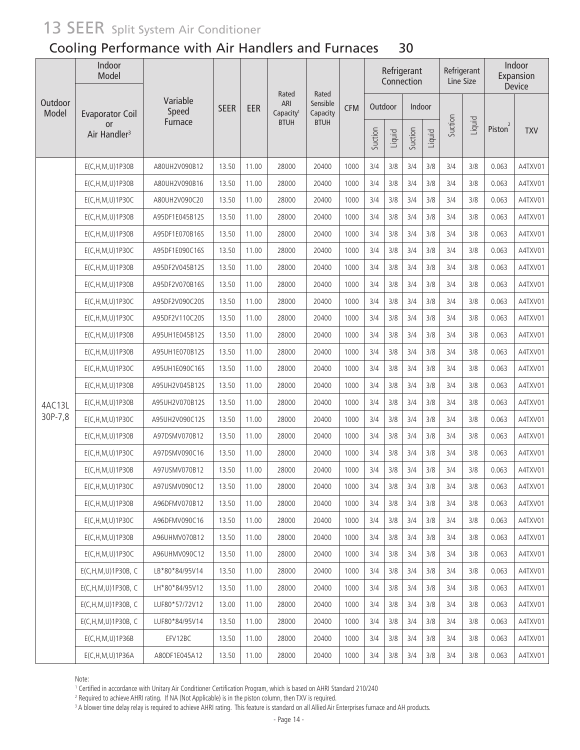# 13 SEER Split System Air Conditioner

## Cooling Performance with Air Handlers and Furnaces 30

| Outdoor Model | Indoor Model | | SEER | EER | Rated ARI Capacity[1] BTUH | Rated Sensible Capacity BTUH | CFM | Refrigerant Connection | | | | Refrigerant Line Size | | Indoor Expansion Device | |
|---|---|---|---|---|---|---|---|---|---|---|---|---|---|---|---|
| | Evaporator Coil or Air Handler[3] | Variable Speed Furnace | | | | | | Outdoor | | Indoor | | | | | |
| | | | | | | | | Suction | Liquid | Suction | Liquid | Suction | Liquid | Piston[2] | TXV |
| 4AC13L 30P-7,8 | E(C,H,M,U)1P30B | A80UH2V090B12 | 13.50 | 11.00 | 28000 | 20400 | 1000 | 3/4 | 3/8 | 3/4 | 3/8 | 3/4 | 3/8 | 0.063 | A4TXV01 |
| | E(C,H,M,U)1P30B | A80UH2V090B16 | 13.50 | 11.00 | 28000 | 20400 | 1000 | 3/4 | 3/8 | 3/4 | 3/8 | 3/4 | 3/8 | 0.063 | A4TXV01 |
| | E(C,H,M,U)1P30C | A80UH2V090C20 | 13.50 | 11.00 | 28000 | 20400 | 1000 | 3/4 | 3/8 | 3/4 | 3/8 | 3/4 | 3/8 | 0.063 | A4TXV01 |
| | E(C,H,M,U)1P30B | A95DF1E045B12S | 13.50 | 11.00 | 28000 | 20400 | 1000 | 3/4 | 3/8 | 3/4 | 3/8 | 3/4 | 3/8 | 0.063 | A4TXV01 |
| | E(C,H,M,U)1P30B | A95DF1E070B16S | 13.50 | 11.00 | 28000 | 20400 | 1000 | 3/4 | 3/8 | 3/4 | 3/8 | 3/4 | 3/8 | 0.063 | A4TXV01 |
| | E(C,H,M,U)1P30C | A95DF1E090C16S | 13.50 | 11.00 | 28000 | 20400 | 1000 | 3/4 | 3/8 | 3/4 | 3/8 | 3/4 | 3/8 | 0.063 | A4TXV01 |
| | E(C,H,M,U)1P30B | A95DF2V045B12S | 13.50 | 11.00 | 28000 | 20400 | 1000 | 3/4 | 3/8 | 3/4 | 3/8 | 3/4 | 3/8 | 0.063 | A4TXV01 |
| | E(C,H,M,U)1P30B | A95DF2V070B16S | 13.50 | 11.00 | 28000 | 20400 | 1000 | 3/4 | 3/8 | 3/4 | 3/8 | 3/4 | 3/8 | 0.063 | A4TXV01 |
| | E(C,H,M,U)1P30C | A95DF2V090C20S | 13.50 | 11.00 | 28000 | 20400 | 1000 | 3/4 | 3/8 | 3/4 | 3/8 | 3/4 | 3/8 | 0.063 | A4TXV01 |
| | E(C,H,M,U)1P30C | A95DF2V110C20S | 13.50 | 11.00 | 28000 | 20400 | 1000 | 3/4 | 3/8 | 3/4 | 3/8 | 3/4 | 3/8 | 0.063 | A4TXV01 |
| | E(C,H,M,U)1P30B | A95UH1E045B12S | 13.50 | 11.00 | 28000 | 20400 | 1000 | 3/4 | 3/8 | 3/4 | 3/8 | 3/4 | 3/8 | 0.063 | A4TXV01 |
| | E(C,H,M,U)1P30B | A95UH1E070B12S | 13.50 | 11.00 | 28000 | 20400 | 1000 | 3/4 | 3/8 | 3/4 | 3/8 | 3/4 | 3/8 | 0.063 | A4TXV01 |
| | E(C,H,M,U)1P30C | A95UH1E090C16S | 13.50 | 11.00 | 28000 | 20400 | 1000 | 3/4 | 3/8 | 3/4 | 3/8 | 3/4 | 3/8 | 0.063 | A4TXV01 |
| | E(C,H,M,U)1P30B | A95UH2V045B12S | 13.50 | 11.00 | 28000 | 20400 | 1000 | 3/4 | 3/8 | 3/4 | 3/8 | 3/4 | 3/8 | 0.063 | A4TXV01 |
| | E(C,H,M,U)1P30B | A95UH2V070B12S | 13.50 | 11.00 | 28000 | 20400 | 1000 | 3/4 | 3/8 | 3/4 | 3/8 | 3/4 | 3/8 | 0.063 | A4TXV01 |
| | E(C,H,M,U)1P30C | A95UH2V090C12S | 13.50 | 11.00 | 28000 | 20400 | 1000 | 3/4 | 3/8 | 3/4 | 3/8 | 3/4 | 3/8 | 0.063 | A4TXV01 |
| | E(C,H,M,U)1P30B | A97DSMV070B12 | 13.50 | 11.00 | 28000 | 20400 | 1000 | 3/4 | 3/8 | 3/4 | 3/8 | 3/4 | 3/8 | 0.063 | A4TXV01 |
| | E(C,H,M,U)1P30C | A97DSMV090C16 | 13.50 | 11.00 | 28000 | 20400 | 1000 | 3/4 | 3/8 | 3/4 | 3/8 | 3/4 | 3/8 | 0.063 | A4TXV01 |
| | E(C,H,M,U)1P30B | A97USMV070B12 | 13.50 | 11.00 | 28000 | 20400 | 1000 | 3/4 | 3/8 | 3/4 | 3/8 | 3/4 | 3/8 | 0.063 | A4TXV01 |
| | E(C,H,M,U)1P30C | A97USMV090C12 | 13.50 | 11.00 | 28000 | 20400 | 1000 | 3/4 | 3/8 | 3/4 | 3/8 | 3/4 | 3/8 | 0.063 | A4TXV01 |
| | E(C,H,M,U)1P30B | A96DFMV070B12 | 13.50 | 11.00 | 28000 | 20400 | 1000 | 3/4 | 3/8 | 3/4 | 3/8 | 3/4 | 3/8 | 0.063 | A4TXV01 |
| | E(C,H,M,U)1P30C | A96DFMV090C16 | 13.50 | 11.00 | 28000 | 20400 | 1000 | 3/4 | 3/8 | 3/4 | 3/8 | 3/4 | 3/8 | 0.063 | A4TXV01 |
| | E(C,H,M,U)1P30B | A96UHMV070B12 | 13.50 | 11.00 | 28000 | 20400 | 1000 | 3/4 | 3/8 | 3/4 | 3/8 | 3/4 | 3/8 | 0.063 | A4TXV01 |
| | E(C,H,M,U)1P30C | A96UHMV090C12 | 13.50 | 11.00 | 28000 | 20400 | 1000 | 3/4 | 3/8 | 3/4 | 3/8 | 3/4 | 3/8 | 0.063 | A4TXV01 |
| | E(C,H,M,U)1P30B, C | LB*80*84/95V14 | 13.50 | 11.00 | 28000 | 20400 | 1000 | 3/4 | 3/8 | 3/4 | 3/8 | 3/4 | 3/8 | 0.063 | A4TXV01 |
| | E(C,H,M,U)1P30B, C | LH*80*84/95V12 | 13.50 | 11.00 | 28000 | 20400 | 1000 | 3/4 | 3/8 | 3/4 | 3/8 | 3/4 | 3/8 | 0.063 | A4TXV01 |
| | E(C,H,M,U)1P30B, C | LUF80*57/72V12 | 13.00 | 11.00 | 28000 | 20400 | 1000 | 3/4 | 3/8 | 3/4 | 3/8 | 3/4 | 3/8 | 0.063 | A4TXV01 |
| | E(C,H,M,U)1P30B, C | LUF80*84/95V14 | 13.50 | 11.00 | 28000 | 20400 | 1000 | 3/4 | 3/8 | 3/4 | 3/8 | 3/4 | 3/8 | 0.063 | A4TXV01 |
| | E(C,H,M,U)1P36B | EFV12BC | 13.50 | 11.00 | 28000 | 20400 | 1000 | 3/4 | 3/8 | 3/4 | 3/8 | 3/4 | 3/8 | 0.063 | A4TXV01 |
| | E(C,H,M,U)1P36A | A80DF1E045A12 | 13.50 | 11.00 | 28000 | 20400 | 1000 | 3/4 | 3/8 | 3/4 | 3/8 | 3/4 | 3/8 | 0.063 | A4TXV01 |

Note:

[1] Certified in accordance with Unitary Air Conditioner Certification Program, which is based on AHRI Standard 210/240

[2] Required to achieve AHRI rating. If NA (Not Applicable) is in the piston column, then TXV is required.

[3] A blower time delay relay is required to achieve AHRI rating. This feature is standard on all Allied Air Enterprises furnace and AH products.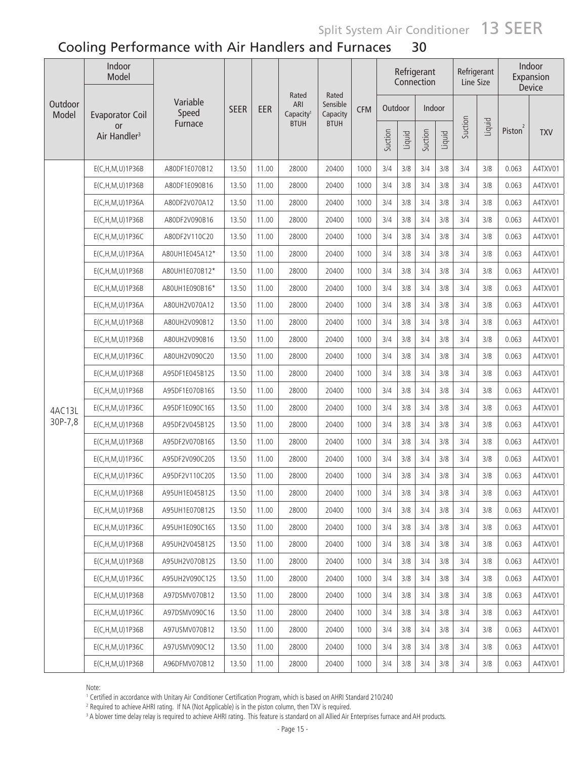## Cooling Performance with Air Handlers and Furnaces 30

| Outdoor Model | Indoor Model | | SEER | EER | Rated ARI Capacity[1] BTUH | Rated Sensible Capacity BTUH | CFM | Refrigerant Connection | | | | Refrigerant Line Size | | Indoor Expansion Device | |
|---|---|---|---|---|---|---|---|---|---|---|---|---|---|---|---|
| | Evaporator Coil or Air Handler[3] | Variable Speed Furnace | | | | | | Outdoor | | Indoor | | | | | |
| | | | | | | | | Suction | Liquid | Suction | Liquid | Suction | Liquid | Piston[2] | TXV |
| 4AC13L 30P-7,8 | E(C,H,M,U)1P36B | A80DF1E070B12 | 13.50 | 11.00 | 28000 | 20400 | 1000 | 3/4 | 3/8 | 3/4 | 3/8 | 3/4 | 3/8 | 0.063 | A4TXV01 |
| | E(C,H,M,U)1P36B | A80DF1E090B16 | 13.50 | 11.00 | 28000 | 20400 | 1000 | 3/4 | 3/8 | 3/4 | 3/8 | 3/4 | 3/8 | 0.063 | A4TXV01 |
| | E(C,H,M,U)1P36A | A80DF2V070A12 | 13.50 | 11.00 | 28000 | 20400 | 1000 | 3/4 | 3/8 | 3/4 | 3/8 | 3/4 | 3/8 | 0.063 | A4TXV01 |
| | E(C,H,M,U)1P36B | A80DF2V090B16 | 13.50 | 11.00 | 28000 | 20400 | 1000 | 3/4 | 3/8 | 3/4 | 3/8 | 3/4 | 3/8 | 0.063 | A4TXV01 |
| | E(C,H,M,U)1P36C | A80DF2V110C20 | 13.50 | 11.00 | 28000 | 20400 | 1000 | 3/4 | 3/8 | 3/4 | 3/8 | 3/4 | 3/8 | 0.063 | A4TXV01 |
| | E(C,H,M,U)1P36A | A80UH1E045A12* | 13.50 | 11.00 | 28000 | 20400 | 1000 | 3/4 | 3/8 | 3/4 | 3/8 | 3/4 | 3/8 | 0.063 | A4TXV01 |
| | E(C,H,M,U)1P36B | A80UH1E070B12* | 13.50 | 11.00 | 28000 | 20400 | 1000 | 3/4 | 3/8 | 3/4 | 3/8 | 3/4 | 3/8 | 0.063 | A4TXV01 |
| | E(C,H,M,U)1P36B | A80UH1E090B16* | 13.50 | 11.00 | 28000 | 20400 | 1000 | 3/4 | 3/8 | 3/4 | 3/8 | 3/4 | 3/8 | 0.063 | A4TXV01 |
| | E(C,H,M,U)1P36A | A80UH2V070A12 | 13.50 | 11.00 | 28000 | 20400 | 1000 | 3/4 | 3/8 | 3/4 | 3/8 | 3/4 | 3/8 | 0.063 | A4TXV01 |
| | E(C,H,M,U)1P36B | A80UH2V090B12 | 13.50 | 11.00 | 28000 | 20400 | 1000 | 3/4 | 3/8 | 3/4 | 3/8 | 3/4 | 3/8 | 0.063 | A4TXV01 |
| | E(C,H,M,U)1P36B | A80UH2V090B16 | 13.50 | 11.00 | 28000 | 20400 | 1000 | 3/4 | 3/8 | 3/4 | 3/8 | 3/4 | 3/8 | 0.063 | A4TXV01 |
| | E(C,H,M,U)1P36C | A80UH2V090C20 | 13.50 | 11.00 | 28000 | 20400 | 1000 | 3/4 | 3/8 | 3/4 | 3/8 | 3/4 | 3/8 | 0.063 | A4TXV01 |
| | E(C,H,M,U)1P36B | A95DF1E045B12S | 13.50 | 11.00 | 28000 | 20400 | 1000 | 3/4 | 3/8 | 3/4 | 3/8 | 3/4 | 3/8 | 0.063 | A4TXV01 |
| | E(C,H,M,U)1P36B | A95DF1E070B16S | 13.50 | 11.00 | 28000 | 20400 | 1000 | 3/4 | 3/8 | 3/4 | 3/8 | 3/4 | 3/8 | 0.063 | A4TXV01 |
| | E(C,H,M,U)1P36C | A95DF1E090C16S | 13.50 | 11.00 | 28000 | 20400 | 1000 | 3/4 | 3/8 | 3/4 | 3/8 | 3/4 | 3/8 | 0.063 | A4TXV01 |
| | E(C,H,M,U)1P36B | A95DF2V045B12S | 13.50 | 11.00 | 28000 | 20400 | 1000 | 3/4 | 3/8 | 3/4 | 3/8 | 3/4 | 3/8 | 0.063 | A4TXV01 |
| | E(C,H,M,U)1P36B | A95DF2V070B16S | 13.50 | 11.00 | 28000 | 20400 | 1000 | 3/4 | 3/8 | 3/4 | 3/8 | 3/4 | 3/8 | 0.063 | A4TXV01 |
| | E(C,H,M,U)1P36C | A95DF2V090C20S | 13.50 | 11.00 | 28000 | 20400 | 1000 | 3/4 | 3/8 | 3/4 | 3/8 | 3/4 | 3/8 | 0.063 | A4TXV01 |
| | E(C,H,M,U)1P36C | A95DF2V110C20S | 13.50 | 11.00 | 28000 | 20400 | 1000 | 3/4 | 3/8 | 3/4 | 3/8 | 3/4 | 3/8 | 0.063 | A4TXV01 |
| | E(C,H,M,U)1P36B | A95UH1E045B12S | 13.50 | 11.00 | 28000 | 20400 | 1000 | 3/4 | 3/8 | 3/4 | 3/8 | 3/4 | 3/8 | 0.063 | A4TXV01 |
| | E(C,H,M,U)1P36B | A95UH1E070B12S | 13.50 | 11.00 | 28000 | 20400 | 1000 | 3/4 | 3/8 | 3/4 | 3/8 | 3/4 | 3/8 | 0.063 | A4TXV01 |
| | E(C,H,M,U)1P36C | A95UH1E090C16S | 13.50 | 11.00 | 28000 | 20400 | 1000 | 3/4 | 3/8 | 3/4 | 3/8 | 3/4 | 3/8 | 0.063 | A4TXV01 |
| | E(C,H,M,U)1P36B | A95UH2V045B12S | 13.50 | 11.00 | 28000 | 20400 | 1000 | 3/4 | 3/8 | 3/4 | 3/8 | 3/4 | 3/8 | 0.063 | A4TXV01 |
| | E(C,H,M,U)1P36B | A95UH2V070B12S | 13.50 | 11.00 | 28000 | 20400 | 1000 | 3/4 | 3/8 | 3/4 | 3/8 | 3/4 | 3/8 | 0.063 | A4TXV01 |
| | E(C,H,M,U)1P36C | A95UH2V090C12S | 13.50 | 11.00 | 28000 | 20400 | 1000 | 3/4 | 3/8 | 3/4 | 3/8 | 3/4 | 3/8 | 0.063 | A4TXV01 |
| | E(C,H,M,U)1P36B | A97DSMV070B12 | 13.50 | 11.00 | 28000 | 20400 | 1000 | 3/4 | 3/8 | 3/4 | 3/8 | 3/4 | 3/8 | 0.063 | A4TXV01 |
| | E(C,H,M,U)1P36C | A97DSMV090C16 | 13.50 | 11.00 | 28000 | 20400 | 1000 | 3/4 | 3/8 | 3/4 | 3/8 | 3/4 | 3/8 | 0.063 | A4TXV01 |
| | E(C,H,M,U)1P36B | A97USMV070B12 | 13.50 | 11.00 | 28000 | 20400 | 1000 | 3/4 | 3/8 | 3/4 | 3/8 | 3/4 | 3/8 | 0.063 | A4TXV01 |
| | E(C,H,M,U)1P36C | A97USMV090C12 | 13.50 | 11.00 | 28000 | 20400 | 1000 | 3/4 | 3/8 | 3/4 | 3/8 | 3/4 | 3/8 | 0.063 | A4TXV01 |
| | E(C,H,M,U)1P36B | A96DFMV070B12 | 13.50 | 11.00 | 28000 | 20400 | 1000 | 3/4 | 3/8 | 3/4 | 3/8 | 3/4 | 3/8 | 0.063 | A4TXV01 |

Note:

[1] Certified in accordance with Unitary Air Conditioner Certification Program, which is based on AHRI Standard 210/240

[2] Required to achieve AHRI rating. If NA (Not Applicable) is in the piston column, then TXV is required.

[3] A blower time delay relay is required to achieve AHRI rating. This feature is standard on all Allied Air Enterprises furnace and AH products.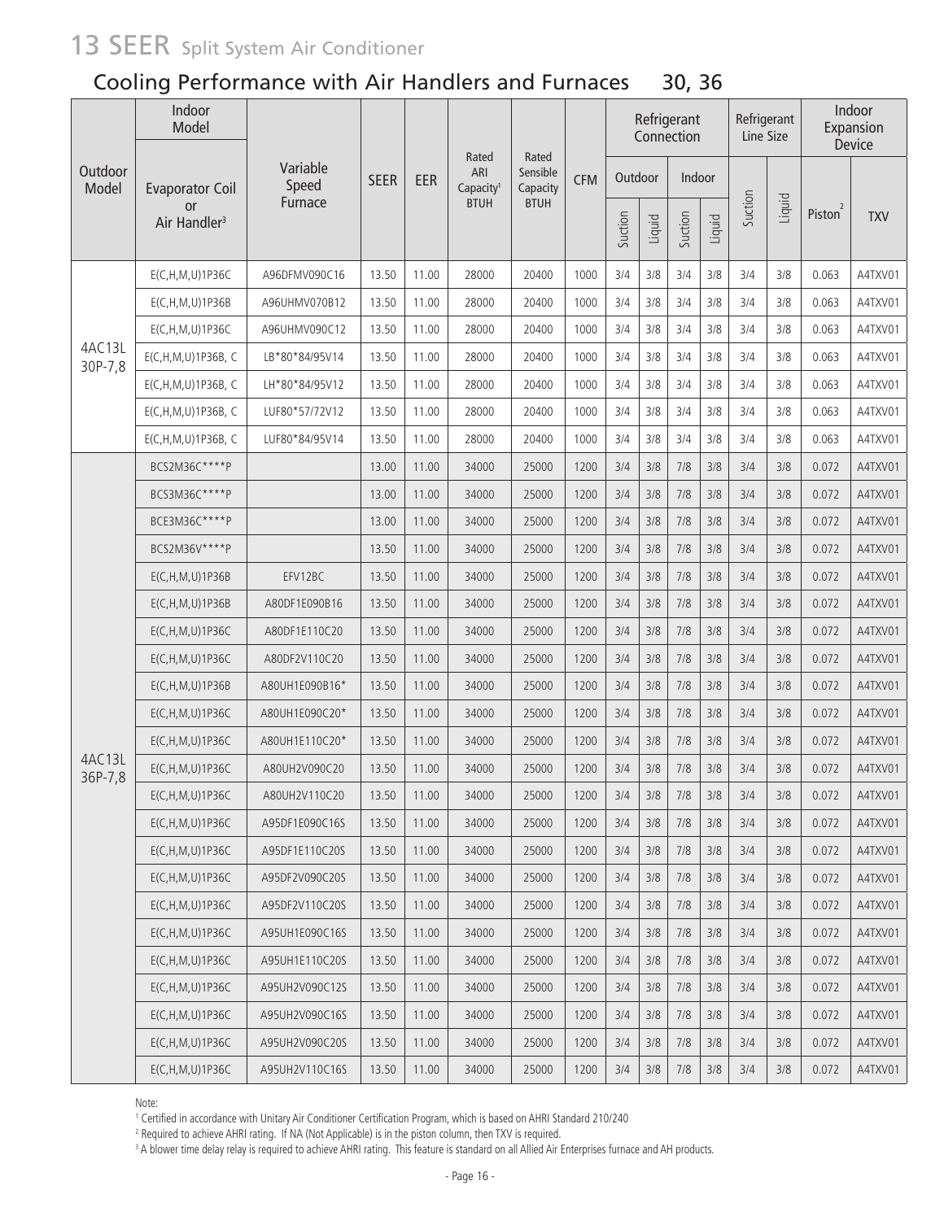# 13 SEER Split System Air Conditioner

## Cooling Performance with Air Handlers and Furnaces 30, 36

| Outdoor Model | Indoor Model | | SEER | EER | Rated ARI Capacity[1] BTUH | Rated Sensible Capacity BTUH | CFM | Refrigerant Connection | | | | Refrigerant Line Size | | Indoor Expansion Device | |
|---|---|---|---|---|---|---|---|---|---|---|---|---|---|---|---|
| | Evaporator Coil or Air Handler[3] | Variable Speed Furnace | | | | | | Outdoor | | Indoor | | Suction | Liquid | Piston[2] | TXV |
| | | | | | | | | Suction | Liquid | Suction | Liquid | | | | |
| 4AC13L 30P-7,8 | E(C,H,M,U)1P36C | A96DFMV090C16 | 13.50 | 11.00 | 28000 | 20400 | 1000 | 3/4 | 3/8 | 3/4 | 3/8 | 3/4 | 3/8 | 0.063 | A4TXV01 |
| | E(C,H,M,U)1P36B | A96UHMV070B12 | 13.50 | 11.00 | 28000 | 20400 | 1000 | 3/4 | 3/8 | 3/4 | 3/8 | 3/4 | 3/8 | 0.063 | A4TXV01 |
| | E(C,H,M,U)1P36C | A96UHMV090C12 | 13.50 | 11.00 | 28000 | 20400 | 1000 | 3/4 | 3/8 | 3/4 | 3/8 | 3/4 | 3/8 | 0.063 | A4TXV01 |
| | E(C,H,M,U)1P36B, C | LB*80*84/95V14 | 13.50 | 11.00 | 28000 | 20400 | 1000 | 3/4 | 3/8 | 3/4 | 3/8 | 3/4 | 3/8 | 0.063 | A4TXV01 |
| | E(C,H,M,U)1P36B, C | LH*80*84/95V12 | 13.50 | 11.00 | 28000 | 20400 | 1000 | 3/4 | 3/8 | 3/4 | 3/8 | 3/4 | 3/8 | 0.063 | A4TXV01 |
| | E(C,H,M,U)1P36B, C | LUF80*57/72V12 | 13.50 | 11.00 | 28000 | 20400 | 1000 | 3/4 | 3/8 | 3/4 | 3/8 | 3/4 | 3/8 | 0.063 | A4TXV01 |
| | E(C,H,M,U)1P36B, C | LUF80*84/95V14 | 13.50 | 11.00 | 28000 | 20400 | 1000 | 3/4 | 3/8 | 3/4 | 3/8 | 3/4 | 3/8 | 0.063 | A4TXV01 |
| 4AC13L 36P-7,8 | BCS2M36C****P | | 13.00 | 11.00 | 34000 | 25000 | 1200 | 3/4 | 3/8 | 7/8 | 3/8 | 3/4 | 3/8 | 0.072 | A4TXV01 |
| | BCS3M36C****P | | 13.00 | 11.00 | 34000 | 25000 | 1200 | 3/4 | 3/8 | 7/8 | 3/8 | 3/4 | 3/8 | 0.072 | A4TXV01 |
| | BCE3M36C****P | | 13.00 | 11.00 | 34000 | 25000 | 1200 | 3/4 | 3/8 | 7/8 | 3/8 | 3/4 | 3/8 | 0.072 | A4TXV01 |
| | BCS2M36V****P | | 13.50 | 11.00 | 34000 | 25000 | 1200 | 3/4 | 3/8 | 7/8 | 3/8 | 3/4 | 3/8 | 0.072 | A4TXV01 |
| | E(C,H,M,U)1P36B | EFV12BC | 13.50 | 11.00 | 34000 | 25000 | 1200 | 3/4 | 3/8 | 7/8 | 3/8 | 3/4 | 3/8 | 0.072 | A4TXV01 |
| | E(C,H,M,U)1P36B | A80DF1E090B16 | 13.50 | 11.00 | 34000 | 25000 | 1200 | 3/4 | 3/8 | 7/8 | 3/8 | 3/4 | 3/8 | 0.072 | A4TXV01 |
| | E(C,H,M,U)1P36C | A80DF1E110C20 | 13.50 | 11.00 | 34000 | 25000 | 1200 | 3/4 | 3/8 | 7/8 | 3/8 | 3/4 | 3/8 | 0.072 | A4TXV01 |
| | E(C,H,M,U)1P36C | A80DF2V110C20 | 13.50 | 11.00 | 34000 | 25000 | 1200 | 3/4 | 3/8 | 7/8 | 3/8 | 3/4 | 3/8 | 0.072 | A4TXV01 |
| | E(C,H,M,U)1P36B | A80UH1E090B16* | 13.50 | 11.00 | 34000 | 25000 | 1200 | 3/4 | 3/8 | 7/8 | 3/8 | 3/4 | 3/8 | 0.072 | A4TXV01 |
| | E(C,H,M,U)1P36C | A80UH1E090C20* | 13.50 | 11.00 | 34000 | 25000 | 1200 | 3/4 | 3/8 | 7/8 | 3/8 | 3/4 | 3/8 | 0.072 | A4TXV01 |
| | E(C,H,M,U)1P36C | A80UH1E110C20* | 13.50 | 11.00 | 34000 | 25000 | 1200 | 3/4 | 3/8 | 7/8 | 3/8 | 3/4 | 3/8 | 0.072 | A4TXV01 |
| | E(C,H,M,U)1P36C | A80UH2V090C20 | 13.50 | 11.00 | 34000 | 25000 | 1200 | 3/4 | 3/8 | 7/8 | 3/8 | 3/4 | 3/8 | 0.072 | A4TXV01 |
| | E(C,H,M,U)1P36C | A80UH2V110C20 | 13.50 | 11.00 | 34000 | 25000 | 1200 | 3/4 | 3/8 | 7/8 | 3/8 | 3/4 | 3/8 | 0.072 | A4TXV01 |
| | E(C,H,M,U)1P36C | A95DF1E090C16S | 13.50 | 11.00 | 34000 | 25000 | 1200 | 3/4 | 3/8 | 7/8 | 3/8 | 3/4 | 3/8 | 0.072 | A4TXV01 |
| | E(C,H,M,U)1P36C | A95DF1E110C20S | 13.50 | 11.00 | 34000 | 25000 | 1200 | 3/4 | 3/8 | 7/8 | 3/8 | 3/4 | 3/8 | 0.072 | A4TXV01 |
| | E(C,H,M,U)1P36C | A95DF2V090C20S | 13.50 | 11.00 | 34000 | 25000 | 1200 | 3/4 | 3/8 | 7/8 | 3/8 | 3/4 | 3/8 | 0.072 | A4TXV01 |
| | E(C,H,M,U)1P36C | A95DF2V110C20S | 13.50 | 11.00 | 34000 | 25000 | 1200 | 3/4 | 3/8 | 7/8 | 3/8 | 3/4 | 3/8 | 0.072 | A4TXV01 |
| | E(C,H,M,U)1P36C | A95UH1E090C16S | 13.50 | 11.00 | 34000 | 25000 | 1200 | 3/4 | 3/8 | 7/8 | 3/8 | 3/4 | 3/8 | 0.072 | A4TXV01 |
| | E(C,H,M,U)1P36C | A95UH1E110C20S | 13.50 | 11.00 | 34000 | 25000 | 1200 | 3/4 | 3/8 | 7/8 | 3/8 | 3/4 | 3/8 | 0.072 | A4TXV01 |
| | E(C,H,M,U)1P36C | A95UH2V090C12S | 13.50 | 11.00 | 34000 | 25000 | 1200 | 3/4 | 3/8 | 7/8 | 3/8 | 3/4 | 3/8 | 0.072 | A4TXV01 |
| | E(C,H,M,U)1P36C | A95UH2V090C16S | 13.50 | 11.00 | 34000 | 25000 | 1200 | 3/4 | 3/8 | 7/8 | 3/8 | 3/4 | 3/8 | 0.072 | A4TXV01 |
| | E(C,H,M,U)1P36C | A95UH2V090C20S | 13.50 | 11.00 | 34000 | 25000 | 1200 | 3/4 | 3/8 | 7/8 | 3/8 | 3/4 | 3/8 | 0.072 | A4TXV01 |
| | E(C,H,M,U)1P36C | A95UH2V110C16S | 13.50 | 11.00 | 34000 | 25000 | 1200 | 3/4 | 3/8 | 7/8 | 3/8 | 3/4 | 3/8 | 0.072 | A4TXV01 |

Note:

[1] Certified in accordance with Unitary Air Conditioner Certification Program, which is based on AHRI Standard 210/240

[2] Required to achieve AHRI rating. If NA (Not Applicable) is in the piston column, then TXV is required.

[3] A blower time delay relay is required to achieve AHRI rating. This feature is standard on all Allied Air Enterprises furnace and AH products.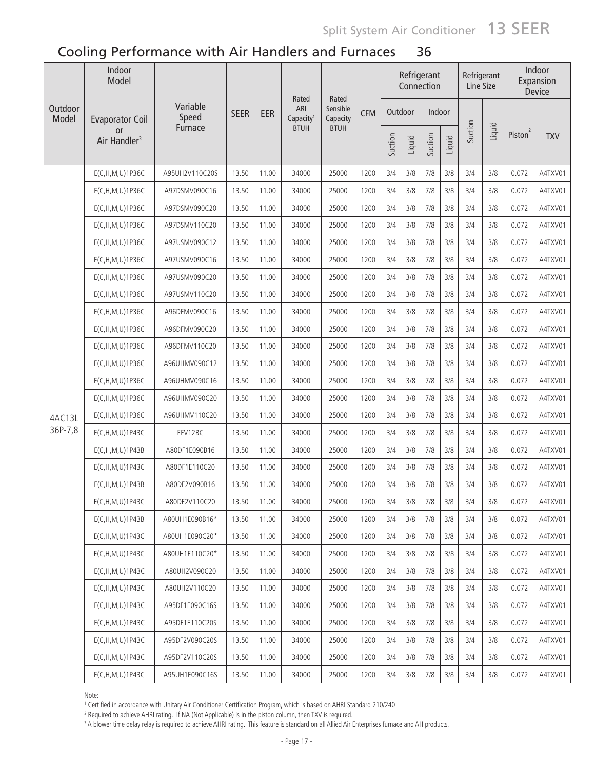# Cooling Performance with Air Handlers and Furnaces 36

| Outdoor Model | Indoor Model: Evaporator Coil or Air Handler[3] | Indoor Model: Variable Speed Furnace | SEER | EER | Rated ARI Capacity[1] BTUH | Rated Sensible Capacity BTUH | CFM | Refrigerant Connection: Outdoor Suction | Refrigerant Connection: Outdoor Liquid | Refrigerant Connection: Indoor Suction | Refrigerant Connection: Indoor Liquid | Refrigerant Line Size: Suction | Refrigerant Line Size: Liquid | Indoor Expansion Device: Piston[2] | Indoor Expansion Device: TXV |
|---|---|---|---|---|---|---|---|---|---|---|---|---|---|---|---|
| 4AC13L 36P-7,8 | E(C,H,M,U)1P36C | A95UH2V110C20S | 13.50 | 11.00 | 34000 | 25000 | 1200 | 3/4 | 3/8 | 7/8 | 3/8 | 3/4 | 3/8 | 0.072 | A4TXV01 |
| | E(C,H,M,U)1P36C | A97DSMV090C16 | 13.50 | 11.00 | 34000 | 25000 | 1200 | 3/4 | 3/8 | 7/8 | 3/8 | 3/4 | 3/8 | 0.072 | A4TXV01 |
| | E(C,H,M,U)1P36C | A97DSMV090C20 | 13.50 | 11.00 | 34000 | 25000 | 1200 | 3/4 | 3/8 | 7/8 | 3/8 | 3/4 | 3/8 | 0.072 | A4TXV01 |
| | E(C,H,M,U)1P36C | A97DSMV110C20 | 13.50 | 11.00 | 34000 | 25000 | 1200 | 3/4 | 3/8 | 7/8 | 3/8 | 3/4 | 3/8 | 0.072 | A4TXV01 |
| | E(C,H,M,U)1P36C | A97USMV090C12 | 13.50 | 11.00 | 34000 | 25000 | 1200 | 3/4 | 3/8 | 7/8 | 3/8 | 3/4 | 3/8 | 0.072 | A4TXV01 |
| | E(C,H,M,U)1P36C | A97USMV090C16 | 13.50 | 11.00 | 34000 | 25000 | 1200 | 3/4 | 3/8 | 7/8 | 3/8 | 3/4 | 3/8 | 0.072 | A4TXV01 |
| | E(C,H,M,U)1P36C | A97USMV090C20 | 13.50 | 11.00 | 34000 | 25000 | 1200 | 3/4 | 3/8 | 7/8 | 3/8 | 3/4 | 3/8 | 0.072 | A4TXV01 |
| | E(C,H,M,U)1P36C | A97USMV110C20 | 13.50 | 11.00 | 34000 | 25000 | 1200 | 3/4 | 3/8 | 7/8 | 3/8 | 3/4 | 3/8 | 0.072 | A4TXV01 |
| | E(C,H,M,U)1P36C | A96DFMV090C16 | 13.50 | 11.00 | 34000 | 25000 | 1200 | 3/4 | 3/8 | 7/8 | 3/8 | 3/4 | 3/8 | 0.072 | A4TXV01 |
| | E(C,H,M,U)1P36C | A96DFMV090C20 | 13.50 | 11.00 | 34000 | 25000 | 1200 | 3/4 | 3/8 | 7/8 | 3/8 | 3/4 | 3/8 | 0.072 | A4TXV01 |
| | E(C,H,M,U)1P36C | A96DFMV110C20 | 13.50 | 11.00 | 34000 | 25000 | 1200 | 3/4 | 3/8 | 7/8 | 3/8 | 3/4 | 3/8 | 0.072 | A4TXV01 |
| | E(C,H,M,U)1P36C | A96UHMV090C12 | 13.50 | 11.00 | 34000 | 25000 | 1200 | 3/4 | 3/8 | 7/8 | 3/8 | 3/4 | 3/8 | 0.072 | A4TXV01 |
| | E(C,H,M,U)1P36C | A96UHMV090C16 | 13.50 | 11.00 | 34000 | 25000 | 1200 | 3/4 | 3/8 | 7/8 | 3/8 | 3/4 | 3/8 | 0.072 | A4TXV01 |
| | E(C,H,M,U)1P36C | A96UHMV090C20 | 13.50 | 11.00 | 34000 | 25000 | 1200 | 3/4 | 3/8 | 7/8 | 3/8 | 3/4 | 3/8 | 0.072 | A4TXV01 |
| | E(C,H,M,U)1P36C | A96UHMV110C20 | 13.50 | 11.00 | 34000 | 25000 | 1200 | 3/4 | 3/8 | 7/8 | 3/8 | 3/4 | 3/8 | 0.072 | A4TXV01 |
| | E(C,H,M,U)1P43C | EFV12BC | 13.50 | 11.00 | 34000 | 25000 | 1200 | 3/4 | 3/8 | 7/8 | 3/8 | 3/4 | 3/8 | 0.072 | A4TXV01 |
| | E(C,H,M,U)1P43B | A80DF1E090B16 | 13.50 | 11.00 | 34000 | 25000 | 1200 | 3/4 | 3/8 | 7/8 | 3/8 | 3/4 | 3/8 | 0.072 | A4TXV01 |
| | E(C,H,M,U)1P43C | A80DF1E110C20 | 13.50 | 11.00 | 34000 | 25000 | 1200 | 3/4 | 3/8 | 7/8 | 3/8 | 3/4 | 3/8 | 0.072 | A4TXV01 |
| | E(C,H,M,U)1P43B | A80DF2V090B16 | 13.50 | 11.00 | 34000 | 25000 | 1200 | 3/4 | 3/8 | 7/8 | 3/8 | 3/4 | 3/8 | 0.072 | A4TXV01 |
| | E(C,H,M,U)1P43C | A80DF2V110C20 | 13.50 | 11.00 | 34000 | 25000 | 1200 | 3/4 | 3/8 | 7/8 | 3/8 | 3/4 | 3/8 | 0.072 | A4TXV01 |
| | E(C,H,M,U)1P43B | A80UH1E090B16* | 13.50 | 11.00 | 34000 | 25000 | 1200 | 3/4 | 3/8 | 7/8 | 3/8 | 3/4 | 3/8 | 0.072 | A4TXV01 |
| | E(C,H,M,U)1P43C | A80UH1E090C20* | 13.50 | 11.00 | 34000 | 25000 | 1200 | 3/4 | 3/8 | 7/8 | 3/8 | 3/4 | 3/8 | 0.072 | A4TXV01 |
| | E(C,H,M,U)1P43C | A80UH1E110C20* | 13.50 | 11.00 | 34000 | 25000 | 1200 | 3/4 | 3/8 | 7/8 | 3/8 | 3/4 | 3/8 | 0.072 | A4TXV01 |
| | E(C,H,M,U)1P43C | A80UH2V090C20 | 13.50 | 11.00 | 34000 | 25000 | 1200 | 3/4 | 3/8 | 7/8 | 3/8 | 3/4 | 3/8 | 0.072 | A4TXV01 |
| | E(C,H,M,U)1P43C | A80UH2V110C20 | 13.50 | 11.00 | 34000 | 25000 | 1200 | 3/4 | 3/8 | 7/8 | 3/8 | 3/4 | 3/8 | 0.072 | A4TXV01 |
| | E(C,H,M,U)1P43C | A95DF1E090C16S | 13.50 | 11.00 | 34000 | 25000 | 1200 | 3/4 | 3/8 | 7/8 | 3/8 | 3/4 | 3/8 | 0.072 | A4TXV01 |
| | E(C,H,M,U)1P43C | A95DF1E110C20S | 13.50 | 11.00 | 34000 | 25000 | 1200 | 3/4 | 3/8 | 7/8 | 3/8 | 3/4 | 3/8 | 0.072 | A4TXV01 |
| | E(C,H,M,U)1P43C | A95DF2V090C20S | 13.50 | 11.00 | 34000 | 25000 | 1200 | 3/4 | 3/8 | 7/8 | 3/8 | 3/4 | 3/8 | 0.072 | A4TXV01 |
| | E(C,H,M,U)1P43C | A95DF2V110C20S | 13.50 | 11.00 | 34000 | 25000 | 1200 | 3/4 | 3/8 | 7/8 | 3/8 | 3/4 | 3/8 | 0.072 | A4TXV01 |
| | E(C,H,M,U)1P43C | A95UH1E090C16S | 13.50 | 11.00 | 34000 | 25000 | 1200 | 3/4 | 3/8 | 7/8 | 3/8 | 3/4 | 3/8 | 0.072 | A4TXV01 |

Note:

[1] Certified in accordance with Unitary Air Conditioner Certification Program, which is based on AHRI Standard 210/240

[2] Required to achieve AHRI rating. If NA (Not Applicable) is in the piston column, then TXV is required.

[3] A blower time delay relay is required to achieve AHRI rating. This feature is standard on all Allied Air Enterprises furnace and AH products.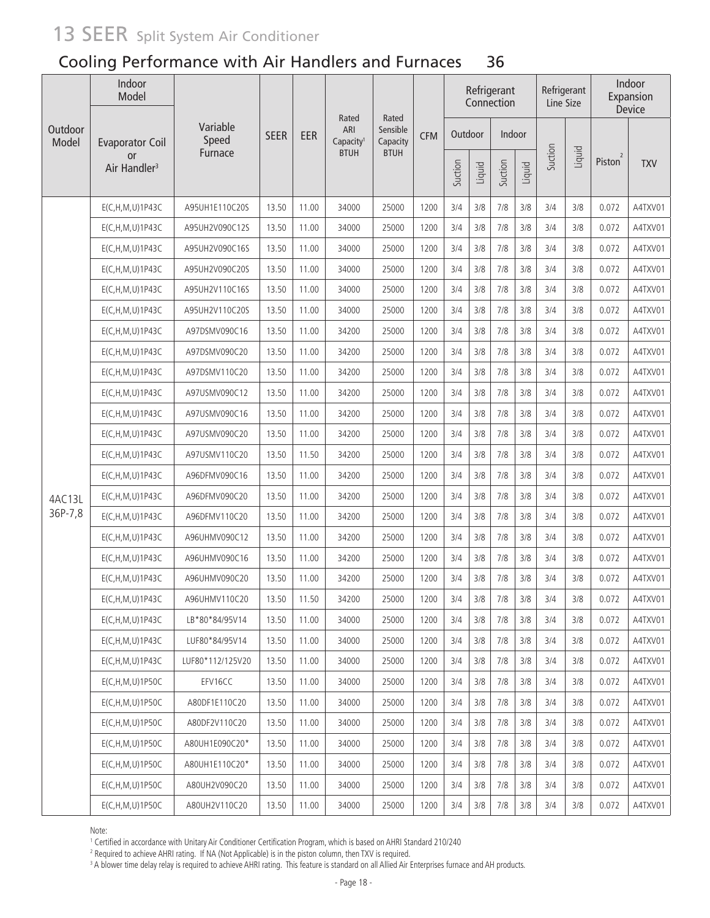# 13 SEER Split System Air Conditioner

## Cooling Performance with Air Handlers and Furnaces 36

| Outdoor Model | Indoor Model | | SEER | EER | Rated ARI Capacity[1] BTUH | Rated Sensible Capacity BTUH | CFM | Refrigerant Connection | | | | Refrigerant Line Size | | Indoor Expansion Device | |
|---|---|---|---|---|---|---|---|---|---|---|---|---|---|---|---|
| | Evaporator Coil or Air Handler[3] | Variable Speed Furnace | | | | | | Outdoor | | Indoor | | Suction | Liquid | Piston[2] | TXV |
| | | | | | | | | Suction | Liquid | Suction | Liquid | | | | |
| 4AC13L 36P-7,8 | E(C,H,M,U)1P43C | A95UH1E110C20S | 13.50 | 11.00 | 34000 | 25000 | 1200 | 3/4 | 3/8 | 7/8 | 3/8 | 3/4 | 3/8 | 0.072 | A4TXV01 |
| | E(C,H,M,U)1P43C | A95UH2V090C12S | 13.50 | 11.00 | 34000 | 25000 | 1200 | 3/4 | 3/8 | 7/8 | 3/8 | 3/4 | 3/8 | 0.072 | A4TXV01 |
| | E(C,H,M,U)1P43C | A95UH2V090C16S | 13.50 | 11.00 | 34000 | 25000 | 1200 | 3/4 | 3/8 | 7/8 | 3/8 | 3/4 | 3/8 | 0.072 | A4TXV01 |
| | E(C,H,M,U)1P43C | A95UH2V090C20S | 13.50 | 11.00 | 34000 | 25000 | 1200 | 3/4 | 3/8 | 7/8 | 3/8 | 3/4 | 3/8 | 0.072 | A4TXV01 |
| | E(C,H,M,U)1P43C | A95UH2V110C16S | 13.50 | 11.00 | 34000 | 25000 | 1200 | 3/4 | 3/8 | 7/8 | 3/8 | 3/4 | 3/8 | 0.072 | A4TXV01 |
| | E(C,H,M,U)1P43C | A95UH2V110C20S | 13.50 | 11.00 | 34000 | 25000 | 1200 | 3/4 | 3/8 | 7/8 | 3/8 | 3/4 | 3/8 | 0.072 | A4TXV01 |
| | E(C,H,M,U)1P43C | A97DSMV090C16 | 13.50 | 11.00 | 34200 | 25000 | 1200 | 3/4 | 3/8 | 7/8 | 3/8 | 3/4 | 3/8 | 0.072 | A4TXV01 |
| | E(C,H,M,U)1P43C | A97DSMV090C20 | 13.50 | 11.00 | 34200 | 25000 | 1200 | 3/4 | 3/8 | 7/8 | 3/8 | 3/4 | 3/8 | 0.072 | A4TXV01 |
| | E(C,H,M,U)1P43C | A97DSMV110C20 | 13.50 | 11.00 | 34200 | 25000 | 1200 | 3/4 | 3/8 | 7/8 | 3/8 | 3/4 | 3/8 | 0.072 | A4TXV01 |
| | E(C,H,M,U)1P43C | A97USMV090C12 | 13.50 | 11.00 | 34200 | 25000 | 1200 | 3/4 | 3/8 | 7/8 | 3/8 | 3/4 | 3/8 | 0.072 | A4TXV01 |
| | E(C,H,M,U)1P43C | A97USMV090C16 | 13.50 | 11.00 | 34200 | 25000 | 1200 | 3/4 | 3/8 | 7/8 | 3/8 | 3/4 | 3/8 | 0.072 | A4TXV01 |
| | E(C,H,M,U)1P43C | A97USMV090C20 | 13.50 | 11.00 | 34200 | 25000 | 1200 | 3/4 | 3/8 | 7/8 | 3/8 | 3/4 | 3/8 | 0.072 | A4TXV01 |
| | E(C,H,M,U)1P43C | A97USMV110C20 | 13.50 | 11.50 | 34200 | 25000 | 1200 | 3/4 | 3/8 | 7/8 | 3/8 | 3/4 | 3/8 | 0.072 | A4TXV01 |
| | E(C,H,M,U)1P43C | A96DFMV090C16 | 13.50 | 11.00 | 34200 | 25000 | 1200 | 3/4 | 3/8 | 7/8 | 3/8 | 3/4 | 3/8 | 0.072 | A4TXV01 |
| | E(C,H,M,U)1P43C | A96DFMV090C20 | 13.50 | 11.00 | 34200 | 25000 | 1200 | 3/4 | 3/8 | 7/8 | 3/8 | 3/4 | 3/8 | 0.072 | A4TXV01 |
| | E(C,H,M,U)1P43C | A96DFMV110C20 | 13.50 | 11.00 | 34200 | 25000 | 1200 | 3/4 | 3/8 | 7/8 | 3/8 | 3/4 | 3/8 | 0.072 | A4TXV01 |
| | E(C,H,M,U)1P43C | A96UHMV090C12 | 13.50 | 11.00 | 34200 | 25000 | 1200 | 3/4 | 3/8 | 7/8 | 3/8 | 3/4 | 3/8 | 0.072 | A4TXV01 |
| | E(C,H,M,U)1P43C | A96UHMV090C16 | 13.50 | 11.00 | 34200 | 25000 | 1200 | 3/4 | 3/8 | 7/8 | 3/8 | 3/4 | 3/8 | 0.072 | A4TXV01 |
| | E(C,H,M,U)1P43C | A96UHMV090C20 | 13.50 | 11.00 | 34200 | 25000 | 1200 | 3/4 | 3/8 | 7/8 | 3/8 | 3/4 | 3/8 | 0.072 | A4TXV01 |
| | E(C,H,M,U)1P43C | A96UHMV110C20 | 13.50 | 11.50 | 34200 | 25000 | 1200 | 3/4 | 3/8 | 7/8 | 3/8 | 3/4 | 3/8 | 0.072 | A4TXV01 |
| | E(C,H,M,U)1P43C | LB*80*84/95V14 | 13.50 | 11.00 | 34000 | 25000 | 1200 | 3/4 | 3/8 | 7/8 | 3/8 | 3/4 | 3/8 | 0.072 | A4TXV01 |
| | E(C,H,M,U)1P43C | LUF80*84/95V14 | 13.50 | 11.00 | 34000 | 25000 | 1200 | 3/4 | 3/8 | 7/8 | 3/8 | 3/4 | 3/8 | 0.072 | A4TXV01 |
| | E(C,H,M,U)1P43C | LUF80*112/125V20 | 13.50 | 11.00 | 34000 | 25000 | 1200 | 3/4 | 3/8 | 7/8 | 3/8 | 3/4 | 3/8 | 0.072 | A4TXV01 |
| | E(C,H,M,U)1P50C | EFV16CC | 13.50 | 11.00 | 34000 | 25000 | 1200 | 3/4 | 3/8 | 7/8 | 3/8 | 3/4 | 3/8 | 0.072 | A4TXV01 |
| | E(C,H,M,U)1P50C | A80DF1E110C20 | 13.50 | 11.00 | 34000 | 25000 | 1200 | 3/4 | 3/8 | 7/8 | 3/8 | 3/4 | 3/8 | 0.072 | A4TXV01 |
| | E(C,H,M,U)1P50C | A80DF2V110C20 | 13.50 | 11.00 | 34000 | 25000 | 1200 | 3/4 | 3/8 | 7/8 | 3/8 | 3/4 | 3/8 | 0.072 | A4TXV01 |
| | E(C,H,M,U)1P50C | A80UH1E090C20* | 13.50 | 11.00 | 34000 | 25000 | 1200 | 3/4 | 3/8 | 7/8 | 3/8 | 3/4 | 3/8 | 0.072 | A4TXV01 |
| | E(C,H,M,U)1P50C | A80UH1E110C20* | 13.50 | 11.00 | 34000 | 25000 | 1200 | 3/4 | 3/8 | 7/8 | 3/8 | 3/4 | 3/8 | 0.072 | A4TXV01 |
| | E(C,H,M,U)1P50C | A80UH2V090C20 | 13.50 | 11.00 | 34000 | 25000 | 1200 | 3/4 | 3/8 | 7/8 | 3/8 | 3/4 | 3/8 | 0.072 | A4TXV01 |
| | E(C,H,M,U)1P50C | A80UH2V110C20 | 13.50 | 11.00 | 34000 | 25000 | 1200 | 3/4 | 3/8 | 7/8 | 3/8 | 3/4 | 3/8 | 0.072 | A4TXV01 |

Note:

[1] Certified in accordance with Unitary Air Conditioner Certification Program, which is based on AHRI Standard 210/240

[2] Required to achieve AHRI rating. If NA (Not Applicable) is in the piston column, then TXV is required.

[3] A blower time delay relay is required to achieve AHRI rating. This feature is standard on all Allied Air Enterprises furnace and AH products.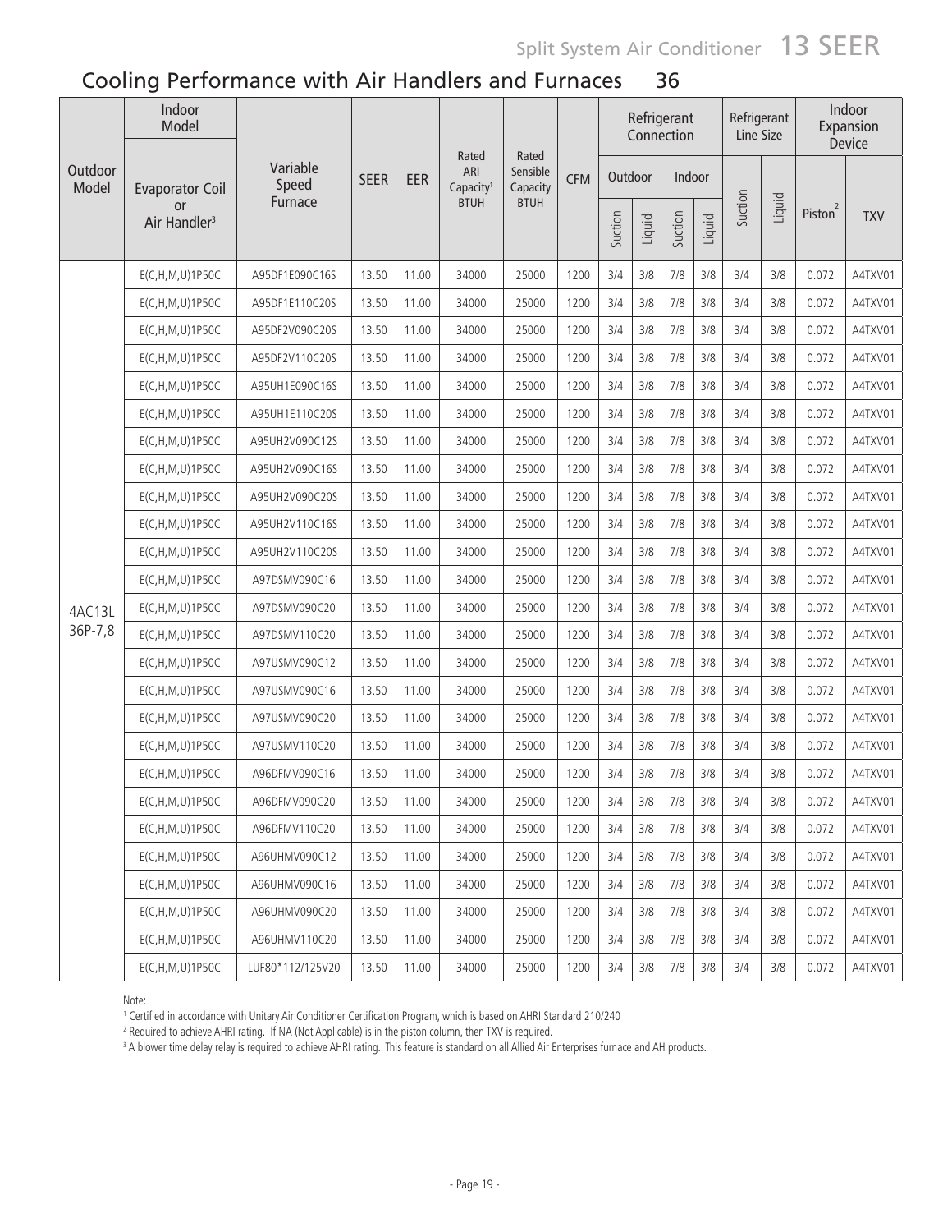## Cooling Performance with Air Handlers and Furnaces 36

| Outdoor Model | Indoor Model | | SEER | EER | Rated ARI Capacity[1] BTUH | Rated Sensible Capacity BTUH | CFM | Refrigerant Connection | | | | Refrigerant Line Size | | Indoor Expansion Device | |
|---|---|---|---|---|---|---|---|---|---|---|---|---|---|---|---|
| | Evaporator Coil or Air Handler[3] | Variable Speed Furnace | | | | | | Outdoor | | Indoor | | | | | |
| | | | | | | | | Suction | Liquid | Suction | Liquid | Suction | Liquid | Piston[2] | TXV |
| 4AC13L 36P-7,8 | E(C,H,M,U)1P50C | A95DF1E090C16S | 13.50 | 11.00 | 34000 | 25000 | 1200 | 3/4 | 3/8 | 7/8 | 3/8 | 3/4 | 3/8 | 0.072 | A4TXV01 |
| | E(C,H,M,U)1P50C | A95DF1E110C20S | 13.50 | 11.00 | 34000 | 25000 | 1200 | 3/4 | 3/8 | 7/8 | 3/8 | 3/4 | 3/8 | 0.072 | A4TXV01 |
| | E(C,H,M,U)1P50C | A95DF2V090C20S | 13.50 | 11.00 | 34000 | 25000 | 1200 | 3/4 | 3/8 | 7/8 | 3/8 | 3/4 | 3/8 | 0.072 | A4TXV01 |
| | E(C,H,M,U)1P50C | A95DF2V110C20S | 13.50 | 11.00 | 34000 | 25000 | 1200 | 3/4 | 3/8 | 7/8 | 3/8 | 3/4 | 3/8 | 0.072 | A4TXV01 |
| | E(C,H,M,U)1P50C | A95UH1E090C16S | 13.50 | 11.00 | 34000 | 25000 | 1200 | 3/4 | 3/8 | 7/8 | 3/8 | 3/4 | 3/8 | 0.072 | A4TXV01 |
| | E(C,H,M,U)1P50C | A95UH1E110C20S | 13.50 | 11.00 | 34000 | 25000 | 1200 | 3/4 | 3/8 | 7/8 | 3/8 | 3/4 | 3/8 | 0.072 | A4TXV01 |
| | E(C,H,M,U)1P50C | A95UH2V090C12S | 13.50 | 11.00 | 34000 | 25000 | 1200 | 3/4 | 3/8 | 7/8 | 3/8 | 3/4 | 3/8 | 0.072 | A4TXV01 |
| | E(C,H,M,U)1P50C | A95UH2V090C16S | 13.50 | 11.00 | 34000 | 25000 | 1200 | 3/4 | 3/8 | 7/8 | 3/8 | 3/4 | 3/8 | 0.072 | A4TXV01 |
| | E(C,H,M,U)1P50C | A95UH2V090C20S | 13.50 | 11.00 | 34000 | 25000 | 1200 | 3/4 | 3/8 | 7/8 | 3/8 | 3/4 | 3/8 | 0.072 | A4TXV01 |
| | E(C,H,M,U)1P50C | A95UH2V110C16S | 13.50 | 11.00 | 34000 | 25000 | 1200 | 3/4 | 3/8 | 7/8 | 3/8 | 3/4 | 3/8 | 0.072 | A4TXV01 |
| | E(C,H,M,U)1P50C | A95UH2V110C20S | 13.50 | 11.00 | 34000 | 25000 | 1200 | 3/4 | 3/8 | 7/8 | 3/8 | 3/4 | 3/8 | 0.072 | A4TXV01 |
| | E(C,H,M,U)1P50C | A97DSMV090C16 | 13.50 | 11.00 | 34000 | 25000 | 1200 | 3/4 | 3/8 | 7/8 | 3/8 | 3/4 | 3/8 | 0.072 | A4TXV01 |
| | E(C,H,M,U)1P50C | A97DSMV090C20 | 13.50 | 11.00 | 34000 | 25000 | 1200 | 3/4 | 3/8 | 7/8 | 3/8 | 3/4 | 3/8 | 0.072 | A4TXV01 |
| | E(C,H,M,U)1P50C | A97DSMV110C20 | 13.50 | 11.00 | 34000 | 25000 | 1200 | 3/4 | 3/8 | 7/8 | 3/8 | 3/4 | 3/8 | 0.072 | A4TXV01 |
| | E(C,H,M,U)1P50C | A97USMV090C12 | 13.50 | 11.00 | 34000 | 25000 | 1200 | 3/4 | 3/8 | 7/8 | 3/8 | 3/4 | 3/8 | 0.072 | A4TXV01 |
| | E(C,H,M,U)1P50C | A97USMV090C16 | 13.50 | 11.00 | 34000 | 25000 | 1200 | 3/4 | 3/8 | 7/8 | 3/8 | 3/4 | 3/8 | 0.072 | A4TXV01 |
| | E(C,H,M,U)1P50C | A97USMV090C20 | 13.50 | 11.00 | 34000 | 25000 | 1200 | 3/4 | 3/8 | 7/8 | 3/8 | 3/4 | 3/8 | 0.072 | A4TXV01 |
| | E(C,H,M,U)1P50C | A97USMV110C20 | 13.50 | 11.00 | 34000 | 25000 | 1200 | 3/4 | 3/8 | 7/8 | 3/8 | 3/4 | 3/8 | 0.072 | A4TXV01 |
| | E(C,H,M,U)1P50C | A96DFMV090C16 | 13.50 | 11.00 | 34000 | 25000 | 1200 | 3/4 | 3/8 | 7/8 | 3/8 | 3/4 | 3/8 | 0.072 | A4TXV01 |
| | E(C,H,M,U)1P50C | A96DFMV090C20 | 13.50 | 11.00 | 34000 | 25000 | 1200 | 3/4 | 3/8 | 7/8 | 3/8 | 3/4 | 3/8 | 0.072 | A4TXV01 |
| | E(C,H,M,U)1P50C | A96DFMV110C20 | 13.50 | 11.00 | 34000 | 25000 | 1200 | 3/4 | 3/8 | 7/8 | 3/8 | 3/4 | 3/8 | 0.072 | A4TXV01 |
| | E(C,H,M,U)1P50C | A96UHMV090C12 | 13.50 | 11.00 | 34000 | 25000 | 1200 | 3/4 | 3/8 | 7/8 | 3/8 | 3/4 | 3/8 | 0.072 | A4TXV01 |
| | E(C,H,M,U)1P50C | A96UHMV090C16 | 13.50 | 11.00 | 34000 | 25000 | 1200 | 3/4 | 3/8 | 7/8 | 3/8 | 3/4 | 3/8 | 0.072 | A4TXV01 |
| | E(C,H,M,U)1P50C | A96UHMV090C20 | 13.50 | 11.00 | 34000 | 25000 | 1200 | 3/4 | 3/8 | 7/8 | 3/8 | 3/4 | 3/8 | 0.072 | A4TXV01 |
| | E(C,H,M,U)1P50C | A96UHMV110C20 | 13.50 | 11.00 | 34000 | 25000 | 1200 | 3/4 | 3/8 | 7/8 | 3/8 | 3/4 | 3/8 | 0.072 | A4TXV01 |
| | E(C,H,M,U)1P50C | LUF80*112/125V20 | 13.50 | 11.00 | 34000 | 25000 | 1200 | 3/4 | 3/8 | 7/8 | 3/8 | 3/4 | 3/8 | 0.072 | A4TXV01 |

Note:

[1] Certified in accordance with Unitary Air Conditioner Certification Program, which is based on AHRI Standard 210/240

[2] Required to achieve AHRI rating. If NA (Not Applicable) is in the piston column, then TXV is required.

[3] A blower time delay relay is required to achieve AHRI rating. This feature is standard on all Allied Air Enterprises furnace and AH products.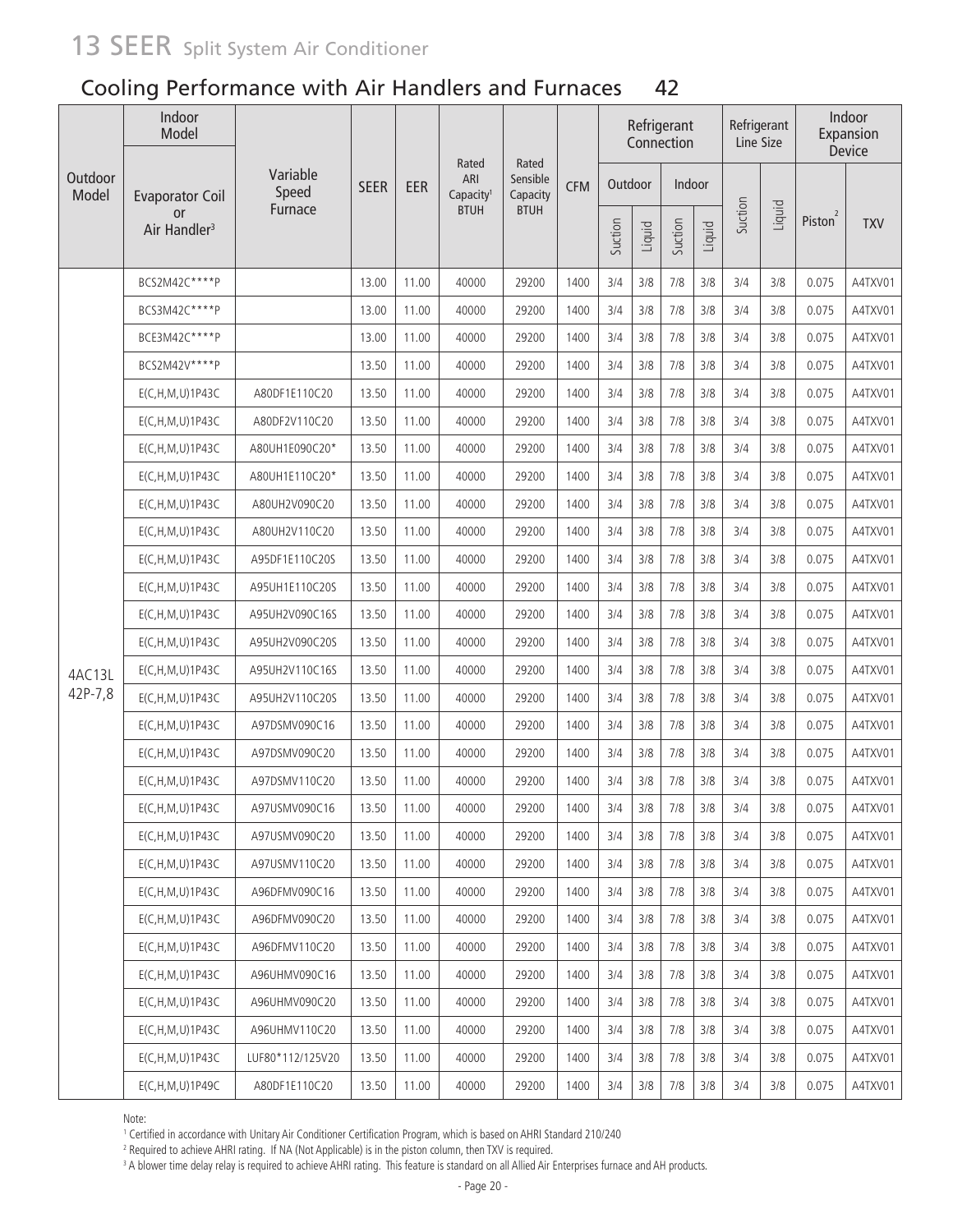# 13 SEER Split System Air Conditioner

## Cooling Performance with Air Handlers and Furnaces 42

| Outdoor Model | Indoor Model | | SEER | EER | Rated ARI Capacity[1] BTUH | Rated Sensible Capacity BTUH | CFM | Refrigerant Connection | | | | Refrigerant Line Size | | Indoor Expansion Device | |
|---|---|---|---|---|---|---|---|---|---|---|---|---|---|---|---|
| | Evaporator Coil or Air Handler[3] | Variable Speed Furnace | | | | | | Outdoor | | Indoor | | | | | |
| | | | | | | | | Suction | Liquid | Suction | Liquid | Suction | Liquid | Piston[2] | TXV |
| 4AC13L 42P-7,8 | BCS2M42C****P | | 13.00 | 11.00 | 40000 | 29200 | 1400 | 3/4 | 3/8 | 7/8 | 3/8 | 3/4 | 3/8 | 0.075 | A4TXV01 |
| | BCS3M42C****P | | 13.00 | 11.00 | 40000 | 29200 | 1400 | 3/4 | 3/8 | 7/8 | 3/8 | 3/4 | 3/8 | 0.075 | A4TXV01 |
| | BCE3M42C****P | | 13.00 | 11.00 | 40000 | 29200 | 1400 | 3/4 | 3/8 | 7/8 | 3/8 | 3/4 | 3/8 | 0.075 | A4TXV01 |
| | BCS2M42V****P | | 13.50 | 11.00 | 40000 | 29200 | 1400 | 3/4 | 3/8 | 7/8 | 3/8 | 3/4 | 3/8 | 0.075 | A4TXV01 |
| | E(C,H,M,U)1P43C | A80DF1E110C20 | 13.50 | 11.00 | 40000 | 29200 | 1400 | 3/4 | 3/8 | 7/8 | 3/8 | 3/4 | 3/8 | 0.075 | A4TXV01 |
| | E(C,H,M,U)1P43C | A80DF2V110C20 | 13.50 | 11.00 | 40000 | 29200 | 1400 | 3/4 | 3/8 | 7/8 | 3/8 | 3/4 | 3/8 | 0.075 | A4TXV01 |
| | E(C,H,M,U)1P43C | A80UH1E090C20* | 13.50 | 11.00 | 40000 | 29200 | 1400 | 3/4 | 3/8 | 7/8 | 3/8 | 3/4 | 3/8 | 0.075 | A4TXV01 |
| | E(C,H,M,U)1P43C | A80UH1E110C20* | 13.50 | 11.00 | 40000 | 29200 | 1400 | 3/4 | 3/8 | 7/8 | 3/8 | 3/4 | 3/8 | 0.075 | A4TXV01 |
| | E(C,H,M,U)1P43C | A80UH2V090C20 | 13.50 | 11.00 | 40000 | 29200 | 1400 | 3/4 | 3/8 | 7/8 | 3/8 | 3/4 | 3/8 | 0.075 | A4TXV01 |
| | E(C,H,M,U)1P43C | A80UH2V110C20 | 13.50 | 11.00 | 40000 | 29200 | 1400 | 3/4 | 3/8 | 7/8 | 3/8 | 3/4 | 3/8 | 0.075 | A4TXV01 |
| | E(C,H,M,U)1P43C | A95DF1E110C20S | 13.50 | 11.00 | 40000 | 29200 | 1400 | 3/4 | 3/8 | 7/8 | 3/8 | 3/4 | 3/8 | 0.075 | A4TXV01 |
| | E(C,H,M,U)1P43C | A95UH1E110C20S | 13.50 | 11.00 | 40000 | 29200 | 1400 | 3/4 | 3/8 | 7/8 | 3/8 | 3/4 | 3/8 | 0.075 | A4TXV01 |
| | E(C,H,M,U)1P43C | A95UH2V090C16S | 13.50 | 11.00 | 40000 | 29200 | 1400 | 3/4 | 3/8 | 7/8 | 3/8 | 3/4 | 3/8 | 0.075 | A4TXV01 |
| | E(C,H,M,U)1P43C | A95UH2V090C20S | 13.50 | 11.00 | 40000 | 29200 | 1400 | 3/4 | 3/8 | 7/8 | 3/8 | 3/4 | 3/8 | 0.075 | A4TXV01 |
| | E(C,H,M,U)1P43C | A95UH2V110C16S | 13.50 | 11.00 | 40000 | 29200 | 1400 | 3/4 | 3/8 | 7/8 | 3/8 | 3/4 | 3/8 | 0.075 | A4TXV01 |
| | E(C,H,M,U)1P43C | A95UH2V110C20S | 13.50 | 11.00 | 40000 | 29200 | 1400 | 3/4 | 3/8 | 7/8 | 3/8 | 3/4 | 3/8 | 0.075 | A4TXV01 |
| | E(C,H,M,U)1P43C | A97DSMV090C16 | 13.50 | 11.00 | 40000 | 29200 | 1400 | 3/4 | 3/8 | 7/8 | 3/8 | 3/4 | 3/8 | 0.075 | A4TXV01 |
| | E(C,H,M,U)1P43C | A97DSMV090C20 | 13.50 | 11.00 | 40000 | 29200 | 1400 | 3/4 | 3/8 | 7/8 | 3/8 | 3/4 | 3/8 | 0.075 | A4TXV01 |
| | E(C,H,M,U)1P43C | A97DSMV110C20 | 13.50 | 11.00 | 40000 | 29200 | 1400 | 3/4 | 3/8 | 7/8 | 3/8 | 3/4 | 3/8 | 0.075 | A4TXV01 |
| | E(C,H,M,U)1P43C | A97USMV090C16 | 13.50 | 11.00 | 40000 | 29200 | 1400 | 3/4 | 3/8 | 7/8 | 3/8 | 3/4 | 3/8 | 0.075 | A4TXV01 |
| | E(C,H,M,U)1P43C | A97USMV090C20 | 13.50 | 11.00 | 40000 | 29200 | 1400 | 3/4 | 3/8 | 7/8 | 3/8 | 3/4 | 3/8 | 0.075 | A4TXV01 |
| | E(C,H,M,U)1P43C | A97USMV110C20 | 13.50 | 11.00 | 40000 | 29200 | 1400 | 3/4 | 3/8 | 7/8 | 3/8 | 3/4 | 3/8 | 0.075 | A4TXV01 |
| | E(C,H,M,U)1P43C | A96DFMV090C16 | 13.50 | 11.00 | 40000 | 29200 | 1400 | 3/4 | 3/8 | 7/8 | 3/8 | 3/4 | 3/8 | 0.075 | A4TXV01 |
| | E(C,H,M,U)1P43C | A96DFMV090C20 | 13.50 | 11.00 | 40000 | 29200 | 1400 | 3/4 | 3/8 | 7/8 | 3/8 | 3/4 | 3/8 | 0.075 | A4TXV01 |
| | E(C,H,M,U)1P43C | A96DFMV110C20 | 13.50 | 11.00 | 40000 | 29200 | 1400 | 3/4 | 3/8 | 7/8 | 3/8 | 3/4 | 3/8 | 0.075 | A4TXV01 |
| | E(C,H,M,U)1P43C | A96UHMV090C16 | 13.50 | 11.00 | 40000 | 29200 | 1400 | 3/4 | 3/8 | 7/8 | 3/8 | 3/4 | 3/8 | 0.075 | A4TXV01 |
| | E(C,H,M,U)1P43C | A96UHMV090C20 | 13.50 | 11.00 | 40000 | 29200 | 1400 | 3/4 | 3/8 | 7/8 | 3/8 | 3/4 | 3/8 | 0.075 | A4TXV01 |
| | E(C,H,M,U)1P43C | A96UHMV110C20 | 13.50 | 11.00 | 40000 | 29200 | 1400 | 3/4 | 3/8 | 7/8 | 3/8 | 3/4 | 3/8 | 0.075 | A4TXV01 |
| | E(C,H,M,U)1P43C | LUF80*112/125V20 | 13.50 | 11.00 | 40000 | 29200 | 1400 | 3/4 | 3/8 | 7/8 | 3/8 | 3/4 | 3/8 | 0.075 | A4TXV01 |
| | E(C,H,M,U)1P49C | A80DF1E110C20 | 13.50 | 11.00 | 40000 | 29200 | 1400 | 3/4 | 3/8 | 7/8 | 3/8 | 3/4 | 3/8 | 0.075 | A4TXV01 |

Note:

[1] Certified in accordance with Unitary Air Conditioner Certification Program, which is based on AHRI Standard 210/240

[2] Required to achieve AHRI rating. If NA (Not Applicable) is in the piston column, then TXV is required.

[3] A blower time delay relay is required to achieve AHRI rating. This feature is standard on all Allied Air Enterprises furnace and AH products.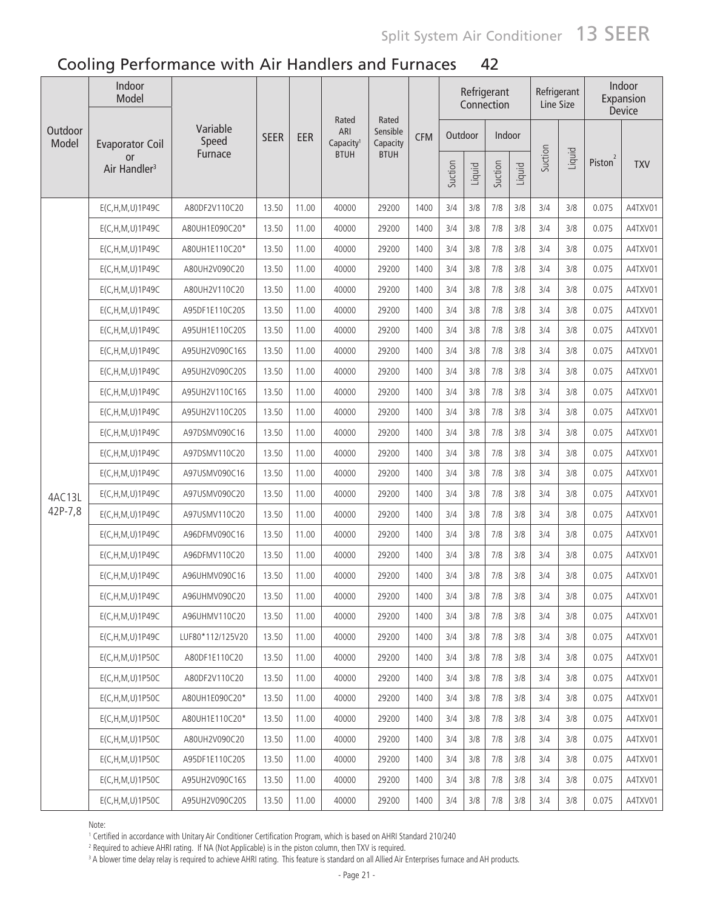## Cooling Performance with Air Handlers and Furnaces 42

| Outdoor Model | Indoor Model Evaporator Coil or Air Handler[3] | Variable Speed Furnace | SEER | EER | Rated ARI Capacity[1] BTUH | Rated Sensible Capacity BTUH | CFM | Refrigerant Connection Outdoor Suction | Refrigerant Connection Outdoor Liquid | Refrigerant Connection Indoor Suction | Refrigerant Connection Indoor Liquid | Refrigerant Line Size Suction | Refrigerant Line Size Liquid | Indoor Expansion Device Piston[2] | Indoor Expansion Device TXV |
|---|---|---|---|---|---|---|---|---|---|---|---|---|---|---|---|
| 4AC13L 42P-7,8 | E(C,H,M,U)1P49C | A80DF2V110C20 | 13.50 | 11.00 | 40000 | 29200 | 1400 | 3/4 | 3/8 | 7/8 | 3/8 | 3/4 | 3/8 | 0.075 | A4TXV01 |
| | E(C,H,M,U)1P49C | A80UH1E090C20* | 13.50 | 11.00 | 40000 | 29200 | 1400 | 3/4 | 3/8 | 7/8 | 3/8 | 3/4 | 3/8 | 0.075 | A4TXV01 |
| | E(C,H,M,U)1P49C | A80UH1E110C20* | 13.50 | 11.00 | 40000 | 29200 | 1400 | 3/4 | 3/8 | 7/8 | 3/8 | 3/4 | 3/8 | 0.075 | A4TXV01 |
| | E(C,H,M,U)1P49C | A80UH2V090C20 | 13.50 | 11.00 | 40000 | 29200 | 1400 | 3/4 | 3/8 | 7/8 | 3/8 | 3/4 | 3/8 | 0.075 | A4TXV01 |
| | E(C,H,M,U)1P49C | A80UH2V110C20 | 13.50 | 11.00 | 40000 | 29200 | 1400 | 3/4 | 3/8 | 7/8 | 3/8 | 3/4 | 3/8 | 0.075 | A4TXV01 |
| | E(C,H,M,U)1P49C | A95DF1E110C20S | 13.50 | 11.00 | 40000 | 29200 | 1400 | 3/4 | 3/8 | 7/8 | 3/8 | 3/4 | 3/8 | 0.075 | A4TXV01 |
| | E(C,H,M,U)1P49C | A95UH1E110C20S | 13.50 | 11.00 | 40000 | 29200 | 1400 | 3/4 | 3/8 | 7/8 | 3/8 | 3/4 | 3/8 | 0.075 | A4TXV01 |
| | E(C,H,M,U)1P49C | A95UH2V090C16S | 13.50 | 11.00 | 40000 | 29200 | 1400 | 3/4 | 3/8 | 7/8 | 3/8 | 3/4 | 3/8 | 0.075 | A4TXV01 |
| | E(C,H,M,U)1P49C | A95UH2V090C20S | 13.50 | 11.00 | 40000 | 29200 | 1400 | 3/4 | 3/8 | 7/8 | 3/8 | 3/4 | 3/8 | 0.075 | A4TXV01 |
| | E(C,H,M,U)1P49C | A95UH2V110C16S | 13.50 | 11.00 | 40000 | 29200 | 1400 | 3/4 | 3/8 | 7/8 | 3/8 | 3/4 | 3/8 | 0.075 | A4TXV01 |
| | E(C,H,M,U)1P49C | A95UH2V110C20S | 13.50 | 11.00 | 40000 | 29200 | 1400 | 3/4 | 3/8 | 7/8 | 3/8 | 3/4 | 3/8 | 0.075 | A4TXV01 |
| | E(C,H,M,U)1P49C | A97DSMV090C16 | 13.50 | 11.00 | 40000 | 29200 | 1400 | 3/4 | 3/8 | 7/8 | 3/8 | 3/4 | 3/8 | 0.075 | A4TXV01 |
| | E(C,H,M,U)1P49C | A97DSMV110C20 | 13.50 | 11.00 | 40000 | 29200 | 1400 | 3/4 | 3/8 | 7/8 | 3/8 | 3/4 | 3/8 | 0.075 | A4TXV01 |
| | E(C,H,M,U)1P49C | A97USMV090C16 | 13.50 | 11.00 | 40000 | 29200 | 1400 | 3/4 | 3/8 | 7/8 | 3/8 | 3/4 | 3/8 | 0.075 | A4TXV01 |
| | E(C,H,M,U)1P49C | A97USMV090C20 | 13.50 | 11.00 | 40000 | 29200 | 1400 | 3/4 | 3/8 | 7/8 | 3/8 | 3/4 | 3/8 | 0.075 | A4TXV01 |
| | E(C,H,M,U)1P49C | A97USMV110C20 | 13.50 | 11.00 | 40000 | 29200 | 1400 | 3/4 | 3/8 | 7/8 | 3/8 | 3/4 | 3/8 | 0.075 | A4TXV01 |
| | E(C,H,M,U)1P49C | A96DFMV090C16 | 13.50 | 11.00 | 40000 | 29200 | 1400 | 3/4 | 3/8 | 7/8 | 3/8 | 3/4 | 3/8 | 0.075 | A4TXV01 |
| | E(C,H,M,U)1P49C | A96DFMV110C20 | 13.50 | 11.00 | 40000 | 29200 | 1400 | 3/4 | 3/8 | 7/8 | 3/8 | 3/4 | 3/8 | 0.075 | A4TXV01 |
| | E(C,H,M,U)1P49C | A96UHMV090C16 | 13.50 | 11.00 | 40000 | 29200 | 1400 | 3/4 | 3/8 | 7/8 | 3/8 | 3/4 | 3/8 | 0.075 | A4TXV01 |
| | E(C,H,M,U)1P49C | A96UHMV090C20 | 13.50 | 11.00 | 40000 | 29200 | 1400 | 3/4 | 3/8 | 7/8 | 3/8 | 3/4 | 3/8 | 0.075 | A4TXV01 |
| | E(C,H,M,U)1P49C | A96UHMV110C20 | 13.50 | 11.00 | 40000 | 29200 | 1400 | 3/4 | 3/8 | 7/8 | 3/8 | 3/4 | 3/8 | 0.075 | A4TXV01 |
| | E(C,H,M,U)1P49C | LUF80*112/125V20 | 13.50 | 11.00 | 40000 | 29200 | 1400 | 3/4 | 3/8 | 7/8 | 3/8 | 3/4 | 3/8 | 0.075 | A4TXV01 |
| | E(C,H,M,U)1P50C | A80DF1E110C20 | 13.50 | 11.00 | 40000 | 29200 | 1400 | 3/4 | 3/8 | 7/8 | 3/8 | 3/4 | 3/8 | 0.075 | A4TXV01 |
| | E(C,H,M,U)1P50C | A80DF2V110C20 | 13.50 | 11.00 | 40000 | 29200 | 1400 | 3/4 | 3/8 | 7/8 | 3/8 | 3/4 | 3/8 | 0.075 | A4TXV01 |
| | E(C,H,M,U)1P50C | A80UH1E090C20* | 13.50 | 11.00 | 40000 | 29200 | 1400 | 3/4 | 3/8 | 7/8 | 3/8 | 3/4 | 3/8 | 0.075 | A4TXV01 |
| | E(C,H,M,U)1P50C | A80UH1E110C20* | 13.50 | 11.00 | 40000 | 29200 | 1400 | 3/4 | 3/8 | 7/8 | 3/8 | 3/4 | 3/8 | 0.075 | A4TXV01 |
| | E(C,H,M,U)1P50C | A80UH2V090C20 | 13.50 | 11.00 | 40000 | 29200 | 1400 | 3/4 | 3/8 | 7/8 | 3/8 | 3/4 | 3/8 | 0.075 | A4TXV01 |
| | E(C,H,M,U)1P50C | A95DF1E110C20S | 13.50 | 11.00 | 40000 | 29200 | 1400 | 3/4 | 3/8 | 7/8 | 3/8 | 3/4 | 3/8 | 0.075 | A4TXV01 |
| | E(C,H,M,U)1P50C | A95UH2V090C16S | 13.50 | 11.00 | 40000 | 29200 | 1400 | 3/4 | 3/8 | 7/8 | 3/8 | 3/4 | 3/8 | 0.075 | A4TXV01 |
| | E(C,H,M,U)1P50C | A95UH2V090C20S | 13.50 | 11.00 | 40000 | 29200 | 1400 | 3/4 | 3/8 | 7/8 | 3/8 | 3/4 | 3/8 | 0.075 | A4TXV01 |

Note:

[1] Certified in accordance with Unitary Air Conditioner Certification Program, which is based on AHRI Standard 210/240

[2] Required to achieve AHRI rating. If NA (Not Applicable) is in the piston column, then TXV is required.

[3] A blower time delay relay is required to achieve AHRI rating. This feature is standard on all Allied Air Enterprises furnace and AH products.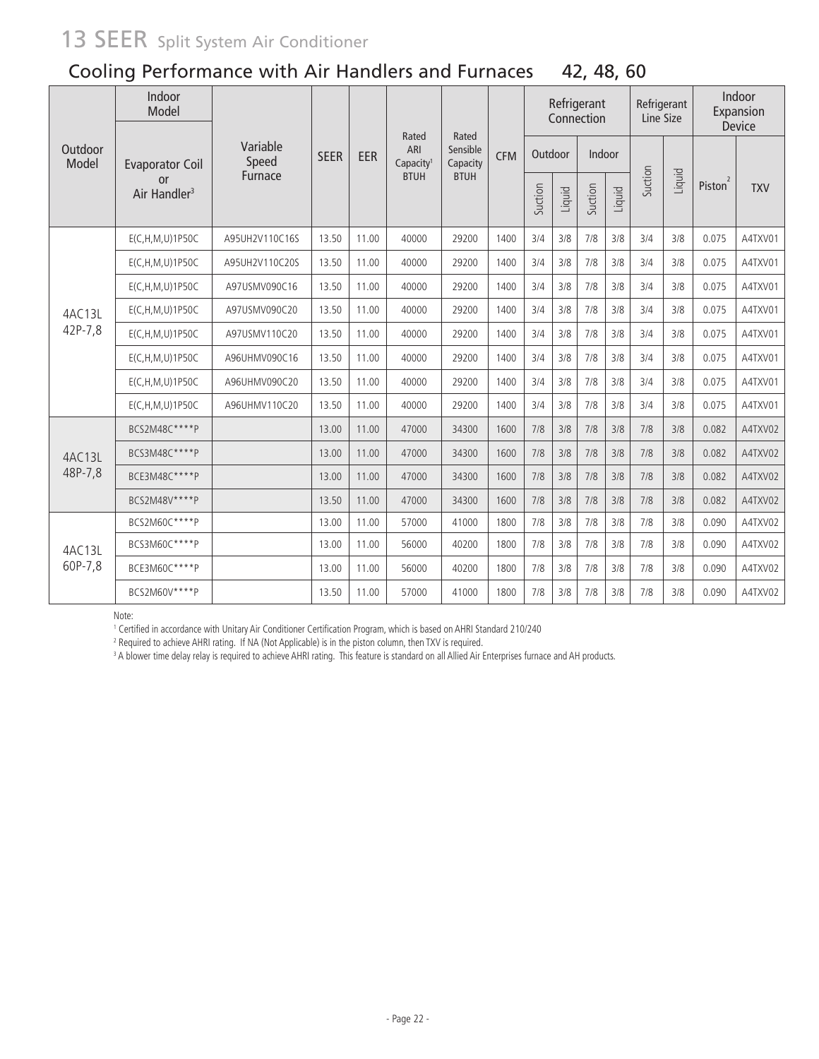# 13 SEER Split System Air Conditioner

## Cooling Performance with Air Handlers and Furnaces 42, 48, 60

| Outdoor Model | Indoor Model | | SEER | EER | Rated ARI Capacity[1] BTUH | Rated Sensible Capacity BTUH | CFM | Refrigerant Connection | | | | Refrigerant Line Size | | Indoor Expansion Device | |
|---|---|---|---|---|---|---|---|---|---|---|---|---|---|---|---|
| | Evaporator Coil or Air Handler[3] | Variable Speed Furnace | | | | | | Outdoor | | Indoor | | Suction | Liquid | Piston[2] | TXV |
| | | | | | | | | Suction | Liquid | Suction | Liquid | | | | |
| 4AC13L 42P-7,8 | E(C,H,M,U)1P50C | A95UH2V110C16S | 13.50 | 11.00 | 40000 | 29200 | 1400 | 3/4 | 3/8 | 7/8 | 3/8 | 3/4 | 3/8 | 0.075 | A4TXV01 |
| | E(C,H,M,U)1P50C | A95UH2V110C20S | 13.50 | 11.00 | 40000 | 29200 | 1400 | 3/4 | 3/8 | 7/8 | 3/8 | 3/4 | 3/8 | 0.075 | A4TXV01 |
| | E(C,H,M,U)1P50C | A97USMV090C16 | 13.50 | 11.00 | 40000 | 29200 | 1400 | 3/4 | 3/8 | 7/8 | 3/8 | 3/4 | 3/8 | 0.075 | A4TXV01 |
| | E(C,H,M,U)1P50C | A97USMV090C20 | 13.50 | 11.00 | 40000 | 29200 | 1400 | 3/4 | 3/8 | 7/8 | 3/8 | 3/4 | 3/8 | 0.075 | A4TXV01 |
| | E(C,H,M,U)1P50C | A97USMV110C20 | 13.50 | 11.00 | 40000 | 29200 | 1400 | 3/4 | 3/8 | 7/8 | 3/8 | 3/4 | 3/8 | 0.075 | A4TXV01 |
| | E(C,H,M,U)1P50C | A96UHMV090C16 | 13.50 | 11.00 | 40000 | 29200 | 1400 | 3/4 | 3/8 | 7/8 | 3/8 | 3/4 | 3/8 | 0.075 | A4TXV01 |
| | E(C,H,M,U)1P50C | A96UHMV090C20 | 13.50 | 11.00 | 40000 | 29200 | 1400 | 3/4 | 3/8 | 7/8 | 3/8 | 3/4 | 3/8 | 0.075 | A4TXV01 |
| | E(C,H,M,U)1P50C | A96UHMV110C20 | 13.50 | 11.00 | 40000 | 29200 | 1400 | 3/4 | 3/8 | 7/8 | 3/8 | 3/4 | 3/8 | 0.075 | A4TXV01 |
| 4AC13L 48P-7,8 | BCS2M48C****P | | 13.00 | 11.00 | 47000 | 34300 | 1600 | 7/8 | 3/8 | 7/8 | 3/8 | 7/8 | 3/8 | 0.082 | A4TXV02 |
| | BCS3M48C****P | | 13.00 | 11.00 | 47000 | 34300 | 1600 | 7/8 | 3/8 | 7/8 | 3/8 | 7/8 | 3/8 | 0.082 | A4TXV02 |
| | BCE3M48C****P | | 13.00 | 11.00 | 47000 | 34300 | 1600 | 7/8 | 3/8 | 7/8 | 3/8 | 7/8 | 3/8 | 0.082 | A4TXV02 |
| | BCS2M48V****P | | 13.50 | 11.00 | 47000 | 34300 | 1600 | 7/8 | 3/8 | 7/8 | 3/8 | 7/8 | 3/8 | 0.082 | A4TXV02 |
| 4AC13L 60P-7,8 | BCS2M60C****P | | 13.00 | 11.00 | 57000 | 41000 | 1800 | 7/8 | 3/8 | 7/8 | 3/8 | 7/8 | 3/8 | 0.090 | A4TXV02 |
| | BCS3M60C****P | | 13.00 | 11.00 | 56000 | 40200 | 1800 | 7/8 | 3/8 | 7/8 | 3/8 | 7/8 | 3/8 | 0.090 | A4TXV02 |
| | BCE3M60C****P | | 13.00 | 11.00 | 56000 | 40200 | 1800 | 7/8 | 3/8 | 7/8 | 3/8 | 7/8 | 3/8 | 0.090 | A4TXV02 |
| | BCS2M60V****P | | 13.50 | 11.00 | 57000 | 41000 | 1800 | 7/8 | 3/8 | 7/8 | 3/8 | 7/8 | 3/8 | 0.090 | A4TXV02 |

Note:

[1] Certified in accordance with Unitary Air Conditioner Certification Program, which is based on AHRI Standard 210/240

[2] Required to achieve AHRI rating. If NA (Not Applicable) is in the piston column, then TXV is required.

[3] A blower time delay relay is required to achieve AHRI rating. This feature is standard on all Allied Air Enterprises furnace and AH products.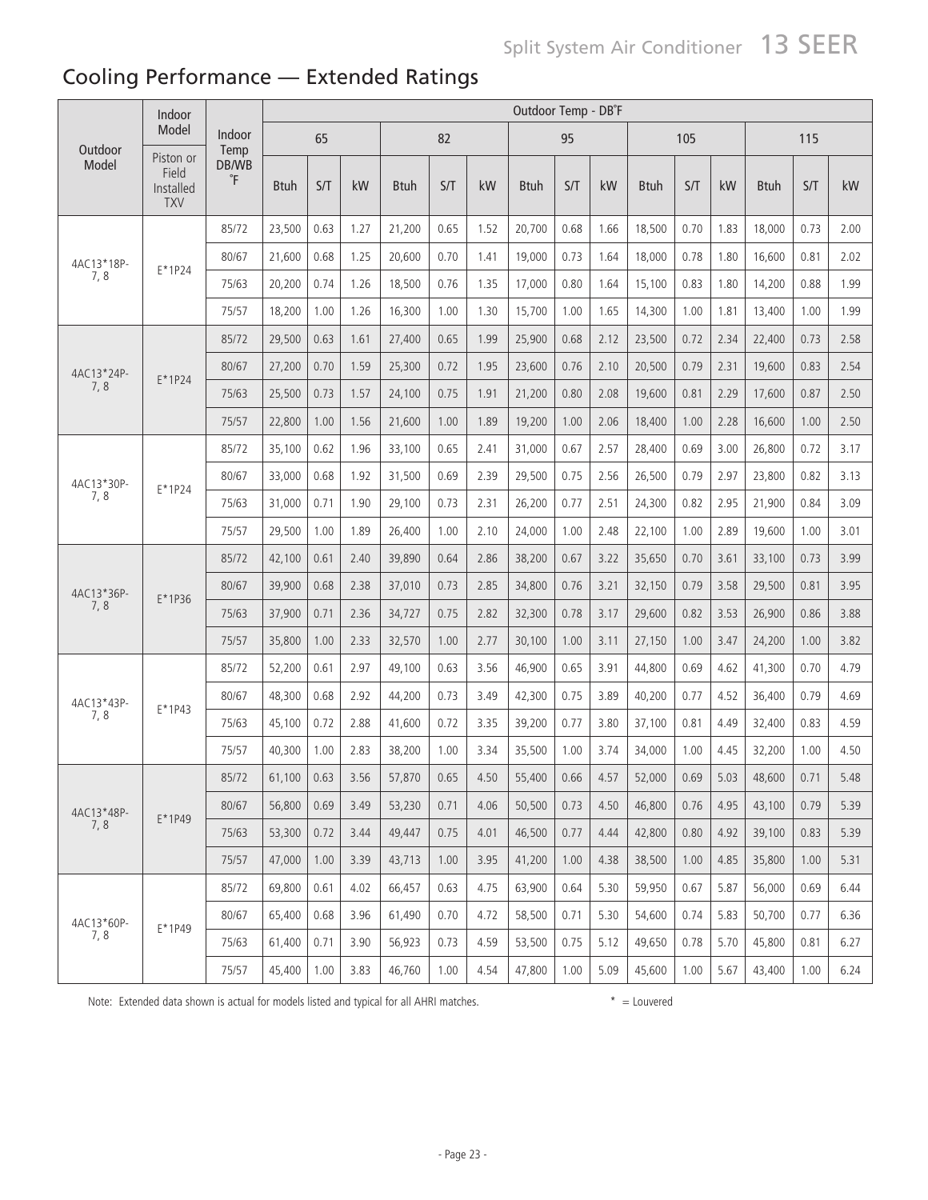# Cooling Performance — Extended Ratings

| Outdoor Model | Indoor Model | Indoor Temp DB/WB °F | Outdoor Temp - DB°F | | | | | | | | | | | | | | |
|---|---|---|---|---|---|---|---|---|---|---|---|---|---|---|---|---|---|
| | | | 65 | | | 82 | | | 95 | | | 105 | | | 115 | | |
| | Piston or Field Installed TXV | | Btuh | S/T | kW | Btuh | S/T | kW | Btuh | S/T | kW | Btuh | S/T | kW | Btuh | S/T | kW |
| 4AC13*18P-7, 8 | E*1P24 | 85/72 | 23,500 | 0.63 | 1.27 | 21,200 | 0.65 | 1.52 | 20,700 | 0.68 | 1.66 | 18,500 | 0.70 | 1.83 | 18,000 | 0.73 | 2.00 |
| | | 80/67 | 21,600 | 0.68 | 1.25 | 20,600 | 0.70 | 1.41 | 19,000 | 0.73 | 1.64 | 18,000 | 0.78 | 1.80 | 16,600 | 0.81 | 2.02 |
| | | 75/63 | 20,200 | 0.74 | 1.26 | 18,500 | 0.76 | 1.35 | 17,000 | 0.80 | 1.64 | 15,100 | 0.83 | 1.80 | 14,200 | 0.88 | 1.99 |
| | | 75/57 | 18,200 | 1.00 | 1.26 | 16,300 | 1.00 | 1.30 | 15,700 | 1.00 | 1.65 | 14,300 | 1.00 | 1.81 | 13,400 | 1.00 | 1.99 |
| 4AC13*24P-7, 8 | E*1P24 | 85/72 | 29,500 | 0.63 | 1.61 | 27,400 | 0.65 | 1.99 | 25,900 | 0.68 | 2.12 | 23,500 | 0.72 | 2.34 | 22,400 | 0.73 | 2.58 |
| | | 80/67 | 27,200 | 0.70 | 1.59 | 25,300 | 0.72 | 1.95 | 23,600 | 0.76 | 2.10 | 20,500 | 0.79 | 2.31 | 19,600 | 0.83 | 2.54 |
| | | 75/63 | 25,500 | 0.73 | 1.57 | 24,100 | 0.75 | 1.91 | 21,200 | 0.80 | 2.08 | 19,600 | 0.81 | 2.29 | 17,600 | 0.87 | 2.50 |
| | | 75/57 | 22,800 | 1.00 | 1.56 | 21,600 | 1.00 | 1.89 | 19,200 | 1.00 | 2.06 | 18,400 | 1.00 | 2.28 | 16,600 | 1.00 | 2.50 |
| 4AC13*30P-7, 8 | E*1P24 | 85/72 | 35,100 | 0.62 | 1.96 | 33,100 | 0.65 | 2.41 | 31,000 | 0.67 | 2.57 | 28,400 | 0.69 | 3.00 | 26,800 | 0.72 | 3.17 |
| | | 80/67 | 33,000 | 0.68 | 1.92 | 31,500 | 0.69 | 2.39 | 29,500 | 0.75 | 2.56 | 26,500 | 0.79 | 2.97 | 23,800 | 0.82 | 3.13 |
| | | 75/63 | 31,000 | 0.71 | 1.90 | 29,100 | 0.73 | 2.31 | 26,200 | 0.77 | 2.51 | 24,300 | 0.82 | 2.95 | 21,900 | 0.84 | 3.09 |
| | | 75/57 | 29,500 | 1.00 | 1.89 | 26,400 | 1.00 | 2.10 | 24,000 | 1.00 | 2.48 | 22,100 | 1.00 | 2.89 | 19,600 | 1.00 | 3.01 |
| 4AC13*36P-7, 8 | E*1P36 | 85/72 | 42,100 | 0.61 | 2.40 | 39,890 | 0.64 | 2.86 | 38,200 | 0.67 | 3.22 | 35,650 | 0.70 | 3.61 | 33,100 | 0.73 | 3.99 |
| | | 80/67 | 39,900 | 0.68 | 2.38 | 37,010 | 0.73 | 2.85 | 34,800 | 0.76 | 3.21 | 32,150 | 0.79 | 3.58 | 29,500 | 0.81 | 3.95 |
| | | 75/63 | 37,900 | 0.71 | 2.36 | 34,727 | 0.75 | 2.82 | 32,300 | 0.78 | 3.17 | 29,600 | 0.82 | 3.53 | 26,900 | 0.86 | 3.88 |
| | | 75/57 | 35,800 | 1.00 | 2.33 | 32,570 | 1.00 | 2.77 | 30,100 | 1.00 | 3.11 | 27,150 | 1.00 | 3.47 | 24,200 | 1.00 | 3.82 |
| 4AC13*43P-7, 8 | E*1P43 | 85/72 | 52,200 | 0.61 | 2.97 | 49,100 | 0.63 | 3.56 | 46,900 | 0.65 | 3.91 | 44,800 | 0.69 | 4.62 | 41,300 | 0.70 | 4.79 |
| | | 80/67 | 48,300 | 0.68 | 2.92 | 44,200 | 0.73 | 3.49 | 42,300 | 0.75 | 3.89 | 40,200 | 0.77 | 4.52 | 36,400 | 0.79 | 4.69 |
| | | 75/63 | 45,100 | 0.72 | 2.88 | 41,600 | 0.72 | 3.35 | 39,200 | 0.77 | 3.80 | 37,100 | 0.81 | 4.49 | 32,400 | 0.83 | 4.59 |
| | | 75/57 | 40,300 | 1.00 | 2.83 | 38,200 | 1.00 | 3.34 | 35,500 | 1.00 | 3.74 | 34,000 | 1.00 | 4.45 | 32,200 | 1.00 | 4.50 |
| 4AC13*48P-7, 8 | E*1P49 | 85/72 | 61,100 | 0.63 | 3.56 | 57,870 | 0.65 | 4.50 | 55,400 | 0.66 | 4.57 | 52,000 | 0.69 | 5.03 | 48,600 | 0.71 | 5.48 |
| | | 80/67 | 56,800 | 0.69 | 3.49 | 53,230 | 0.71 | 4.06 | 50,500 | 0.73 | 4.50 | 46,800 | 0.76 | 4.95 | 43,100 | 0.79 | 5.39 |
| | | 75/63 | 53,300 | 0.72 | 3.44 | 49,447 | 0.75 | 4.01 | 46,500 | 0.77 | 4.44 | 42,800 | 0.80 | 4.92 | 39,100 | 0.83 | 5.39 |
| | | 75/57 | 47,000 | 1.00 | 3.39 | 43,713 | 1.00 | 3.95 | 41,200 | 1.00 | 4.38 | 38,500 | 1.00 | 4.85 | 35,800 | 1.00 | 5.31 |
| 4AC13*60P-7, 8 | E*1P49 | 85/72 | 69,800 | 0.61 | 4.02 | 66,457 | 0.63 | 4.75 | 63,900 | 0.64 | 5.30 | 59,950 | 0.67 | 5.87 | 56,000 | 0.69 | 6.44 |
| | | 80/67 | 65,400 | 0.68 | 3.96 | 61,490 | 0.70 | 4.72 | 58,500 | 0.71 | 5.30 | 54,600 | 0.74 | 5.83 | 50,700 | 0.77 | 6.36 |
| | | 75/63 | 61,400 | 0.71 | 3.90 | 56,923 | 0.73 | 4.59 | 53,500 | 0.75 | 5.12 | 49,650 | 0.78 | 5.70 | 45,800 | 0.81 | 6.27 |
| | | 75/57 | 45,400 | 1.00 | 3.83 | 46,760 | 1.00 | 4.54 | 47,800 | 1.00 | 5.09 | 45,600 | 1.00 | 5.67 | 43,400 | 1.00 | 6.24 |

Note: Extended data shown is actual for models listed and typical for all AHRI matches.

* = Louvered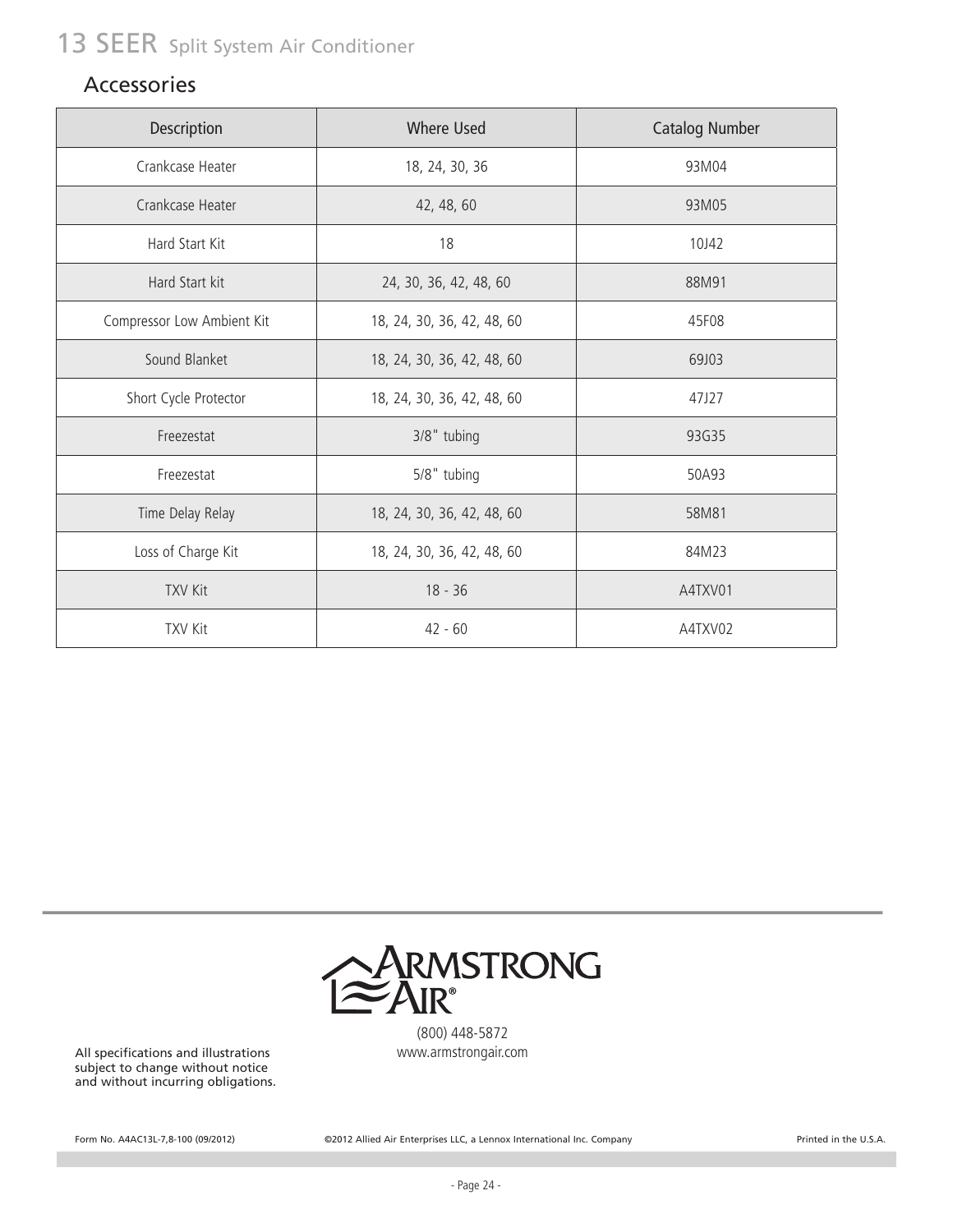# 13 SEER Split System Air Conditioner

## Accessories

| Description | Where Used | Catalog Number |
|---|---|---|
| Crankcase Heater | 18, 24, 30, 36 | 93M04 |
| Crankcase Heater | 42, 48, 60 | 93M05 |
| Hard Start Kit | 18 | 10J42 |
| Hard Start kit | 24, 30, 36, 42, 48, 60 | 88M91 |
| Compressor Low Ambient Kit | 18, 24, 30, 36, 42, 48, 60 | 45F08 |
| Sound Blanket | 18, 24, 30, 36, 42, 48, 60 | 69J03 |
| Short Cycle Protector | 18, 24, 30, 36, 42, 48, 60 | 47J27 |
| Freezestat | 3/8" tubing | 93G35 |
| Freezestat | 5/8" tubing | 50A93 |
| Time Delay Relay | 18, 24, 30, 36, 42, 48, 60 | 58M81 |
| Loss of Charge Kit | 18, 24, 30, 36, 42, 48, 60 | 84M23 |
| TXV Kit | 18 - 36 | A4TXV01 |
| TXV Kit | 42 - 60 | A4TXV02 |

ARMSTRONG AIR®

(800) 448-5872
www.armstrongair.com

All specifications and illustrations subject to change without notice and without incurring obligations.

Form No. A4AC13L-7,8-100 (09/2012)

©2012 Allied Air Enterprises LLC, a Lennox International Inc. Company

Printed in the U.S.A.